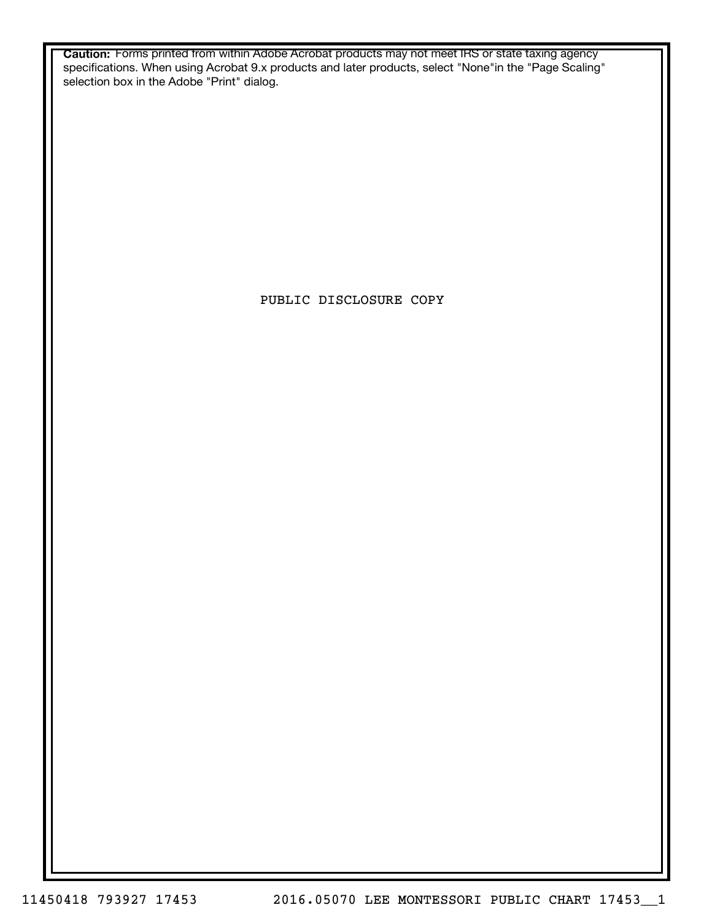**Caution:** Forms printed from within Adobe Acrobat products may not meet IRS or state taxing agency specifications. When using Acrobat 9.x products and later products, select "None"in the "Page Scaling" selection box in the Adobe "Print" dialog.

PUBLIC DISCLOSURE COPY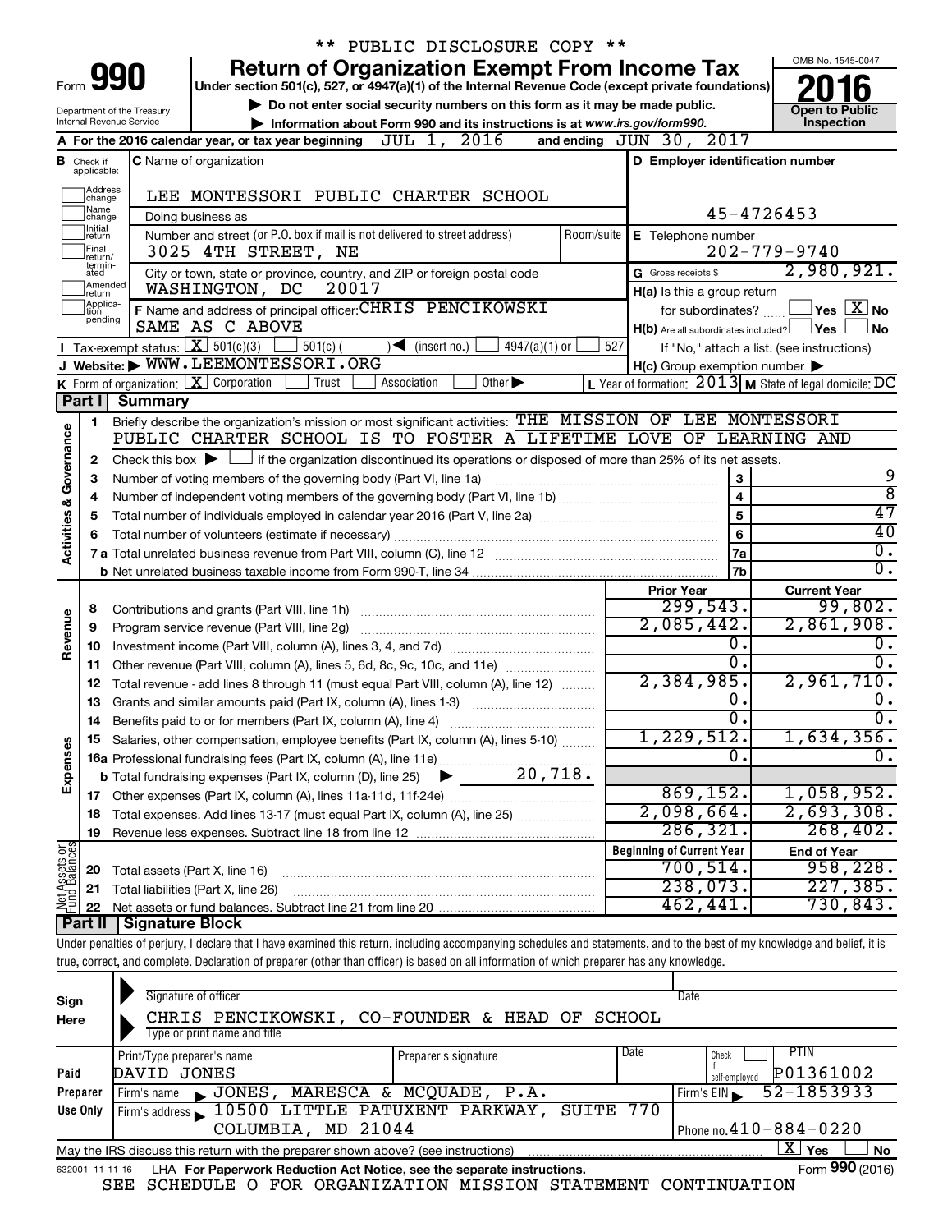** PUBLIC DISCLOSURE COPY **

Form **990**

# Return of Organization Exempt From Income Tax

Under section 501(c), 527, or 4947(a)(1) of the Internal Revenue Code (except private foundations)

▶ Do not enter social security numbers on this form as it may be made public.

▶ Information about Form 990 and its instructions is at www.irs.gov/form990.

Department of the Treasury
Internal Revenue Service

OMB No. 1545-0047

**2016**

**Open to Public Inspection**

**A** For the 2016 calendar year, or tax year beginning JUL 1, 2016 and ending JUN 30, 2017

**B** Check if applicable: Address change, Name change, Initial return, Final return/terminated, Amended return, Application pending

**C** Name of organization: LEE MONTESSORI PUBLIC CHARTER SCHOOL

Doing business as

Number and street (or P.O. box if mail is not delivered to street address): 3025 4TH STREET, NE    Room/suite

City or town, state or province, country, and ZIP or foreign postal code: WASHINGTON, DC 20017

**D** Employer identification number: 45-4726453

**E** Telephone number: 202-779-9740

**G** Gross receipts $ 2,980,921.

**F** Name and address of principal officer: CHRIS PENCIKOWSKI, SAME AS C ABOVE

**H(a)** Is this a group return for subordinates? [ ] Yes [X] No

**H(b)** Are all subordinates included? [ ] Yes [ ] No
If "No," attach a list. (see instructions)

**H(c)** Group exemption number ▶

**I** Tax-exempt status: [X] 501(c)(3) [ ] 501(c) ( ) ◀ (insert no.) [ ] 4947(a)(1) or [ ] 527

**J** Website: ▶ WWW.LEEMONTESSORI.ORG

**K** Form of organization: [X] Corporation [ ] Trust [ ] Association [ ] Other ▶

**L** Year of formation: 2013 **M** State of legal domicile: DC

## Part I Summary

**Activities & Governance**

| | | | |
|---|---|---|---|
| 1 | Briefly describe the organization's mission or most significant activities: THE MISSION OF LEE MONTESSORI PUBLIC CHARTER SCHOOL IS TO FOSTER A LIFETIME LOVE OF LEARNING AND | | |
| 2 | Check this box ▶ [ ] if the organization discontinued its operations or disposed of more than 25% of its net assets. | | |
| 3 | Number of voting members of the governing body (Part VI, line 1a) | 3 | 9 |
| 4 | Number of independent voting members of the governing body (Part VI, line 1b) | 4 | 8 |
| 5 | Total number of individuals employed in calendar year 2016 (Part V, line 2a) | 5 | 47 |
| 6 | Total number of volunteers (estimate if necessary) | 6 | 40 |
| 7a | Total unrelated business revenue from Part VIII, column (C), line 12 | 7a | 0. |
| b | Net unrelated business taxable income from Form 990-T, line 34 | 7b | 0. |

| | | Prior Year | Current Year |
|---|---|---|---|
| **Revenue** | | | |
| 8 | Contributions and grants (Part VIII, line 1h) | 299,543. | 99,802. |
| 9 | Program service revenue (Part VIII, line 2g) | 2,085,442. | 2,861,908. |
| 10 | Investment income (Part VIII, column (A), lines 3, 4, and 7d) | 0. | 0. |
| 11 | Other revenue (Part VIII, column (A), lines 5, 6d, 8c, 9c, 10c, and 11e) | 0. | 0. |
| 12 | Total revenue - add lines 8 through 11 (must equal Part VIII, column (A), line 12) | 2,384,985. | 2,961,710. |
| **Expenses** | | | |
| 13 | Grants and similar amounts paid (Part IX, column (A), lines 1-3) | 0. | 0. |
| 14 | Benefits paid to or for members (Part IX, column (A), line 4) | 0. | 0. |
| 15 | Salaries, other compensation, employee benefits (Part IX, column (A), lines 5-10) | 1,229,512. | 1,634,356. |
| 16a | Professional fundraising fees (Part IX, column (A), line 11e) | 0. | 0. |
| b | Total fundraising expenses (Part IX, column (D), line 25) ▶ 20,718. | | |
| 17 | Other expenses (Part IX, column (A), lines 11a-11d, 11f-24e) | 869,152. | 1,058,952. |
| 18 | Total expenses. Add lines 13-17 (must equal Part IX, column (A), line 25) | 2,098,664. | 2,693,308. |
| 19 | Revenue less expenses. Subtract line 18 from line 12 | 286,321. | 268,402. |

| | | Beginning of Current Year | End of Year |
|---|---|---|---|
| **Net Assets or Fund Balances** | | | |
| 20 | Total assets (Part X, line 16) | 700,514. | 958,228. |
| 21 | Total liabilities (Part X, line 26) | 238,073. | 227,385. |
| 22 | Net assets or fund balances. Subtract line 21 from line 20 | 462,441. | 730,843. |

## Part II Signature Block

Under penalties of perjury, I declare that I have examined this return, including accompanying schedules and statements, and to the best of my knowledge and belief, it is true, correct, and complete. Declaration of preparer (other than officer) is based on all information of which preparer has any knowledge.

**Sign Here**

Signature of officer    Date

CHRIS PENCIKOWSKI, CO-FOUNDER & HEAD OF SCHOOL
Type or print name and title

**Paid Preparer Use Only**

| Print/Type preparer's name | Preparer's signature | Date | Check [ ] if self-employed | PTIN |
|---|---|---|---|---|
| DAVID JONES | | | | P01361002 |
| Firm's name ▶ JONES, MARESCA & MCQUADE, P.A. | | | Firm's EIN ▶ 52-1853933 | |
| Firm's address ▶ 10500 LITTLE PATUXENT PARKWAY, SUITE 770, COLUMBIA, MD 21044 | | | Phone no. 410-884-0220 | |

May the IRS discuss this return with the preparer shown above? (see instructions) [X] Yes [ ] No

632001 11-11-16 LHA For Paperwork Reduction Act Notice, see the separate instructions. Form **990** (2016)

SEE SCHEDULE O FOR ORGANIZATION MISSION STATEMENT CONTINUATION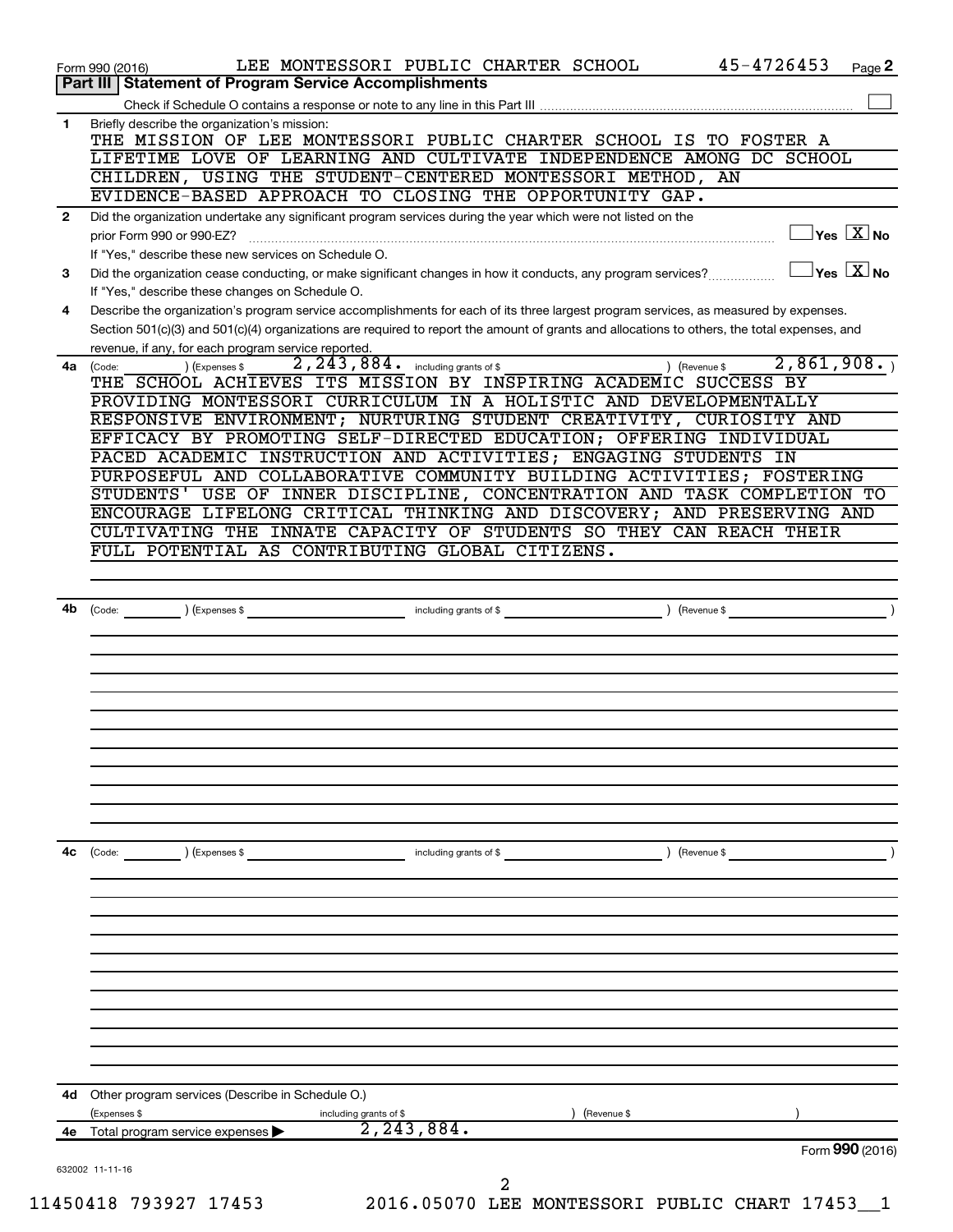Form 990 (2016) LEE MONTESSORI PUBLIC CHARTER SCHOOL 45-4726453 Page 2

**Part III | Statement of Program Service Accomplishments**

Check if Schedule O contains a response or note to any line in this Part III ☐

**1** Briefly describe the organization's mission:

THE MISSION OF LEE MONTESSORI PUBLIC CHARTER SCHOOL IS TO FOSTER A LIFETIME LOVE OF LEARNING AND CULTIVATE INDEPENDENCE AMONG DC SCHOOL CHILDREN, USING THE STUDENT-CENTERED MONTESSORI METHOD, AN EVIDENCE-BASED APPROACH TO CLOSING THE OPPORTUNITY GAP.

**2** Did the organization undertake any significant program services during the year which were not listed on the prior Form 990 or 990-EZ? ☐ Yes ☒ No

If "Yes," describe these new services on Schedule O.

**3** Did the organization cease conducting, or make significant changes in how it conducts, any program services? ☐ Yes ☒ No

If "Yes," describe these changes on Schedule O.

**4** Describe the organization's program service accomplishments for each of its three largest program services, as measured by expenses. Section 501(c)(3) and 501(c)(4) organizations are required to report the amount of grants and allocations to others, the total expenses, and revenue, if any, for each program service reported.

**4a** (Code: ) (Expenses $ 2,243,884. including grants of $ ) (Revenue $ 2,861,908.)

THE SCHOOL ACHIEVES ITS MISSION BY INSPIRING ACADEMIC SUCCESS BY PROVIDING MONTESSORI CURRICULUM IN A HOLISTIC AND DEVELOPMENTALLY RESPONSIVE ENVIRONMENT; NURTURING STUDENT CREATIVITY, CURIOSITY AND EFFICACY BY PROMOTING SELF-DIRECTED EDUCATION; OFFERING INDIVIDUAL PACED ACADEMIC INSTRUCTION AND ACTIVITIES; ENGAGING STUDENTS IN PURPOSEFUL AND COLLABORATIVE COMMUNITY BUILDING ACTIVITIES; FOSTERING STUDENTS' USE OF INNER DISCIPLINE, CONCENTRATION AND TASK COMPLETION TO ENCOURAGE LIFELONG CRITICAL THINKING AND DISCOVERY; AND PRESERVING AND CULTIVATING THE INNATE CAPACITY OF STUDENTS SO THEY CAN REACH THEIR FULL POTENTIAL AS CONTRIBUTING GLOBAL CITIZENS.

**4b** (Code: ) (Expenses $ including grants of $ ) (Revenue $ )

**4c** (Code: ) (Expenses $ including grants of $ ) (Revenue $ )

**4d** Other program services (Describe in Schedule O.)

(Expenses $ including grants of $ ) (Revenue $ )

**4e** Total program service expenses ▶ 2,243,884.

Form 990 (2016)

632002 11-11-16

11450418 793927 17453 2016.05070 LEE MONTESSORI PUBLIC CHART 17453__1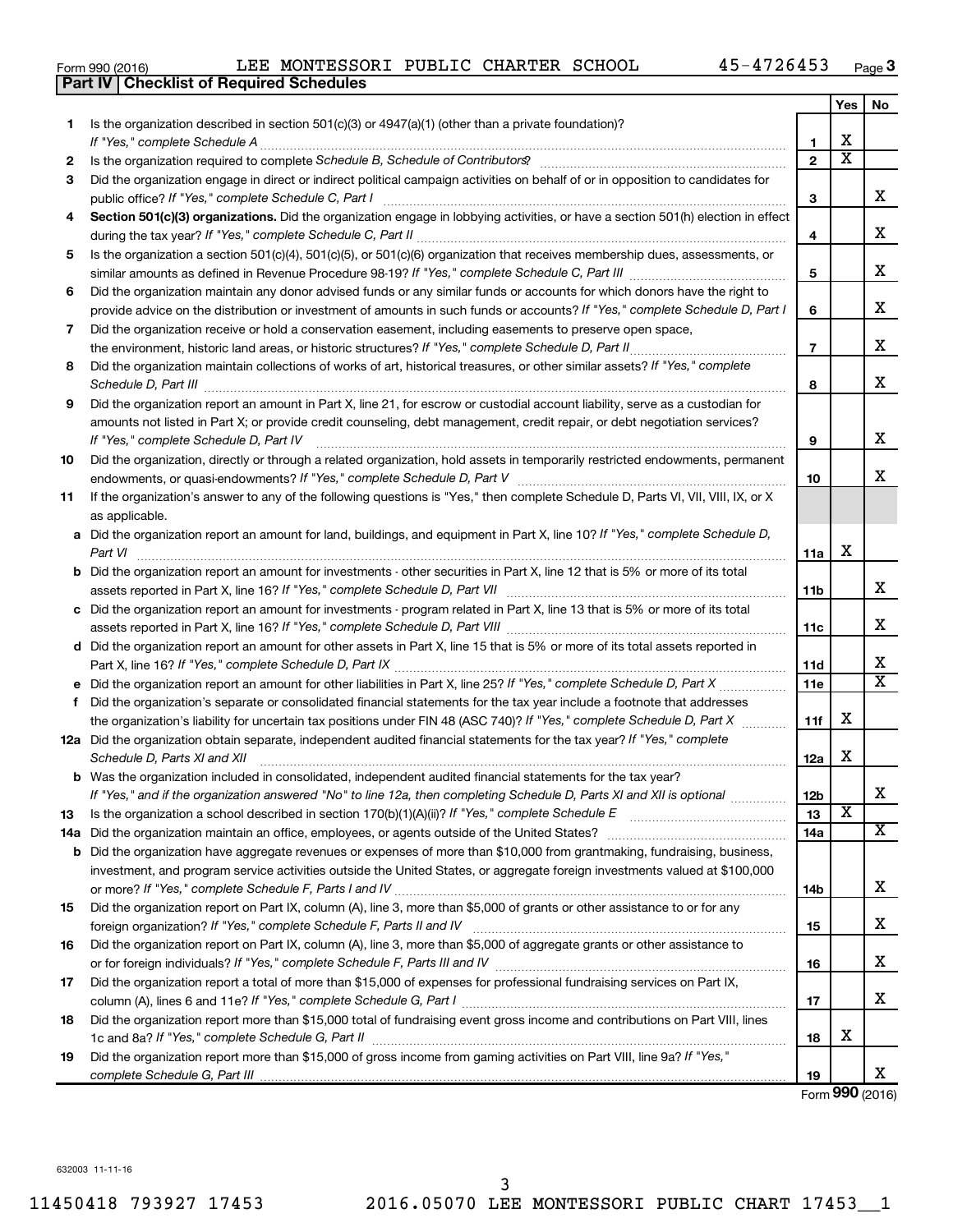Form 990 (2016) LEE MONTESSORI PUBLIC CHARTER SCHOOL 45-4726453 Page 3

**Part IV | Checklist of Required Schedules**

| | | | Yes | No |
|---|---|---|---|---|
| 1 | Is the organization described in section 501(c)(3) or 4947(a)(1) (other than a private foundation)? *If "Yes," complete Schedule A* | 1 | X | |
| 2 | Is the organization required to complete *Schedule B, Schedule of Contributors*? | 2 | X | |
| 3 | Did the organization engage in direct or indirect political campaign activities on behalf of or in opposition to candidates for public office? *If "Yes," complete Schedule C, Part I* | 3 | | X |
| 4 | **Section 501(c)(3) organizations.** Did the organization engage in lobbying activities, or have a section 501(h) election in effect during the tax year? *If "Yes," complete Schedule C, Part II* | 4 | | X |
| 5 | Is the organization a section 501(c)(4), 501(c)(5), or 501(c)(6) organization that receives membership dues, assessments, or similar amounts as defined in Revenue Procedure 98-19? *If "Yes," complete Schedule C, Part III* | 5 | | X |
| 6 | Did the organization maintain any donor advised funds or any similar funds or accounts for which donors have the right to provide advice on the distribution or investment of amounts in such funds or accounts? *If "Yes," complete Schedule D, Part I* | 6 | | X |
| 7 | Did the organization receive or hold a conservation easement, including easements to preserve open space, the environment, historic land areas, or historic structures? *If "Yes," complete Schedule D, Part II* | 7 | | X |
| 8 | Did the organization maintain collections of works of art, historical treasures, or other similar assets? *If "Yes," complete Schedule D, Part III* | 8 | | X |
| 9 | Did the organization report an amount in Part X, line 21, for escrow or custodial account liability, serve as a custodian for amounts not listed in Part X; or provide credit counseling, debt management, credit repair, or debt negotiation services? *If "Yes," complete Schedule D, Part IV* | 9 | | X |
| 10 | Did the organization, directly or through a related organization, hold assets in temporarily restricted endowments, permanent endowments, or quasi-endowments? *If "Yes," complete Schedule D, Part V* | 10 | | X |
| 11 | If the organization's answer to any of the following questions is "Yes," then complete Schedule D, Parts VI, VII, VIII, IX, or X as applicable. | | | |
| a | Did the organization report an amount for land, buildings, and equipment in Part X, line 10? *If "Yes," complete Schedule D, Part VI* | 11a | X | |
| b | Did the organization report an amount for investments - other securities in Part X, line 12 that is 5% or more of its total assets reported in Part X, line 16? *If "Yes," complete Schedule D, Part VII* | 11b | | X |
| c | Did the organization report an amount for investments - program related in Part X, line 13 that is 5% or more of its total assets reported in Part X, line 16? *If "Yes," complete Schedule D, Part VIII* | 11c | | X |
| d | Did the organization report an amount for other assets in Part X, line 15 that is 5% or more of its total assets reported in Part X, line 16? *If "Yes," complete Schedule D, Part IX* | 11d | | X |
| e | Did the organization report an amount for other liabilities in Part X, line 25? *If "Yes," complete Schedule D, Part X* | 11e | | X |
| f | Did the organization's separate or consolidated financial statements for the tax year include a footnote that addresses the organization's liability for uncertain tax positions under FIN 48 (ASC 740)? *If "Yes," complete Schedule D, Part X* | 11f | X | |
| 12a | Did the organization obtain separate, independent audited financial statements for the tax year? *If "Yes," complete Schedule D, Parts XI and XII* | 12a | X | |
| b | Was the organization included in consolidated, independent audited financial statements for the tax year? *If "Yes," and if the organization answered "No" to line 12a, then completing Schedule D, Parts XI and XII is optional* | 12b | | X |
| 13 | Is the organization a school described in section 170(b)(1)(A)(ii)? *If "Yes," complete Schedule E* | 13 | X | |
| 14a | Did the organization maintain an office, employees, or agents outside of the United States? | 14a | | X |
| b | Did the organization have aggregate revenues or expenses of more than $10,000 from grantmaking, fundraising, business, investment, and program service activities outside the United States, or aggregate foreign investments valued at $100,000 or more? *If "Yes," complete Schedule F, Parts I and IV* | 14b | | X |
| 15 | Did the organization report on Part IX, column (A), line 3, more than $5,000 of grants or other assistance to or for any foreign organization? *If "Yes," complete Schedule F, Parts II and IV* | 15 | | X |
| 16 | Did the organization report on Part IX, column (A), line 3, more than $5,000 of aggregate grants or other assistance to or for foreign individuals? *If "Yes," complete Schedule F, Parts III and IV* | 16 | | X |
| 17 | Did the organization report a total of more than $15,000 of expenses for professional fundraising services on Part IX, column (A), lines 6 and 11e? *If "Yes," complete Schedule G, Part I* | 17 | | X |
| 18 | Did the organization report more than $15,000 total of fundraising event gross income and contributions on Part VIII, lines 1c and 8a? *If "Yes," complete Schedule G, Part II* | 18 | X | |
| 19 | Did the organization report more than $15,000 of gross income from gaming activities on Part VIII, line 9a? *If "Yes," complete Schedule G, Part III* | 19 | | X |

Form **990** (2016)

632003 11-11-16

11450418 793927 17453 2016.05070 LEE MONTESSORI PUBLIC CHART 17453__1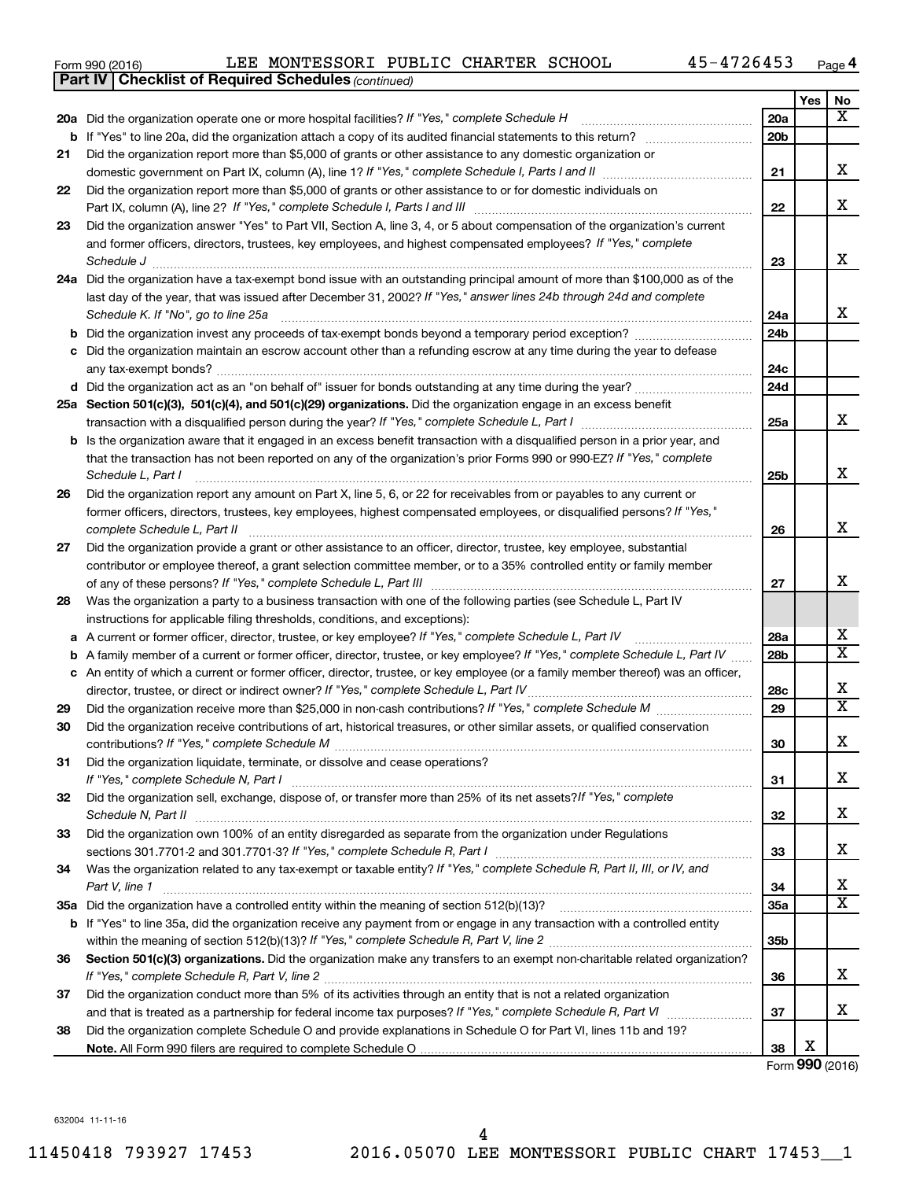Form 990 (2016) LEE MONTESSORI PUBLIC CHARTER SCHOOL 45-4726453 Page 4

**Part IV | Checklist of Required Schedules** *(continued)*

| | | | Yes | No |
|---|---|---|---|---|
| 20a | Did the organization operate one or more hospital facilities? *If "Yes," complete Schedule H* | 20a | | X |
| b | If "Yes" to line 20a, did the organization attach a copy of its audited financial statements to this return? | 20b | | |
| 21 | Did the organization report more than $5,000 of grants or other assistance to any domestic organization or domestic government on Part IX, column (A), line 1? *If "Yes," complete Schedule I, Parts I and II* | 21 | | X |
| 22 | Did the organization report more than $5,000 of grants or other assistance to or for domestic individuals on Part IX, column (A), line 2? *If "Yes," complete Schedule I, Parts I and III* | 22 | | X |
| 23 | Did the organization answer "Yes" to Part VII, Section A, line 3, 4, or 5 about compensation of the organization's current and former officers, directors, trustees, key employees, and highest compensated employees? *If "Yes," complete Schedule J* | 23 | | X |
| 24a | Did the organization have a tax-exempt bond issue with an outstanding principal amount of more than $100,000 as of the last day of the year, that was issued after December 31, 2002? *If "Yes," answer lines 24b through 24d and complete Schedule K. If "No", go to line 25a* | 24a | | X |
| b | Did the organization invest any proceeds of tax-exempt bonds beyond a temporary period exception? | 24b | | |
| c | Did the organization maintain an escrow account other than a refunding escrow at any time during the year to defease any tax-exempt bonds? | 24c | | |
| d | Did the organization act as an "on behalf of" issuer for bonds outstanding at any time during the year? | 24d | | |
| 25a | **Section 501(c)(3), 501(c)(4), and 501(c)(29) organizations.** Did the organization engage in an excess benefit transaction with a disqualified person during the year? *If "Yes," complete Schedule L, Part I* | 25a | | X |
| b | Is the organization aware that it engaged in an excess benefit transaction with a disqualified person in a prior year, and that the transaction has not been reported on any of the organization's prior Forms 990 or 990-EZ? *If "Yes," complete Schedule L, Part I* | 25b | | X |
| 26 | Did the organization report any amount on Part X, line 5, 6, or 22 for receivables from or payables to any current or former officers, directors, trustees, key employees, highest compensated employees, or disqualified persons? *If "Yes," complete Schedule L, Part II* | 26 | | X |
| 27 | Did the organization provide a grant or other assistance to an officer, director, trustee, key employee, substantial contributor or employee thereof, a grant selection committee member, or to a 35% controlled entity or family member of any of these persons? *If "Yes," complete Schedule L, Part III* | 27 | | X |
| 28 | Was the organization a party to a business transaction with one of the following parties (see Schedule L, Part IV instructions for applicable filing thresholds, conditions, and exceptions): | | | |
| a | A current or former officer, director, trustee, or key employee? *If "Yes," complete Schedule L, Part IV* | 28a | | X |
| b | A family member of a current or former officer, director, trustee, or key employee? *If "Yes," complete Schedule L, Part IV* | 28b | | X |
| c | An entity of which a current or former officer, director, trustee, or key employee (or a family member thereof) was an officer, director, trustee, or direct or indirect owner? *If "Yes," complete Schedule L, Part IV* | 28c | | X |
| 29 | Did the organization receive more than $25,000 in non-cash contributions? *If "Yes," complete Schedule M* | 29 | | X |
| 30 | Did the organization receive contributions of art, historical treasures, or other similar assets, or qualified conservation contributions? *If "Yes," complete Schedule M* | 30 | | X |
| 31 | Did the organization liquidate, terminate, or dissolve and cease operations? *If "Yes," complete Schedule N, Part I* | 31 | | X |
| 32 | Did the organization sell, exchange, dispose of, or transfer more than 25% of its net assets? *If "Yes," complete Schedule N, Part II* | 32 | | X |
| 33 | Did the organization own 100% of an entity disregarded as separate from the organization under Regulations sections 301.7701-2 and 301.7701-3? *If "Yes," complete Schedule R, Part I* | 33 | | X |
| 34 | Was the organization related to any tax-exempt or taxable entity? *If "Yes," complete Schedule R, Part II, III, or IV, and Part V, line 1* | 34 | | X |
| 35a | Did the organization have a controlled entity within the meaning of section 512(b)(13)? | 35a | | X |
| b | If "Yes" to line 35a, did the organization receive any payment from or engage in any transaction with a controlled entity within the meaning of section 512(b)(13)? *If "Yes," complete Schedule R, Part V, line 2* | 35b | | |
| 36 | **Section 501(c)(3) organizations.** Did the organization make any transfers to an exempt non-charitable related organization? *If "Yes," complete Schedule R, Part V, line 2* | 36 | | X |
| 37 | Did the organization conduct more than 5% of its activities through an entity that is not a related organization and that is treated as a partnership for federal income tax purposes? *If "Yes," complete Schedule R, Part VI* | 37 | | X |
| 38 | Did the organization complete Schedule O and provide explanations in Schedule O for Part VI, lines 11b and 19? **Note.** All Form 990 filers are required to complete Schedule O | 38 | X | |

Form **990** (2016)

632004 11-11-16

11450418 793927 17453 2016.05070 LEE MONTESSORI PUBLIC CHART 17453__1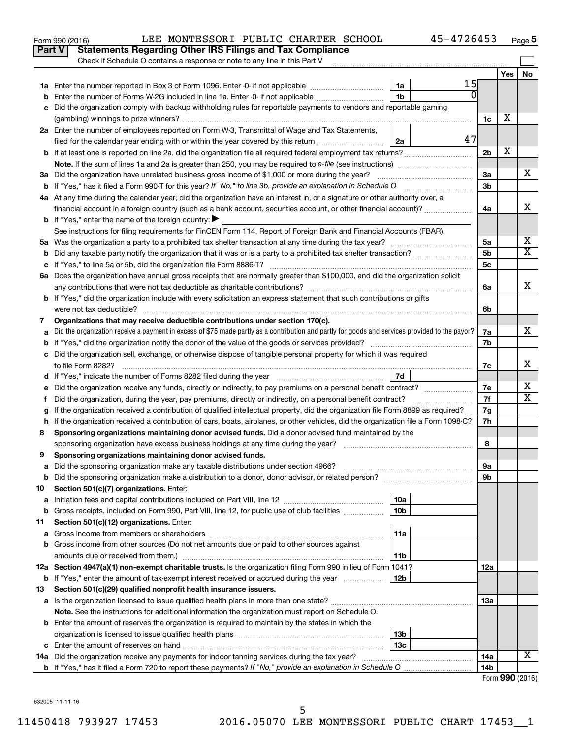Form 990 (2016) LEE MONTESSORI PUBLIC CHARTER SCHOOL 45-4726453 Page 5

## Part V Statements Regarding Other IRS Filings and Tax Compliance

Check if Schedule O contains a response or note to any line in this Part V

| | | | | | Yes | No |
|---|---|---|---|---|---|---|
| **1a** | Enter the number reported in Box 3 of Form 1096. Enter -0- if not applicable | 1a | 15 | | | |
| **b** | Enter the number of Forms W-2G included in line 1a. Enter -0- if not applicable | 1b | 0 | | | |
| **c** | Did the organization comply with backup withholding rules for reportable payments to vendors and reportable gaming (gambling) winnings to prize winners? | | | 1c | X | |
| **2a** | Enter the number of employees reported on Form W-3, Transmittal of Wage and Tax Statements, filed for the calendar year ending with or within the year covered by this return | 2a | 47 | | | |
| **b** | If at least one is reported on line 2a, did the organization file all required federal employment tax returns? | | | 2b | X | |
| | **Note.** If the sum of lines 1a and 2a is greater than 250, you may be required to *e-file* (see instructions) | | | | | |
| **3a** | Did the organization have unrelated business gross income of $1,000 or more during the year? | | | 3a | | X |
| **b** | If "Yes," has it filed a Form 990-T for this year? *If "No," to line 3b, provide an explanation in Schedule O* | | | 3b | | |
| **4a** | At any time during the calendar year, did the organization have an interest in, or a signature or other authority over, a financial account in a foreign country (such as a bank account, securities account, or other financial account)? | | | 4a | | X |
| **b** | If "Yes," enter the name of the foreign country: ▶ | | | | | |
| | See instructions for filing requirements for FinCEN Form 114, Report of Foreign Bank and Financial Accounts (FBAR). | | | | | |
| **5a** | Was the organization a party to a prohibited tax shelter transaction at any time during the tax year? | | | 5a | | X |
| **b** | Did any taxable party notify the organization that it was or is a party to a prohibited tax shelter transaction? | | | 5b | | X |
| **c** | If "Yes," to line 5a or 5b, did the organization file Form 8886-T? | | | 5c | | |
| **6a** | Does the organization have annual gross receipts that are normally greater than $100,000, and did the organization solicit any contributions that were not tax deductible as charitable contributions? | | | 6a | | X |
| **b** | If "Yes," did the organization include with every solicitation an express statement that such contributions or gifts were not tax deductible? | | | 6b | | |
| **7** | **Organizations that may receive deductible contributions under section 170(c).** | | | | | |
| **a** | Did the organization receive a payment in excess of $75 made partly as a contribution and partly for goods and services provided to the payor? | | | 7a | | X |
| **b** | If "Yes," did the organization notify the donor of the value of the goods or services provided? | | | 7b | | |
| **c** | Did the organization sell, exchange, or otherwise dispose of tangible personal property for which it was required to file Form 8282? | | | 7c | | X |
| **d** | If "Yes," indicate the number of Forms 8282 filed during the year | 7d | | | | |
| **e** | Did the organization receive any funds, directly or indirectly, to pay premiums on a personal benefit contract? | | | 7e | | X |
| **f** | Did the organization, during the year, pay premiums, directly or indirectly, on a personal benefit contract? | | | 7f | | X |
| **g** | If the organization received a contribution of qualified intellectual property, did the organization file Form 8899 as required? | | | 7g | | |
| **h** | If the organization received a contribution of cars, boats, airplanes, or other vehicles, did the organization file a Form 1098-C? | | | 7h | | |
| **8** | **Sponsoring organizations maintaining donor advised funds.** Did a donor advised fund maintained by the sponsoring organization have excess business holdings at any time during the year? | | | 8 | | |
| **9** | **Sponsoring organizations maintaining donor advised funds.** | | | | | |
| **a** | Did the sponsoring organization make any taxable distributions under section 4966? | | | 9a | | |
| **b** | Did the sponsoring organization make a distribution to a donor, donor advisor, or related person? | | | 9b | | |
| **10** | **Section 501(c)(7) organizations.** Enter: | | | | | |
| **a** | Initiation fees and capital contributions included on Part VIII, line 12 | 10a | | | | |
| **b** | Gross receipts, included on Form 990, Part VIII, line 12, for public use of club facilities | 10b | | | | |
| **11** | **Section 501(c)(12) organizations.** Enter: | | | | | |
| **a** | Gross income from members or shareholders | 11a | | | | |
| **b** | Gross income from other sources (Do not net amounts due or paid to other sources against amounts due or received from them.) | 11b | | | | |
| **12a** | **Section 4947(a)(1) non-exempt charitable trusts.** Is the organization filing Form 990 in lieu of Form 1041? | | | 12a | | |
| **b** | If "Yes," enter the amount of tax-exempt interest received or accrued during the year | 12b | | | | |
| **13** | **Section 501(c)(29) qualified nonprofit health insurance issuers.** | | | | | |
| **a** | Is the organization licensed to issue qualified health plans in more than one state? | | | 13a | | |
| | **Note.** See the instructions for additional information the organization must report on Schedule O. | | | | | |
| **b** | Enter the amount of reserves the organization is required to maintain by the states in which the organization is licensed to issue qualified health plans | 13b | | | | |
| **c** | Enter the amount of reserves on hand | 13c | | | | |
| **14a** | Did the organization receive any payments for indoor tanning services during the tax year? | | | 14a | | X |
| **b** | If "Yes," has it filed a Form 720 to report these payments? *If "No," provide an explanation in Schedule O* | | | 14b | | |

Form **990** (2016)

632005 11-11-16

11450418 793927 17453 2016.05070 LEE MONTESSORI PUBLIC CHART 17453__1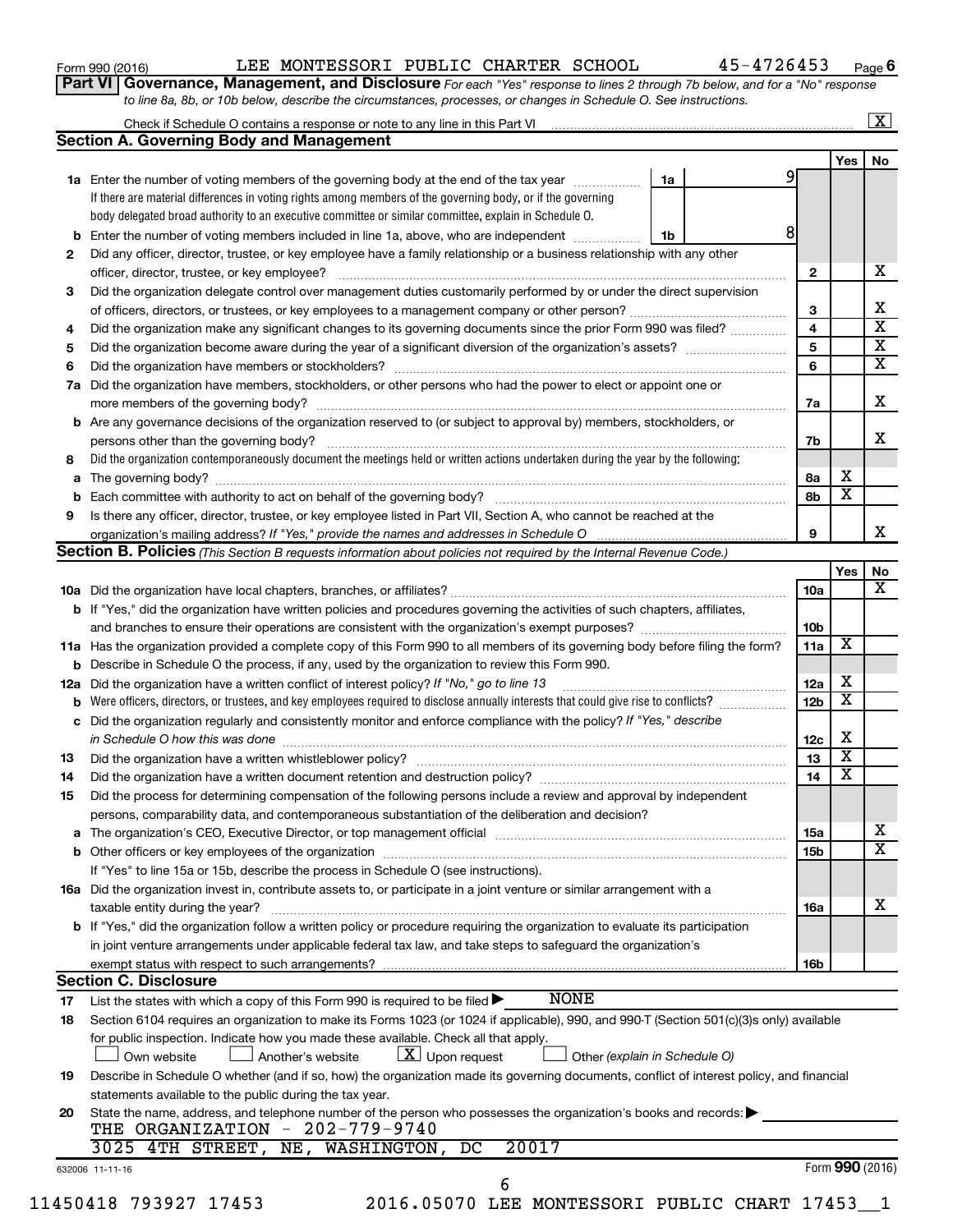Form 990 (2016) LEE MONTESSORI PUBLIC CHARTER SCHOOL 45-4726453 Page 6

**Part VI Governance, Management, and Disclosure** *For each "Yes" response to lines 2 through 7b below, and for a "No" response to line 8a, 8b, or 10b below, describe the circumstances, processes, or changes in Schedule O. See instructions.*

Check if Schedule O contains a response or note to any line in this Part VI [X]

## Section A. Governing Body and Management

| | | | | Yes | No |
|---|---|---|---|---|---|
| 1a | Enter the number of voting members of the governing body at the end of the tax year. If there are material differences in voting rights among members of the governing body, or if the governing body delegated broad authority to an executive committee or similar committee, explain in Schedule O. | 1a 9 | | | |
| b | Enter the number of voting members included in line 1a, above, who are independent | 1b 8 | | | |
| 2 | Did any officer, director, trustee, or key employee have a family relationship or a business relationship with any other officer, director, trustee, or key employee? | | 2 | | X |
| 3 | Did the organization delegate control over management duties customarily performed by or under the direct supervision of officers, directors, or trustees, or key employees to a management company or other person? | | 3 | | X |
| 4 | Did the organization make any significant changes to its governing documents since the prior Form 990 was filed? | | 4 | | X |
| 5 | Did the organization become aware during the year of a significant diversion of the organization's assets? | | 5 | | X |
| 6 | Did the organization have members or stockholders? | | 6 | | X |
| 7a | Did the organization have members, stockholders, or other persons who had the power to elect or appoint one or more members of the governing body? | | 7a | | X |
| b | Are any governance decisions of the organization reserved to (or subject to approval by) members, stockholders, or persons other than the governing body? | | 7b | | X |
| 8 | Did the organization contemporaneously document the meetings held or written actions undertaken during the year by the following: | | | | |
| a | The governing body? | | 8a | X | |
| b | Each committee with authority to act on behalf of the governing body? | | 8b | X | |
| 9 | Is there any officer, director, trustee, or key employee listed in Part VII, Section A, who cannot be reached at the organization's mailing address? *If "Yes," provide the names and addresses in Schedule O* | | 9 | | X |

## Section B. Policies *(This Section B requests information about policies not required by the Internal Revenue Code.)*

| | | | Yes | No |
|---|---|---|---|---|
| 10a | Did the organization have local chapters, branches, or affiliates? | 10a | | X |
| b | If "Yes," did the organization have written policies and procedures governing the activities of such chapters, affiliates, and branches to ensure their operations are consistent with the organization's exempt purposes? | 10b | | |
| 11a | Has the organization provided a complete copy of this Form 990 to all members of its governing body before filing the form? | 11a | X | |
| b | Describe in Schedule O the process, if any, used by the organization to review this Form 990. | | | |
| 12a | Did the organization have a written conflict of interest policy? *If "No," go to line 13* | 12a | X | |
| b | Were officers, directors, or trustees, and key employees required to disclose annually interests that could give rise to conflicts? | 12b | X | |
| c | Did the organization regularly and consistently monitor and enforce compliance with the policy? *If "Yes," describe in Schedule O how this was done* | 12c | X | |
| 13 | Did the organization have a written whistleblower policy? | 13 | X | |
| 14 | Did the organization have a written document retention and destruction policy? | 14 | X | |
| 15 | Did the process for determining compensation of the following persons include a review and approval by independent persons, comparability data, and contemporaneous substantiation of the deliberation and decision? | | | |
| a | The organization's CEO, Executive Director, or top management official | 15a | | X |
| b | Other officers or key employees of the organization | 15b | | X |
| | If "Yes" to line 15a or 15b, describe the process in Schedule O (see instructions). | | | |
| 16a | Did the organization invest in, contribute assets to, or participate in a joint venture or similar arrangement with a taxable entity during the year? | 16a | | X |
| b | If "Yes," did the organization follow a written policy or procedure requiring the organization to evaluate its participation in joint venture arrangements under applicable federal tax law, and take steps to safeguard the organization's exempt status with respect to such arrangements? | 16b | | |

## Section C. Disclosure

17 List the states with which a copy of this Form 990 is required to be filed ▶ NONE

18 Section 6104 requires an organization to make its Forms 1023 (or 1024 if applicable), 990, and 990-T (Section 501(c)(3)s only) available for public inspection. Indicate how you made these available. Check all that apply.

[ ] Own website [ ] Another's website [X] Upon request [ ] Other *(explain in Schedule O)*

19 Describe in Schedule O whether (and if so, how) the organization made its governing documents, conflict of interest policy, and financial statements available to the public during the tax year.

20 State the name, address, and telephone number of the person who possesses the organization's books and records: ▶

THE ORGANIZATION - 202-779-9740
3025 4TH STREET, NE, WASHINGTON, DC 20017

632006 11-11-16 Form **990** (2016)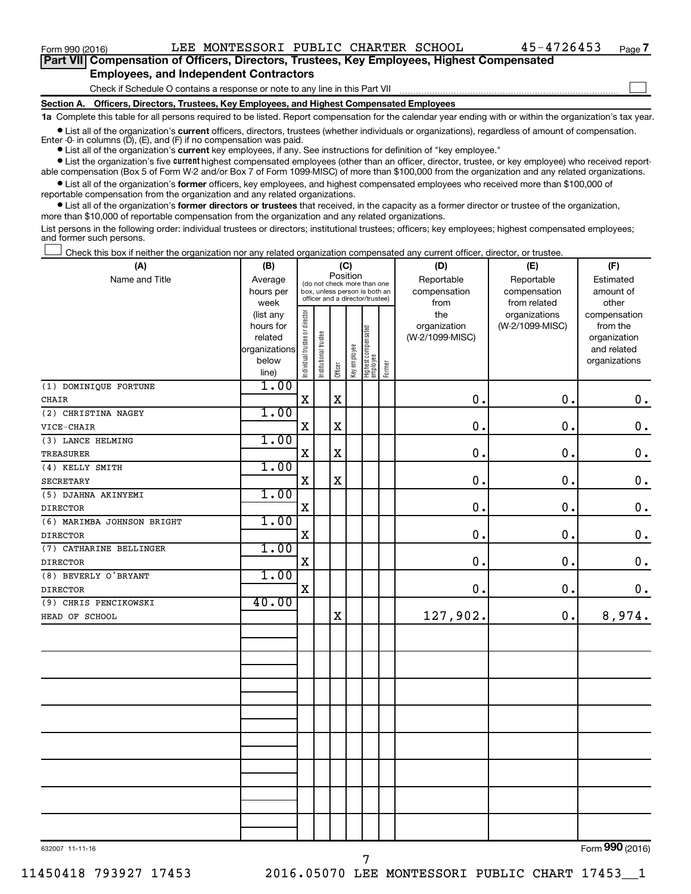Form 990 (2016) LEE MONTESSORI PUBLIC CHARTER SCHOOL 45-4726453 Page 7

**Part VII Compensation of Officers, Directors, Trustees, Key Employees, Highest Compensated Employees, and Independent Contractors**

Check if Schedule O contains a response or note to any line in this Part VII

**Section A. Officers, Directors, Trustees, Key Employees, and Highest Compensated Employees**

**1a** Complete this table for all persons required to be listed. Report compensation for the calendar year ending with or within the organization's tax year.

- List all of the organization's **current** officers, directors, trustees (whether individuals or organizations), regardless of amount of compensation. Enter -0- in columns (D), (E), and (F) if no compensation was paid.
- List all of the organization's **current** key employees, if any. See instructions for definition of "key employee."
- List the organization's five **current** highest compensated employees (other than an officer, director, trustee, or key employee) who received reportable compensation (Box 5 of Form W-2 and/or Box 7 of Form 1099-MISC) of more than $100,000 from the organization and any related organizations.
- List all of the organization's **former** officers, key employees, and highest compensated employees who received more than $100,000 of reportable compensation from the organization and any related organizations.
- List all of the organization's **former directors or trustees** that received, in the capacity as a former director or trustee of the organization, more than $10,000 of reportable compensation from the organization and any related organizations.

List persons in the following order: individual trustees or directors; institutional trustees; officers; key employees; highest compensated employees; and former such persons.

Check this box if neither the organization nor any related organization compensated any current officer, director, or trustee.

| (A) Name and Title | (B) Average hours per week (list any hours for related organizations below line) | (C) Position: Individual trustee or director | Institutional trustee | Officer | Key employee | Highest compensated employee | Former | (D) Reportable compensation from the organization (W-2/1099-MISC) | (E) Reportable compensation from related organizations (W-2/1099-MISC) | (F) Estimated amount of other compensation from the organization and related organizations |
|---|---|---|---|---|---|---|---|---|---|---|
| (1) DOMINIQUE FORTUNE<br>CHAIR | 1.00 | X | | X | | | | 0. | 0. | 0. |
| (2) CHRISTINA NAGEY<br>VICE-CHAIR | 1.00 | X | | X | | | | 0. | 0. | 0. |
| (3) LANCE HELMING<br>TREASURER | 1.00 | X | | X | | | | 0. | 0. | 0. |
| (4) KELLY SMITH<br>SECRETARY | 1.00 | X | | X | | | | 0. | 0. | 0. |
| (5) DJAHNA AKINYEMI<br>DIRECTOR | 1.00 | X | | | | | | 0. | 0. | 0. |
| (6) MARIMBA JOHNSON BRIGHT<br>DIRECTOR | 1.00 | X | | | | | | 0. | 0. | 0. |
| (7) CATHARINE BELLINGER<br>DIRECTOR | 1.00 | X | | | | | | 0. | 0. | 0. |
| (8) BEVERLY O'BRYANT<br>DIRECTOR | 1.00 | X | | | | | | 0. | 0. | 0. |
| (9) CHRIS PENCIKOWSKI<br>HEAD OF SCHOOL | 40.00 | | | X | | | | 127,902. | 0. | 8,974. |

632007 11-11-16 Form **990** (2016)

11450418 793927 17453 2016.05070 LEE MONTESSORI PUBLIC CHART 17453__1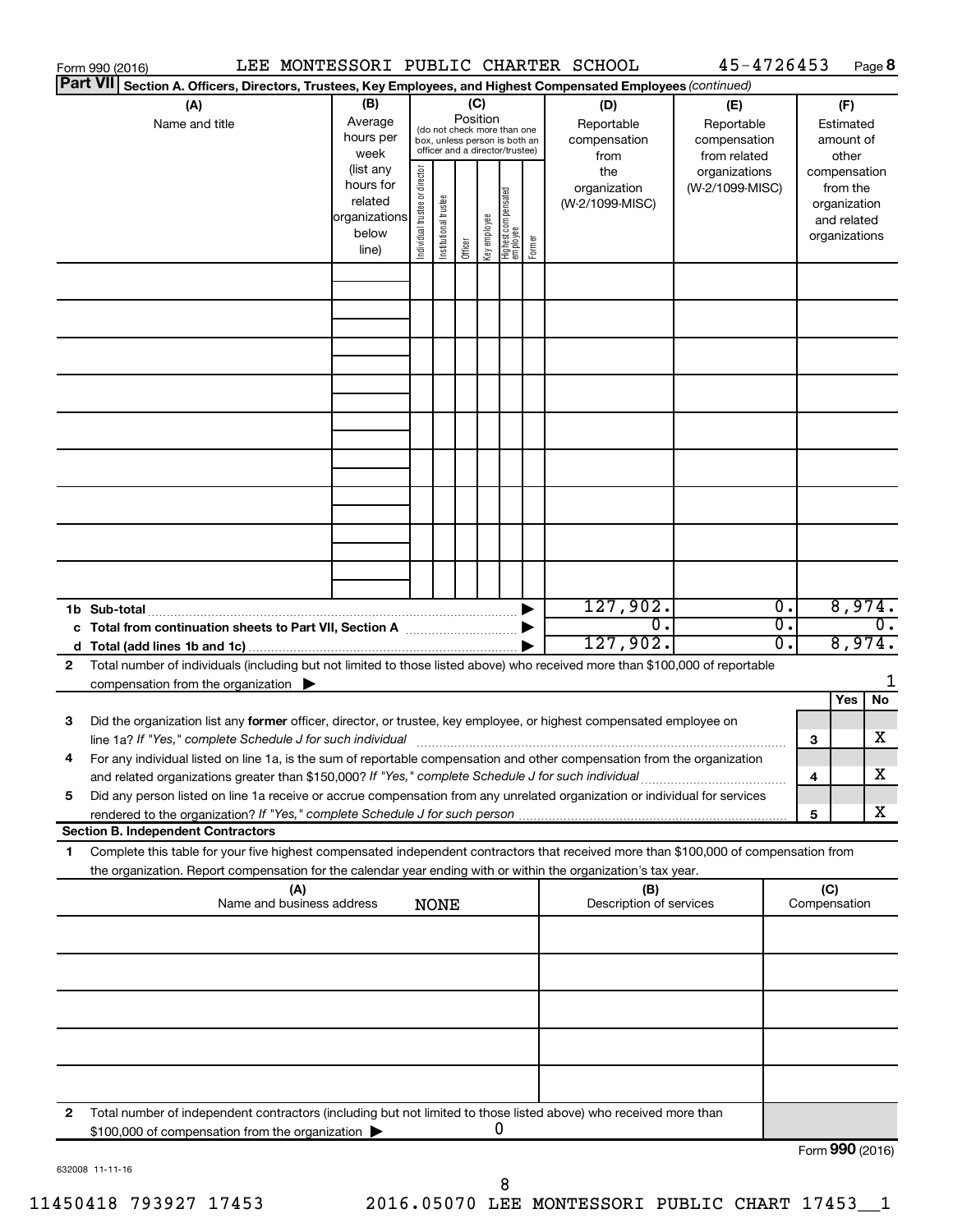Form 990 (2016) LEE MONTESSORI PUBLIC CHARTER SCHOOL 45-4726453 Page **8**

**Part VII** **Section A. Officers, Directors, Trustees, Key Employees, and Highest Compensated Employees** *(continued)*

| (A) Name and title | (B) Average hours per week (list any hours for related organizations below line) | (C) Position (do not check more than one box, unless person is both an officer and a director/trustee): Individual trustee or director | Institutional trustee | Officer | Key employee | Highest compensated employee | Former | (D) Reportable compensation from the organization (W-2/1099-MISC) | (E) Reportable compensation from related organizations (W-2/1099-MISC) | (F) Estimated amount of other compensation from the organization and related organizations |
|---|---|---|---|---|---|---|---|---|---|---|
| | | | | | | | | | | |
| | | | | | | | | | | |
| | | | | | | | | | | |
| | | | | | | | | | | |
| | | | | | | | | | | |
| | | | | | | | | | | |
| | | | | | | | | | | |
| | | | | | | | | | | |
| | | | | | | | | | | |
| **1b Sub-total** | | | | | | | | 127,902. | 0. | 8,974. |
| **c Total from continuation sheets to Part VII, Section A** | | | | | | | | 0. | 0. | 0. |
| **d Total (add lines 1b and 1c)** | | | | | | | | 127,902. | 0. | 8,974. |

**2** Total number of individuals (including but not limited to those listed above) who received more than $100,000 of reportable compensation from the organization ▶ 1

| | | | Yes | No |
|---|---|---|---|---|
| **3** | Did the organization list any **former** officer, director, or trustee, key employee, or highest compensated employee on line 1a? *If "Yes," complete Schedule J for such individual* | **3** | | X |
| **4** | For any individual listed on line 1a, is the sum of reportable compensation and other compensation from the organization and related organizations greater than $150,000? *If "Yes," complete Schedule J for such individual* | **4** | | X |
| **5** | Did any person listed on line 1a receive or accrue compensation from any unrelated organization or individual for services rendered to the organization? *If "Yes," complete Schedule J for such person* | **5** | | X |

**Section B. Independent Contractors**

**1** Complete this table for your five highest compensated independent contractors that received more than $100,000 of compensation from the organization. Report compensation for the calendar year ending with or within the organization's tax year.

| (A) Name and business address | (B) Description of services | (C) Compensation |
|---|---|---|
| NONE | | |
| | | |
| | | |
| | | |
| | | |

**2** Total number of independent contractors (including but not limited to those listed above) who received more than $100,000 of compensation from the organization ▶ 0

Form **990** (2016)

632008 11-11-16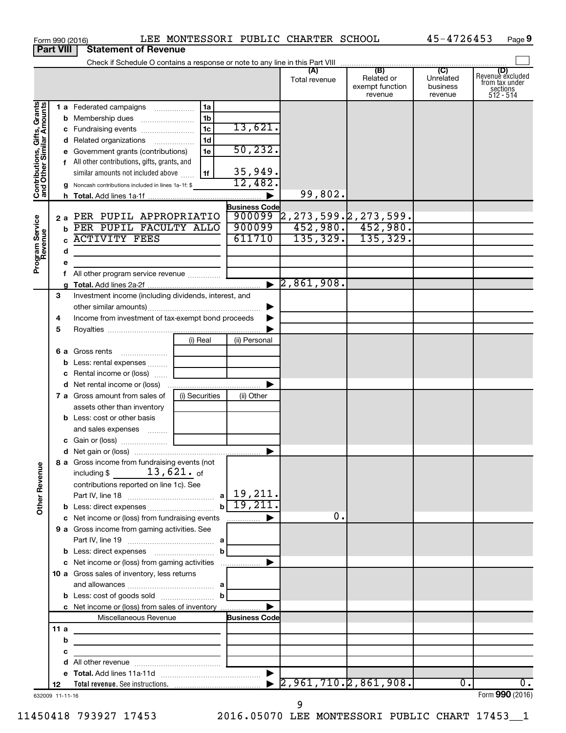Form 990 (2016) LEE MONTESSORI PUBLIC CHARTER SCHOOL 45-4726453 Page 9

**Part VIII Statement of Revenue**

Check if Schedule O contains a response or note to any line in this Part VIII

| | | | | (A) Total revenue | (B) Related or exempt function revenue | (C) Unrelated business revenue | (D) Revenue excluded from tax under sections 512 - 514 |
|---|---|---|---|---|---|---|---|
| **Contributions, Gifts, Grants and Other Similar Amounts** | 1 a Federated campaigns | 1a | | | | | |
| | b Membership dues | 1b | | | | | |
| | c Fundraising events | 1c | 13,621. | | | | |
| | d Related organizations | 1d | | | | | |
| | e Government grants (contributions) | 1e | 50,232. | | | | |
| | f All other contributions, gifts, grants, and similar amounts not included above | 1f | 35,949. | | | | |
| | g Noncash contributions included in lines 1a-1f: $ | | 12,482. | | | | |
| | h **Total.** Add lines 1a-1f | | | 99,802. | | | |
| **Program Service Revenue** | | | **Business Code** | | | | |
| | 2 a PER PUPIL APPROPRIATIO | | 900099 | 2,273,599. | 2,273,599. | | |
| | b PER PUPIL FACULTY ALLO | | 900099 | 452,980. | 452,980. | | |
| | c ACTIVITY FEES | | 611710 | 135,329. | 135,329. | | |
| | d | | | | | | |
| | e | | | | | | |
| | f All other program service revenue | | | | | | |
| | g **Total.** Add lines 2a-2f | | | 2,861,908. | | | |
| | 3 Investment income (including dividends, interest, and other similar amounts) | | | | | | |
| | 4 Income from investment of tax-exempt bond proceeds | | | | | | |
| | 5 Royalties | | | | | | |
| | | (i) Real | (ii) Personal | | | | |
| | 6 a Gross rents | | | | | | |
| | b Less: rental expenses | | | | | | |
| | c Rental income or (loss) | | | | | | |
| | d Net rental income or (loss) | | | | | | |
| | 7 a Gross amount from sales of assets other than inventory | (i) Securities | (ii) Other | | | | |
| | b Less: cost or other basis and sales expenses | | | | | | |
| | c Gain or (loss) | | | | | | |
| | d Net gain or (loss) | | | | | | |
| **Other Revenue** | 8 a Gross income from fundraising events (not including $ 13,621. of contributions reported on line 1c). See Part IV, line 18 | a | 19,211. | | | | |
| | b Less: direct expenses | b | 19,211. | | | | |
| | c Net income or (loss) from fundraising events | | | 0. | | | |
| | 9 a Gross income from gaming activities. See Part IV, line 19 | a | | | | | |
| | b Less: direct expenses | b | | | | | |
| | c Net income or (loss) from gaming activities | | | | | | |
| | 10 a Gross sales of inventory, less returns and allowances | a | | | | | |
| | b Less: cost of goods sold | b | | | | | |
| | c Net income or (loss) from sales of inventory | | | | | | |
| | Miscellaneous Revenue | | **Business Code** | | | | |
| | 11 a | | | | | | |
| | b | | | | | | |
| | c | | | | | | |
| | d All other revenue | | | | | | |
| | e **Total.** Add lines 11a-11d | | | | | | |
| | 12 **Total revenue.** See instructions. | | | 2,961,710. | 2,861,908. | 0. | 0. |

632009 11-11-16 Form **990** (2016)

11450418 793927 17453 2016.05070 LEE MONTESSORI PUBLIC CHART 17453__1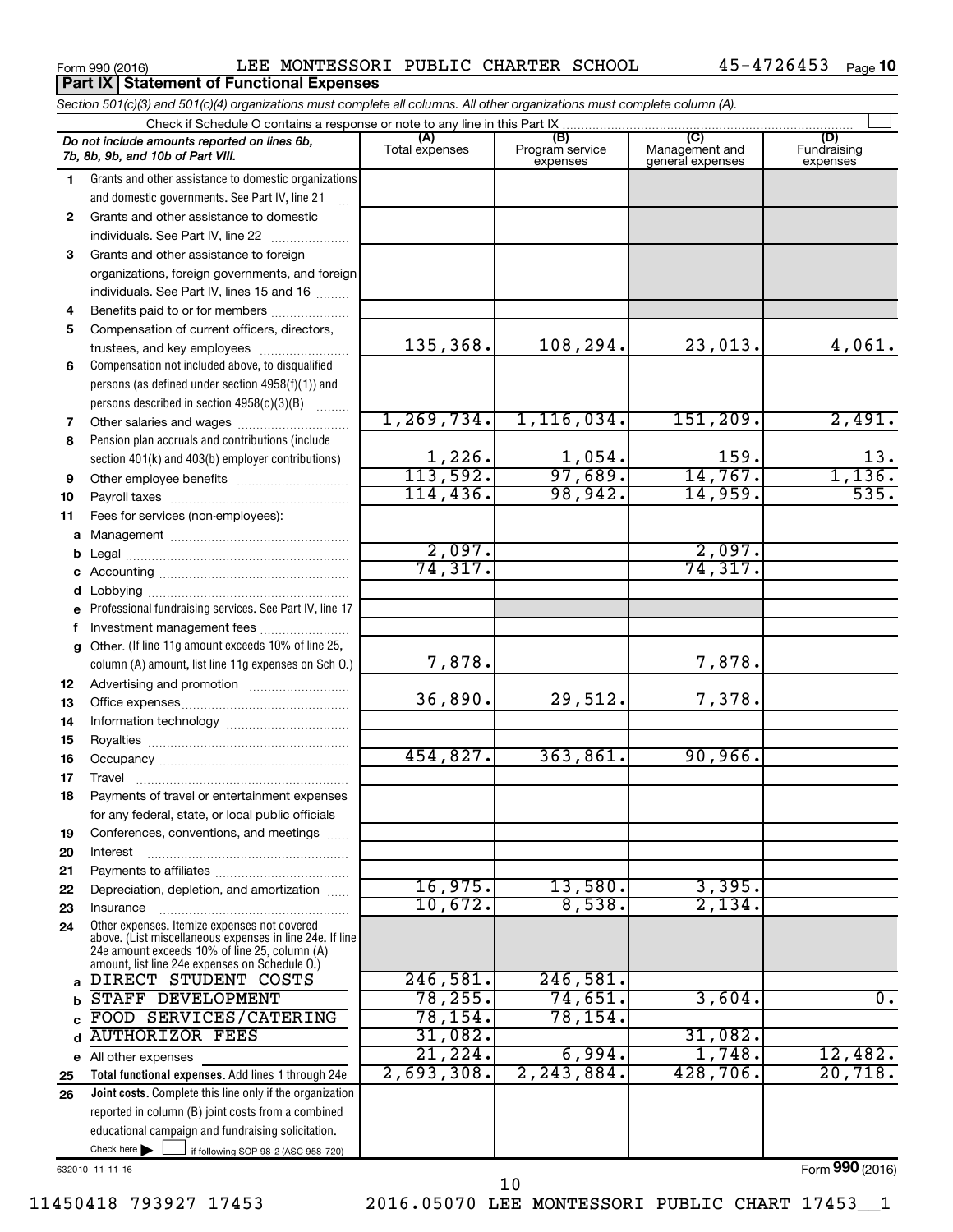Form 990 (2016) LEE MONTESSORI PUBLIC CHARTER SCHOOL 45-4726453 Page 10

## Part IX Statement of Functional Expenses

*Section 501(c)(3) and 501(c)(4) organizations must complete all columns. All other organizations must complete column (A).*

Check if Schedule O contains a response or note to any line in this Part IX

| | *Do not include amounts reported on lines 6b, 7b, 8b, 9b, and 10b of Part VIII.* | (A) Total expenses | (B) Program service expenses | (C) Management and general expenses | (D) Fundraising expenses |
|---|---|---|---|---|---|
| 1 | Grants and other assistance to domestic organizations and domestic governments. See Part IV, line 21 | | | | |
| 2 | Grants and other assistance to domestic individuals. See Part IV, line 22 | | | | |
| 3 | Grants and other assistance to foreign organizations, foreign governments, and foreign individuals. See Part IV, lines 15 and 16 | | | | |
| 4 | Benefits paid to or for members | | | | |
| 5 | Compensation of current officers, directors, trustees, and key employees | 135,368. | 108,294. | 23,013. | 4,061. |
| 6 | Compensation not included above, to disqualified persons (as defined under section 4958(f)(1)) and persons described in section 4958(c)(3)(B) | | | | |
| 7 | Other salaries and wages | 1,269,734. | 1,116,034. | 151,209. | 2,491. |
| 8 | Pension plan accruals and contributions (include section 401(k) and 403(b) employer contributions) | 1,226. | 1,054. | 159. | 13. |
| 9 | Other employee benefits | 113,592. | 97,689. | 14,767. | 1,136. |
| 10 | Payroll taxes | 114,436. | 98,942. | 14,959. | 535. |
| 11 | Fees for services (non-employees): | | | | |
| a | Management | | | | |
| b | Legal | 2,097. | | 2,097. | |
| c | Accounting | 74,317. | | 74,317. | |
| d | Lobbying | | | | |
| e | Professional fundraising services. See Part IV, line 17 | | | | |
| f | Investment management fees | | | | |
| g | Other. (If line 11g amount exceeds 10% of line 25, column (A) amount, list line 11g expenses on Sch O.) | 7,878. | | 7,878. | |
| 12 | Advertising and promotion | | | | |
| 13 | Office expenses | 36,890. | 29,512. | 7,378. | |
| 14 | Information technology | | | | |
| 15 | Royalties | | | | |
| 16 | Occupancy | 454,827. | 363,861. | 90,966. | |
| 17 | Travel | | | | |
| 18 | Payments of travel or entertainment expenses for any federal, state, or local public officials | | | | |
| 19 | Conferences, conventions, and meetings | | | | |
| 20 | Interest | | | | |
| 21 | Payments to affiliates | | | | |
| 22 | Depreciation, depletion, and amortization | 16,975. | 13,580. | 3,395. | |
| 23 | Insurance | 10,672. | 8,538. | 2,134. | |
| 24 | Other expenses. Itemize expenses not covered above. (List miscellaneous expenses in line 24e. If line 24e amount exceeds 10% of line 25, column (A) amount, list line 24e expenses on Schedule O.) | | | | |
| a | DIRECT STUDENT COSTS | 246,581. | 246,581. | | |
| b | STAFF DEVELOPMENT | 78,255. | 74,651. | 3,604. | 0. |
| c | FOOD SERVICES/CATERING | 78,154. | 78,154. | | |
| d | AUTHORIZOR FEES | 31,082. | | 31,082. | |
| e | All other expenses | 21,224. | 6,994. | 1,748. | 12,482. |
| 25 | **Total functional expenses.** Add lines 1 through 24e | 2,693,308. | 2,243,884. | 428,706. | 20,718. |
| 26 | **Joint costs.** Complete this line only if the organization reported in column (B) joint costs from a combined educational campaign and fundraising solicitation. Check here ☐ if following SOP 98-2 (ASC 958-720) | | | | |

632010 11-11-16

Form **990** (2016)

11450418 793927 17453 2016.05070 LEE MONTESSORI PUBLIC CHART 17453__1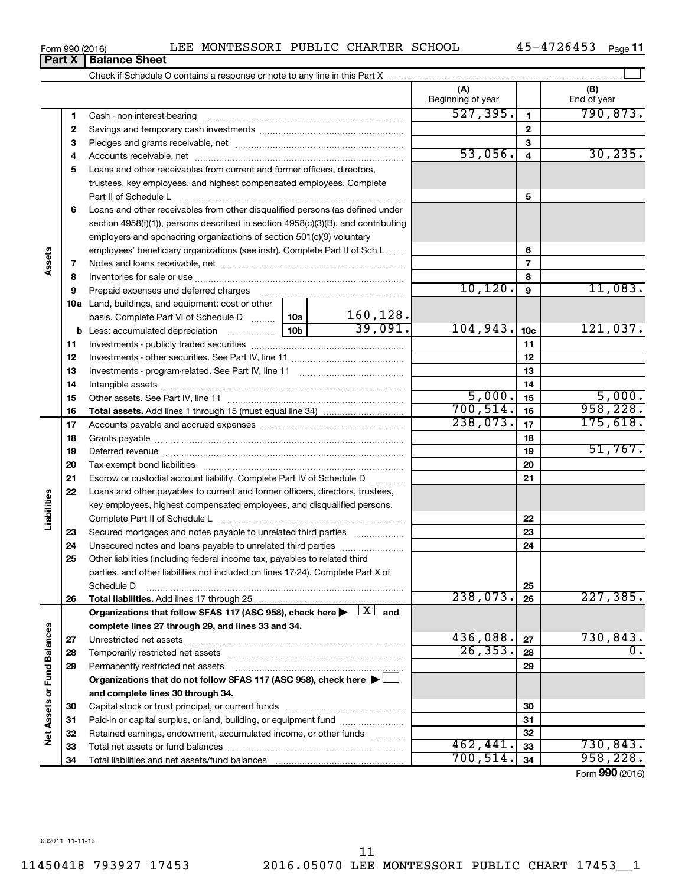Form 990 (2016) LEE MONTESSORI PUBLIC CHARTER SCHOOL 45-4726453

## Part X | Balance Sheet

Check if Schedule O contains a response or note to any line in this Part X

| | | | | | (A) Beginning of year | | (B) End of year |
|---|---|---|---|---|---|---|---|
| Assets | 1 | Cash - non-interest-bearing | | | 527,395. | 1 | 790,873. |
| | 2 | Savings and temporary cash investments | | | | 2 | |
| | 3 | Pledges and grants receivable, net | | | | 3 | |
| | 4 | Accounts receivable, net | | | 53,056. | 4 | 30,235. |
| | 5 | Loans and other receivables from current and former officers, directors, trustees, key employees, and highest compensated employees. Complete Part II of Schedule L | | | | 5 | |
| | 6 | Loans and other receivables from other disqualified persons (as defined under section 4958(f)(1)), persons described in section 4958(c)(3)(B), and contributing employers and sponsoring organizations of section 501(c)(9) voluntary employees' beneficiary organizations (see instr). Complete Part II of Sch L | | | | 6 | |
| | 7 | Notes and loans receivable, net | | | | 7 | |
| | 8 | Inventories for sale or use | | | | 8 | |
| | 9 | Prepaid expenses and deferred charges | | | 10,120. | 9 | 11,083. |
| | 10a | Land, buildings, and equipment: cost or other basis. Complete Part VI of Schedule D | 10a | 160,128. | | | |
| | b | Less: accumulated depreciation | 10b | 39,091. | 104,943. | 10c | 121,037. |
| | 11 | Investments - publicly traded securities | | | | 11 | |
| | 12 | Investments - other securities. See Part IV, line 11 | | | | 12 | |
| | 13 | Investments - program-related. See Part IV, line 11 | | | | 13 | |
| | 14 | Intangible assets | | | | 14 | |
| | 15 | Other assets. See Part IV, line 11 | | | 5,000. | 15 | 5,000. |
| | 16 | **Total assets.** Add lines 1 through 15 (must equal line 34) | | | 700,514. | 16 | 958,228. |
| Liabilities | 17 | Accounts payable and accrued expenses | | | 238,073. | 17 | 175,618. |
| | 18 | Grants payable | | | | 18 | |
| | 19 | Deferred revenue | | | | 19 | 51,767. |
| | 20 | Tax-exempt bond liabilities | | | | 20 | |
| | 21 | Escrow or custodial account liability. Complete Part IV of Schedule D | | | | 21 | |
| | 22 | Loans and other payables to current and former officers, directors, trustees, key employees, highest compensated employees, and disqualified persons. Complete Part II of Schedule L | | | | 22 | |
| | 23 | Secured mortgages and notes payable to unrelated third parties | | | | 23 | |
| | 24 | Unsecured notes and loans payable to unrelated third parties | | | | 24 | |
| | 25 | Other liabilities (including federal income tax, payables to related third parties, and other liabilities not included on lines 17-24). Complete Part X of Schedule D | | | | 25 | |
| | 26 | **Total liabilities.** Add lines 17 through 25 | | | 238,073. | 26 | 227,385. |
| Net Assets or Fund Balances | | **Organizations that follow SFAS 117 (ASC 958), check here ▶ [X] and complete lines 27 through 29, and lines 33 and 34.** | | | | | |
| | 27 | Unrestricted net assets | | | 436,088. | 27 | 730,843. |
| | 28 | Temporarily restricted net assets | | | 26,353. | 28 | 0. |
| | 29 | Permanently restricted net assets | | | | 29 | |
| | | **Organizations that do not follow SFAS 117 (ASC 958), check here ▶ [ ] and complete lines 30 through 34.** | | | | | |
| | 30 | Capital stock or trust principal, or current funds | | | | 30 | |
| | 31 | Paid-in or capital surplus, or land, building, or equipment fund | | | | 31 | |
| | 32 | Retained earnings, endowment, accumulated income, or other funds | | | | 32 | |
| | 33 | Total net assets or fund balances | | | 462,441. | 33 | 730,843. |
| | 34 | Total liabilities and net assets/fund balances | | | 700,514. | 34 | 958,228. |

Form **990** (2016)

632011 11-11-16

11450418 793927 17453 2016.05070 LEE MONTESSORI PUBLIC CHART 17453__1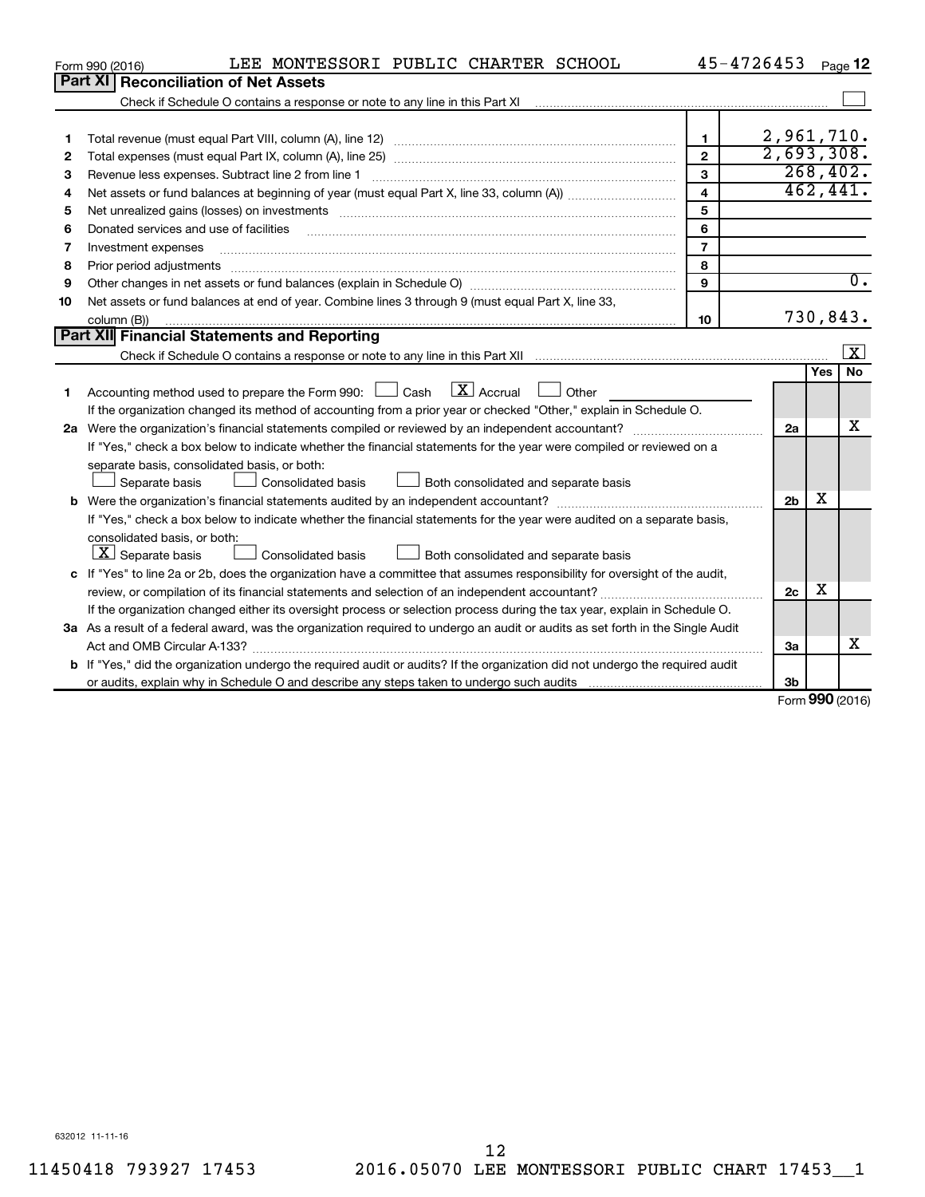Form 990 (2016) LEE MONTESSORI PUBLIC CHARTER SCHOOL 45-4726453

## Part XI Reconciliation of Net Assets

Check if Schedule O contains a response or note to any line in this Part XI ☐

| | | | |
|---|---|---|---|
| 1 | Total revenue (must equal Part VIII, column (A), line 12) | 1 | 2,961,710. |
| 2 | Total expenses (must equal Part IX, column (A), line 25) | 2 | 2,693,308. |
| 3 | Revenue less expenses. Subtract line 2 from line 1 | 3 | 268,402. |
| 4 | Net assets or fund balances at beginning of year (must equal Part X, line 33, column (A)) | 4 | 462,441. |
| 5 | Net unrealized gains (losses) on investments | 5 | |
| 6 | Donated services and use of facilities | 6 | |
| 7 | Investment expenses | 7 | |
| 8 | Prior period adjustments | 8 | |
| 9 | Other changes in net assets or fund balances (explain in Schedule O) | 9 | 0. |
| 10 | Net assets or fund balances at end of year. Combine lines 3 through 9 (must equal Part X, line 33, column (B)) | 10 | 730,843. |

## Part XII Financial Statements and Reporting

Check if Schedule O contains a response or note to any line in this Part XII ☒

| | | | Yes | No |
|---|---|---|---|---|
| 1 | Accounting method used to prepare the Form 990: ☐ Cash ☒ Accrual ☐ Other<br>If the organization changed its method of accounting from a prior year or checked "Other," explain in Schedule O. | | | |
| 2a | Were the organization's financial statements compiled or reviewed by an independent accountant?<br>If "Yes," check a box below to indicate whether the financial statements for the year were compiled or reviewed on a separate basis, consolidated basis, or both:<br>☐ Separate basis ☐ Consolidated basis ☐ Both consolidated and separate basis | 2a | | X |
| b | Were the organization's financial statements audited by an independent accountant?<br>If "Yes," check a box below to indicate whether the financial statements for the year were audited on a separate basis, consolidated basis, or both:<br>☒ Separate basis ☐ Consolidated basis ☐ Both consolidated and separate basis | 2b | X | |
| c | If "Yes" to line 2a or 2b, does the organization have a committee that assumes responsibility for oversight of the audit, review, or compilation of its financial statements and selection of an independent accountant?<br>If the organization changed either its oversight process or selection process during the tax year, explain in Schedule O. | 2c | X | |
| 3a | As a result of a federal award, was the organization required to undergo an audit or audits as set forth in the Single Audit Act and OMB Circular A-133? | 3a | | X |
| b | If "Yes," did the organization undergo the required audit or audits? If the organization did not undergo the required audit or audits, explain why in Schedule O and describe any steps taken to undergo such audits | 3b | | |

Form 990 (2016)

632012 11-11-16

11450418 793927 17453 2016.05070 LEE MONTESSORI PUBLIC CHART 17453__1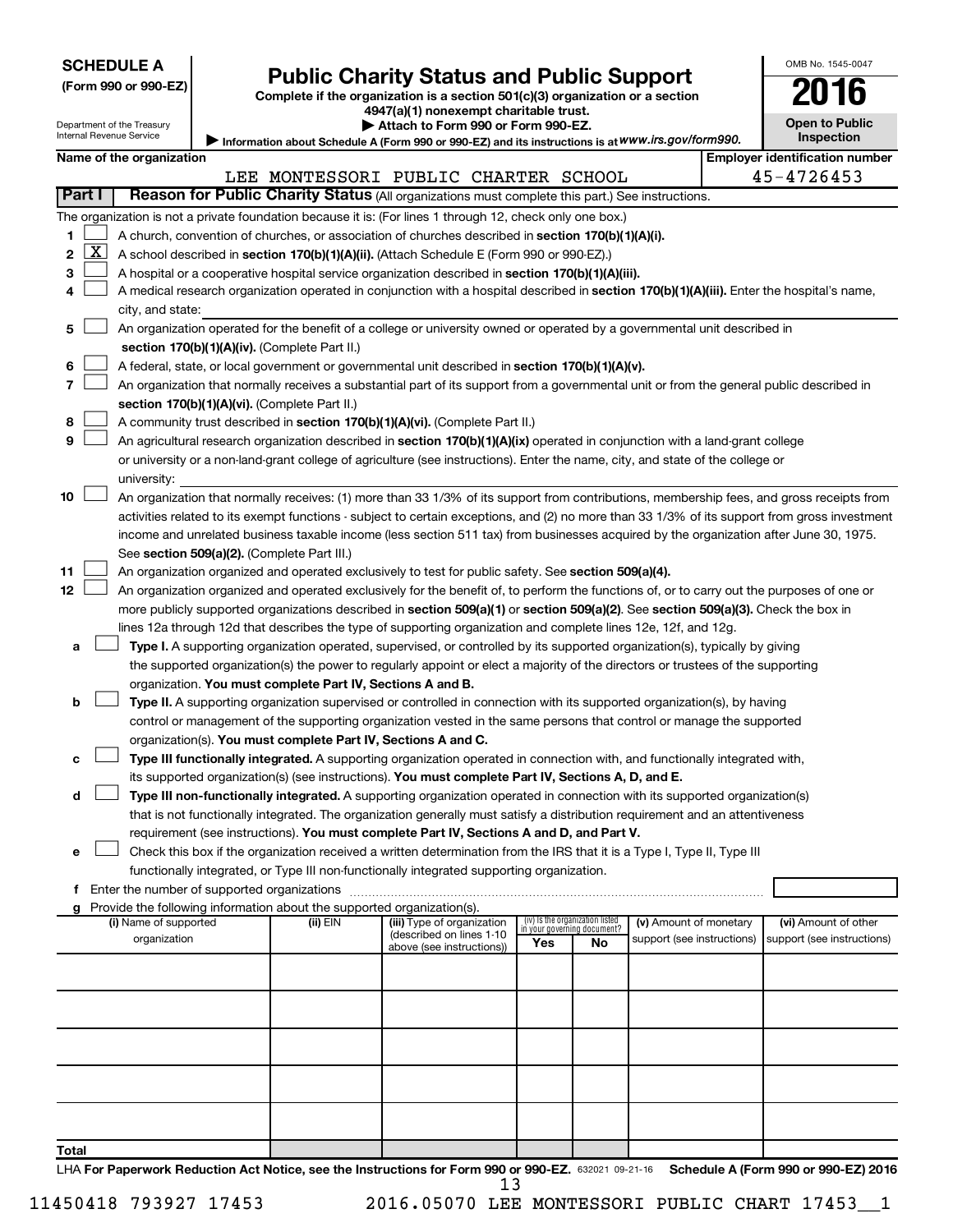**SCHEDULE A**
**(Form 990 or 990-EZ)**

Department of the Treasury
Internal Revenue Service

# Public Charity Status and Public Support

**Complete if the organization is a section 501(c)(3) organization or a section 4947(a)(1) nonexempt charitable trust.**
**▶ Attach to Form 990 or Form 990-EZ.**
**▶ Information about Schedule A (Form 990 or 990-EZ) and its instructions is at** *www.irs.gov/form990.*

OMB No. 1545-0047
**2016**
**Open to Public Inspection**

**Name of the organization**
LEE MONTESSORI PUBLIC CHARTER SCHOOL

**Employer identification number**
45-4726453

**Part I — Reason for Public Charity Status** (All organizations must complete this part.) See instructions.

The organization is not a private foundation because it is: (For lines 1 through 12, check only one box.)

1. ☐ A church, convention of churches, or association of churches described in **section 170(b)(1)(A)(i).**
2. ☒ A school described in **section 170(b)(1)(A)(ii).** (Attach Schedule E (Form 990 or 990-EZ).)
3. ☐ A hospital or a cooperative hospital service organization described in **section 170(b)(1)(A)(iii).**
4. ☐ A medical research organization operated in conjunction with a hospital described in **section 170(b)(1)(A)(iii).** Enter the hospital's name, city, and state:
5. ☐ An organization operated for the benefit of a college or university owned or operated by a governmental unit described in **section 170(b)(1)(A)(iv).** (Complete Part II.)
6. ☐ A federal, state, or local government or governmental unit described in **section 170(b)(1)(A)(v).**
7. ☐ An organization that normally receives a substantial part of its support from a governmental unit or from the general public described in **section 170(b)(1)(A)(vi).** (Complete Part II.)
8. ☐ A community trust described in **section 170(b)(1)(A)(vi).** (Complete Part II.)
9. ☐ An agricultural research organization described in **section 170(b)(1)(A)(ix)** operated in conjunction with a land-grant college or university or a non-land-grant college of agriculture (see instructions). Enter the name, city, and state of the college or university:
10. ☐ An organization that normally receives: (1) more than 33 1/3% of its support from contributions, membership fees, and gross receipts from activities related to its exempt functions - subject to certain exceptions, and (2) no more than 33 1/3% of its support from gross investment income and unrelated business taxable income (less section 511 tax) from businesses acquired by the organization after June 30, 1975. See **section 509(a)(2).** (Complete Part III.)
11. ☐ An organization organized and operated exclusively to test for public safety. See **section 509(a)(4).**
12. ☐ An organization organized and operated exclusively for the benefit of, to perform the functions of, or to carry out the purposes of one or more publicly supported organizations described in **section 509(a)(1)** or **section 509(a)(2).** See **section 509(a)(3).** Check the box in lines 12a through 12d that describes the type of supporting organization and complete lines 12e, 12f, and 12g.
   - a ☐ **Type I.** A supporting organization operated, supervised, or controlled by its supported organization(s), typically by giving the supported organization(s) the power to regularly appoint or elect a majority of the directors or trustees of the supporting organization. **You must complete Part IV, Sections A and B.**
   - b ☐ **Type II.** A supporting organization supervised or controlled in connection with its supported organization(s), by having control or management of the supporting organization vested in the same persons that control or manage the supported organization(s). **You must complete Part IV, Sections A and C.**
   - c ☐ **Type III functionally integrated.** A supporting organization operated in connection with, and functionally integrated with, its supported organization(s) (see instructions). **You must complete Part IV, Sections A, D, and E.**
   - d ☐ **Type III non-functionally integrated.** A supporting organization operated in connection with its supported organization(s) that is not functionally integrated. The organization generally must satisfy a distribution requirement and an attentiveness requirement (see instructions). **You must complete Part IV, Sections A and D, and Part V.**
   - e ☐ Check this box if the organization received a written determination from the IRS that it is a Type I, Type II, Type III functionally integrated, or Type III non-functionally integrated supporting organization.
   - f Enter the number of supported organizations
   - g Provide the following information about the supported organization(s).

| (i) Name of supported organization | (ii) EIN | (iii) Type of organization (described on lines 1-10 above (see instructions)) | (iv) Is the organization listed in your governing document? Yes | No | (v) Amount of monetary support (see instructions) | (vi) Amount of other support (see instructions) |
|---|---|---|---|---|---|---|
| | | | | | | |
| | | | | | | |
| | | | | | | |
| | | | | | | |
| | | | | | | |
| **Total** | | | | | | |

LHA **For Paperwork Reduction Act Notice, see the Instructions for Form 990 or 990-EZ.** 632021 09-21-16 **Schedule A (Form 990 or 990-EZ) 2016**

11450418 793927 17453    2016.05070 LEE MONTESSORI PUBLIC CHART 17453__1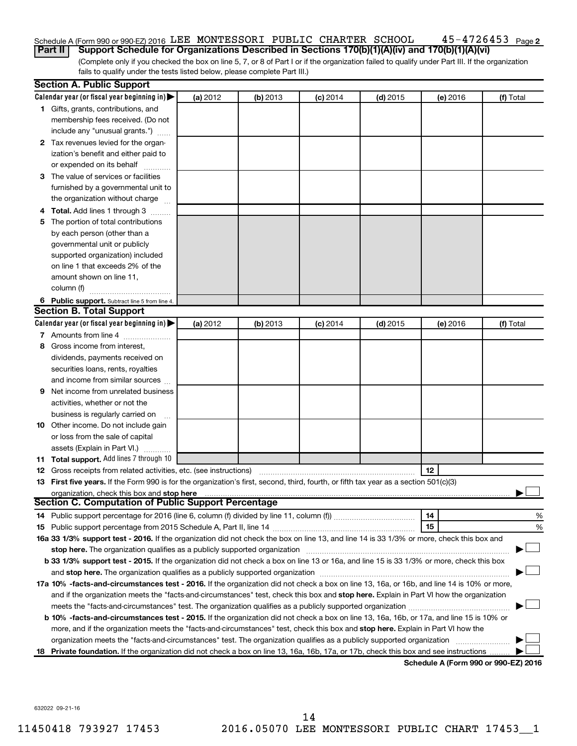Schedule A (Form 990 or 990-EZ) 2016 LEE MONTESSORI PUBLIC CHARTER SCHOOL 45-4726453 Page 2

**Part II Support Schedule for Organizations Described in Sections 170(b)(1)(A)(iv) and 170(b)(1)(A)(vi)**

(Complete only if you checked the box on line 5, 7, or 8 of Part I or if the organization failed to qualify under Part III. If the organization fails to qualify under the tests listed below, please complete Part III.)

**Section A. Public Support**

| Calendar year (or fiscal year beginning in) ▶ | (a) 2012 | (b) 2013 | (c) 2014 | (d) 2015 | (e) 2016 | (f) Total |
|---|---|---|---|---|---|---|
| 1 Gifts, grants, contributions, and membership fees received. (Do not include any "unusual grants.") | | | | | | |
| 2 Tax revenues levied for the organization's benefit and either paid to or expended on its behalf | | | | | | |
| 3 The value of services or facilities furnished by a governmental unit to the organization without charge | | | | | | |
| 4 **Total.** Add lines 1 through 3 | | | | | | |
| 5 The portion of total contributions by each person (other than a governmental unit or publicly supported organization) included on line 1 that exceeds 2% of the amount shown on line 11, column (f) | | | | | | |
| 6 **Public support.** Subtract line 5 from line 4. | | | | | | |

**Section B. Total Support**

| Calendar year (or fiscal year beginning in) ▶ | (a) 2012 | (b) 2013 | (c) 2014 | (d) 2015 | (e) 2016 | (f) Total |
|---|---|---|---|---|---|---|
| 7 Amounts from line 4 | | | | | | |
| 8 Gross income from interest, dividends, payments received on securities loans, rents, royalties and income from similar sources | | | | | | |
| 9 Net income from unrelated business activities, whether or not the business is regularly carried on | | | | | | |
| 10 Other income. Do not include gain or loss from the sale of capital assets (Explain in Part VI.) | | | | | | |
| 11 **Total support.** Add lines 7 through 10 | | | | | | |

12 Gross receipts from related activities, etc. (see instructions) ..... 12

13 **First five years.** If the Form 990 is for the organization's first, second, third, fourth, or fifth tax year as a section 501(c)(3) organization, check this box and **stop here** ..... ▶ ☐

**Section C. Computation of Public Support Percentage**

14 Public support percentage for 2016 (line 6, column (f) divided by line 11, column (f)) ..... 14 %

15 Public support percentage from 2015 Schedule A, Part II, line 14 ..... 15 %

**16a 33 1/3% support test - 2016.** If the organization did not check the box on line 13, and line 14 is 33 1/3% or more, check this box and **stop here.** The organization qualifies as a publicly supported organization ..... ▶ ☐

**b 33 1/3% support test - 2015.** If the organization did not check a box on line 13 or 16a, and line 15 is 33 1/3% or more, check this box and **stop here.** The organization qualifies as a publicly supported organization ..... ▶ ☐

**17a 10% -facts-and-circumstances test - 2016.** If the organization did not check a box on line 13, 16a, or 16b, and line 14 is 10% or more, and if the organization meets the "facts-and-circumstances" test, check this box and **stop here.** Explain in Part VI how the organization meets the "facts-and-circumstances" test. The organization qualifies as a publicly supported organization ..... ▶ ☐

**b 10% -facts-and-circumstances test - 2015.** If the organization did not check a box on line 13, 16a, 16b, or 17a, and line 15 is 10% or more, and if the organization meets the "facts-and-circumstances" test, check this box and **stop here.** Explain in Part VI how the organization meets the "facts-and-circumstances" test. The organization qualifies as a publicly supported organization ..... ▶ ☐

**18 Private foundation.** If the organization did not check a box on line 13, 16a, 16b, 17a, or 17b, check this box and see instructions ..... ▶ ☐

**Schedule A (Form 990 or 990-EZ) 2016**

632022 09-21-16

11450418 793927 17453 2016.05070 LEE MONTESSORI PUBLIC CHART 17453__1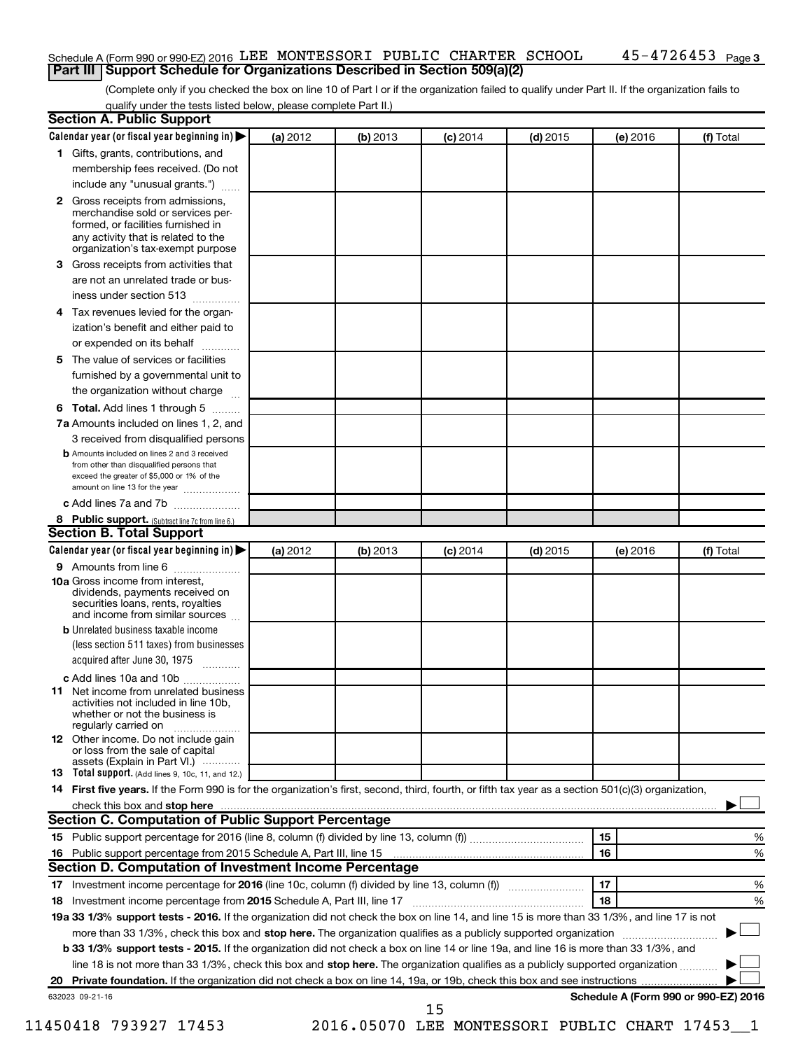Schedule A (Form 990 or 990-EZ) 2016 LEE MONTESSORI PUBLIC CHARTER SCHOOL 45-4726453 Page 3

## Part III Support Schedule for Organizations Described in Section 509(a)(2)

(Complete only if you checked the box on line 10 of Part I or if the organization failed to qualify under Part II. If the organization fails to qualify under the tests listed below, please complete Part II.)

### Section A. Public Support

| Calendar year (or fiscal year beginning in) ▶ | (a) 2012 | (b) 2013 | (c) 2014 | (d) 2015 | (e) 2016 | (f) Total |
|---|---|---|---|---|---|---|
| **1** Gifts, grants, contributions, and membership fees received. (Do not include any "unusual grants.") | | | | | | |
| **2** Gross receipts from admissions, merchandise sold or services performed, or facilities furnished in any activity that is related to the organization's tax-exempt purpose | | | | | | |
| **3** Gross receipts from activities that are not an unrelated trade or business under section 513 | | | | | | |
| **4** Tax revenues levied for the organization's benefit and either paid to or expended on its behalf | | | | | | |
| **5** The value of services or facilities furnished by a governmental unit to the organization without charge | | | | | | |
| **6 Total.** Add lines 1 through 5 | | | | | | |
| **7a** Amounts included on lines 1, 2, and 3 received from disqualified persons | | | | | | |
| **b** Amounts included on lines 2 and 3 received from other than disqualified persons that exceed the greater of $5,000 or 1% of the amount on line 13 for the year | | | | | | |
| **c** Add lines 7a and 7b | | | | | | |
| **8 Public support.** (Subtract line 7c from line 6.) | | | | | | |

### Section B. Total Support

| Calendar year (or fiscal year beginning in) ▶ | (a) 2012 | (b) 2013 | (c) 2014 | (d) 2015 | (e) 2016 | (f) Total |
|---|---|---|---|---|---|---|
| **9** Amounts from line 6 | | | | | | |
| **10a** Gross income from interest, dividends, payments received on securities loans, rents, royalties and income from similar sources | | | | | | |
| **b** Unrelated business taxable income (less section 511 taxes) from businesses acquired after June 30, 1975 | | | | | | |
| **c** Add lines 10a and 10b | | | | | | |
| **11** Net income from unrelated business activities not included in line 10b, whether or not the business is regularly carried on | | | | | | |
| **12** Other income. Do not include gain or loss from the sale of capital assets (Explain in Part VI.) | | | | | | |
| **13 Total support.** (Add lines 9, 10c, 11, and 12.) | | | | | | |

**14 First five years.** If the Form 990 is for the organization's first, second, third, fourth, or fifth tax year as a section 501(c)(3) organization, check this box and **stop here** ▶ ☐

### Section C. Computation of Public Support Percentage

| | | |
|---|---|---|
| **15** Public support percentage for 2016 (line 8, column (f) divided by line 13, column (f)) | 15 | % |
| **16** Public support percentage from 2015 Schedule A, Part III, line 15 | 16 | % |

### Section D. Computation of Investment Income Percentage

| | | |
|---|---|---|
| **17** Investment income percentage for **2016** (line 10c, column (f) divided by line 13, column (f)) | 17 | % |
| **18** Investment income percentage from **2015** Schedule A, Part III, line 17 | 18 | % |

**19a 33 1/3% support tests - 2016.** If the organization did not check the box on line 14, and line 15 is more than 33 1/3%, and line 17 is not more than 33 1/3%, check this box and **stop here.** The organization qualifies as a publicly supported organization ▶ ☐

**b 33 1/3% support tests - 2015.** If the organization did not check a box on line 14 or line 19a, and line 16 is more than 33 1/3%, and line 18 is not more than 33 1/3%, check this box and **stop here.** The organization qualifies as a publicly supported organization ▶ ☐

**20 Private foundation.** If the organization did not check a box on line 14, 19a, or 19b, check this box and see instructions ▶ ☐

632023 09-21-16

**Schedule A (Form 990 or 990-EZ) 2016**

11450418 793927 17453 2016.05070 LEE MONTESSORI PUBLIC CHART 17453__1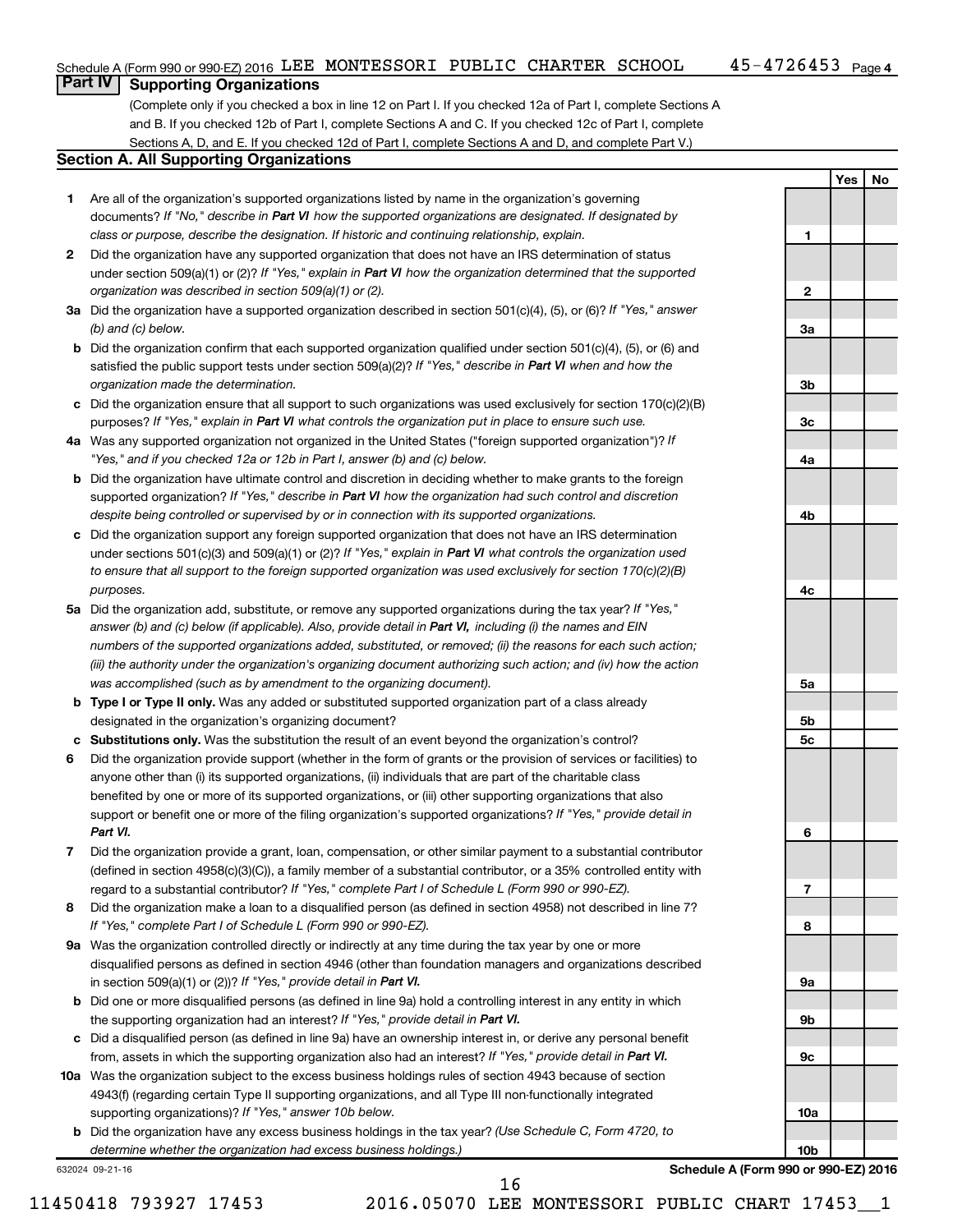## Part IV Supporting Organizations

(Complete only if you checked a box in line 12 on Part I. If you checked 12a of Part I, complete Sections A and B. If you checked 12b of Part I, complete Sections A and C. If you checked 12c of Part I, complete Sections A, D, and E. If you checked 12d of Part I, complete Sections A and D, and complete Part V.)

### Section A. All Supporting Organizations

| | | Line | Yes | No |
|---|---|---|---|---|
| **1** | Are all of the organization's supported organizations listed by name in the organization's governing documents? *If "No," describe in **Part VI** how the supported organizations are designated. If designated by class or purpose, describe the designation. If historic and continuing relationship, explain.* | **1** | | |
| **2** | Did the organization have any supported organization that does not have an IRS determination of status under section 509(a)(1) or (2)? *If "Yes," explain in **Part VI** how the organization determined that the supported organization was described in section 509(a)(1) or (2).* | **2** | | |
| **3a** | Did the organization have a supported organization described in section 501(c)(4), (5), or (6)? *If "Yes," answer (b) and (c) below.* | **3a** | | |
| **b** | Did the organization confirm that each supported organization qualified under section 501(c)(4), (5), or (6) and satisfied the public support tests under section 509(a)(2)? *If "Yes," describe in **Part VI** when and how the organization made the determination.* | **3b** | | |
| **c** | Did the organization ensure that all support to such organizations was used exclusively for section 170(c)(2)(B) purposes? *If "Yes," explain in **Part VI** what controls the organization put in place to ensure such use.* | **3c** | | |
| **4a** | Was any supported organization not organized in the United States ("foreign supported organization")? *If "Yes," and if you checked 12a or 12b in Part I, answer (b) and (c) below.* | **4a** | | |
| **b** | Did the organization have ultimate control and discretion in deciding whether to make grants to the foreign supported organization? *If "Yes," describe in **Part VI** how the organization had such control and discretion despite being controlled or supervised by or in connection with its supported organizations.* | **4b** | | |
| **c** | Did the organization support any foreign supported organization that does not have an IRS determination under sections 501(c)(3) and 509(a)(1) or (2)? *If "Yes," explain in **Part VI** what controls the organization used to ensure that all support to the foreign supported organization was used exclusively for section 170(c)(2)(B) purposes.* | **4c** | | |
| **5a** | Did the organization add, substitute, or remove any supported organizations during the tax year? *If "Yes," answer (b) and (c) below (if applicable). Also, provide detail in **Part VI,** including (i) the names and EIN numbers of the supported organizations added, substituted, or removed; (ii) the reasons for each such action; (iii) the authority under the organization's organizing document authorizing such action; and (iv) how the action was accomplished (such as by amendment to the organizing document).* | **5a** | | |
| **b** | **Type I or Type II only.** Was any added or substituted supported organization part of a class already designated in the organization's organizing document? | **5b** | | |
| **c** | **Substitutions only.** Was the substitution the result of an event beyond the organization's control? | **5c** | | |
| **6** | Did the organization provide support (whether in the form of grants or the provision of services or facilities) to anyone other than (i) its supported organizations, (ii) individuals that are part of the charitable class benefited by one or more of its supported organizations, or (iii) other supporting organizations that also support or benefit one or more of the filing organization's supported organizations? *If "Yes," provide detail in **Part VI.*** | **6** | | |
| **7** | Did the organization provide a grant, loan, compensation, or other similar payment to a substantial contributor (defined in section 4958(c)(3)(C)), a family member of a substantial contributor, or a 35% controlled entity with regard to a substantial contributor? *If "Yes," complete Part I of Schedule L (Form 990 or 990-EZ).* | **7** | | |
| **8** | Did the organization make a loan to a disqualified person (as defined in section 4958) not described in line 7? *If "Yes," complete Part I of Schedule L (Form 990 or 990-EZ).* | **8** | | |
| **9a** | Was the organization controlled directly or indirectly at any time during the tax year by one or more disqualified persons as defined in section 4946 (other than foundation managers and organizations described in section 509(a)(1) or (2))? *If "Yes," provide detail in **Part VI.*** | **9a** | | |
| **b** | Did one or more disqualified persons (as defined in line 9a) hold a controlling interest in any entity in which the supporting organization had an interest? *If "Yes," provide detail in **Part VI.*** | **9b** | | |
| **c** | Did a disqualified person (as defined in line 9a) have an ownership interest in, or derive any personal benefit from, assets in which the supporting organization also had an interest? *If "Yes," provide detail in **Part VI.*** | **9c** | | |
| **10a** | Was the organization subject to the excess business holdings rules of section 4943 because of section 4943(f) (regarding certain Type II supporting organizations, and all Type III non-functionally integrated supporting organizations)? *If "Yes," answer 10b below.* | **10a** | | |
| **b** | Did the organization have any excess business holdings in the tax year? *(Use Schedule C, Form 4720, to determine whether the organization had excess business holdings.)* | **10b** | | |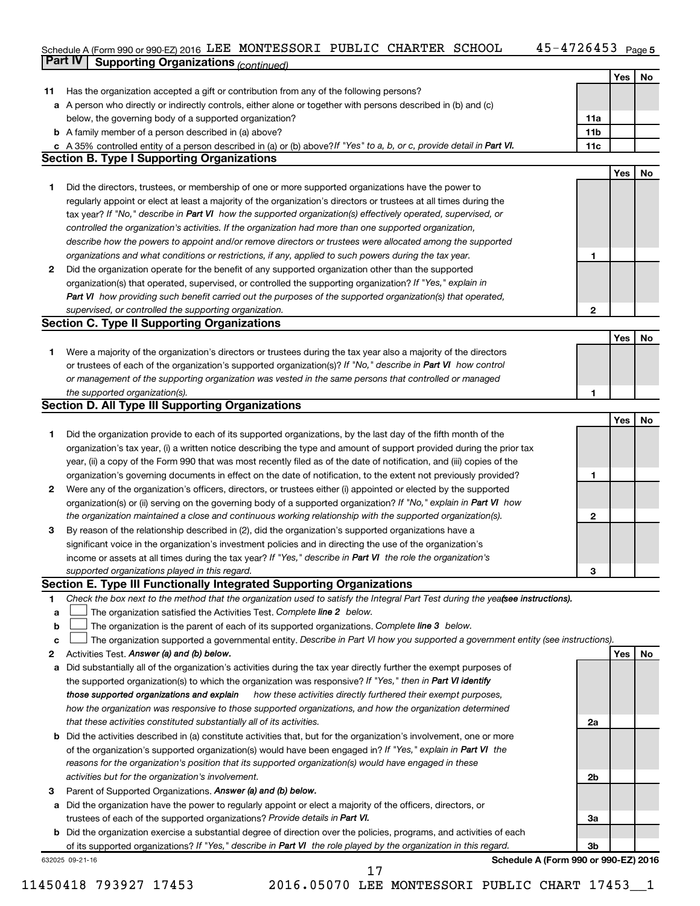Schedule A (Form 990 or 990-EZ) 2016 LEE MONTESSORI PUBLIC CHARTER SCHOOL 45-4726453 Page 5

## Part IV Supporting Organizations *(continued)*

| | | | Yes | No |
|---|---|---|---|---|
| **11** | Has the organization accepted a gift or contribution from any of the following persons? | | | |
| **a** | A person who directly or indirectly controls, either alone or together with persons described in (b) and (c) below, the governing body of a supported organization? | **11a** | | |
| **b** | A family member of a person described in (a) above? | **11b** | | |
| **c** | A 35% controlled entity of a person described in (a) or (b) above? *If "Yes" to a, b, or c, provide detail in* **Part VI.** | **11c** | | |

### Section B. Type I Supporting Organizations

| | | | Yes | No |
|---|---|---|---|---|
| **1** | Did the directors, trustees, or membership of one or more supported organizations have the power to regularly appoint or elect at least a majority of the organization's directors or trustees at all times during the tax year? *If "No," describe in* **Part VI** *how the supported organization(s) effectively operated, supervised, or controlled the organization's activities. If the organization had more than one supported organization, describe how the powers to appoint and/or remove directors or trustees were allocated among the supported organizations and what conditions or restrictions, if any, applied to such powers during the tax year.* | **1** | | |
| **2** | Did the organization operate for the benefit of any supported organization other than the supported organization(s) that operated, supervised, or controlled the supporting organization? *If "Yes," explain in* **Part VI** *how providing such benefit carried out the purposes of the supported organization(s) that operated, supervised, or controlled the supporting organization.* | **2** | | |

### Section C. Type II Supporting Organizations

| | | | Yes | No |
|---|---|---|---|---|
| **1** | Were a majority of the organization's directors or trustees during the tax year also a majority of the directors or trustees of each of the organization's supported organization(s)? *If "No," describe in* **Part VI** *how control or management of the supporting organization was vested in the same persons that controlled or managed the supported organization(s).* | **1** | | |

### Section D. All Type III Supporting Organizations

| | | | Yes | No |
|---|---|---|---|---|
| **1** | Did the organization provide to each of its supported organizations, by the last day of the fifth month of the organization's tax year, (i) a written notice describing the type and amount of support provided during the prior tax year, (ii) a copy of the Form 990 that was most recently filed as of the date of notification, and (iii) copies of the organization's governing documents in effect on the date of notification, to the extent not previously provided? | **1** | | |
| **2** | Were any of the organization's officers, directors, or trustees either (i) appointed or elected by the supported organization(s) or (ii) serving on the governing body of a supported organization? *If "No," explain in* **Part VI** *how the organization maintained a close and continuous working relationship with the supported organization(s).* | **2** | | |
| **3** | By reason of the relationship described in (2), did the organization's supported organizations have a significant voice in the organization's investment policies and in directing the use of the organization's income or assets at all times during the tax year? *If "Yes," describe in* **Part VI** *the role the organization's supported organizations played in this regard.* | **3** | | |

### Section E. Type III Functionally Integrated Supporting Organizations

**1** *Check the box next to the method that the organization used to satisfy the Integral Part Test during the year* ***(see instructions).***

- **a** ☐ The organization satisfied the Activities Test. *Complete* ***line 2*** *below.*
- **b** ☐ The organization is the parent of each of its supported organizations. *Complete* ***line 3*** *below.*
- **c** ☐ The organization supported a governmental entity. *Describe in Part VI how you supported a government entity (see instructions).*

| | | | Yes | No |
|---|---|---|---|---|
| **2** | Activities Test. ***Answer (a) and (b) below.*** | | | |
| **a** | Did substantially all of the organization's activities during the tax year directly further the exempt purposes of the supported organization(s) to which the organization was responsive? *If "Yes," then in* **Part VI identify those supported organizations and explain** *how these activities directly furthered their exempt purposes, how the organization was responsive to those supported organizations, and how the organization determined that these activities constituted substantially all of its activities.* | **2a** | | |
| **b** | Did the activities described in (a) constitute activities that, but for the organization's involvement, one or more of the organization's supported organization(s) would have been engaged in? *If "Yes," explain in* **Part VI** *the reasons for the organization's position that its supported organization(s) would have engaged in these activities but for the organization's involvement.* | **2b** | | |
| **3** | Parent of Supported Organizations. ***Answer (a) and (b) below.*** | | | |
| **a** | Did the organization have the power to regularly appoint or elect a majority of the officers, directors, or trustees of each of the supported organizations? *Provide details in* **Part VI.** | **3a** | | |
| **b** | Did the organization exercise a substantial degree of direction over the policies, programs, and activities of each of its supported organizations? *If "Yes," describe in* **Part VI** *the role played by the organization in this regard.* | **3b** | | |

632025 09-21-16 **Schedule A (Form 990 or 990-EZ) 2016**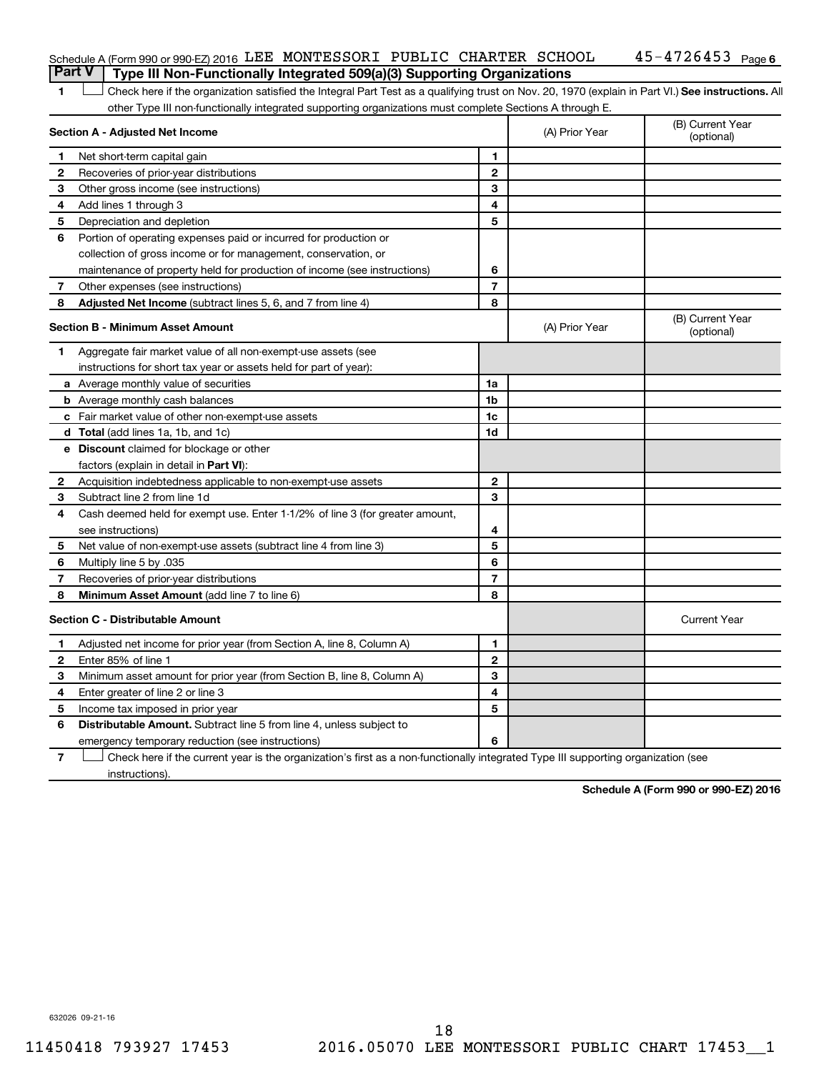Schedule A (Form 990 or 990-EZ) 2016 LEE MONTESSORI PUBLIC CHARTER SCHOOL 45-4726453 Page 6

## Part V Type III Non-Functionally Integrated 509(a)(3) Supporting Organizations

1 ☐ Check here if the organization satisfied the Integral Part Test as a qualifying trust on Nov. 20, 1970 (explain in Part VI.) **See instructions.** All other Type III non-functionally integrated supporting organizations must complete Sections A through E.

| **Section A - Adjusted Net Income** | | | (A) Prior Year | (B) Current Year (optional) |
|---|---|---|---|---|
| 1 | Net short-term capital gain | 1 | | |
| 2 | Recoveries of prior-year distributions | 2 | | |
| 3 | Other gross income (see instructions) | 3 | | |
| 4 | Add lines 1 through 3 | 4 | | |
| 5 | Depreciation and depletion | 5 | | |
| 6 | Portion of operating expenses paid or incurred for production or collection of gross income or for management, conservation, or maintenance of property held for production of income (see instructions) | 6 | | |
| 7 | Other expenses (see instructions) | 7 | | |
| 8 | **Adjusted Net Income** (subtract lines 5, 6, and 7 from line 4) | 8 | | |

| **Section B - Minimum Asset Amount** | | | (A) Prior Year | (B) Current Year (optional) |
|---|---|---|---|---|
| 1 | Aggregate fair market value of all non-exempt-use assets (see instructions for short tax year or assets held for part of year): | | | |
| a | Average monthly value of securities | 1a | | |
| b | Average monthly cash balances | 1b | | |
| c | Fair market value of other non-exempt-use assets | 1c | | |
| d | **Total** (add lines 1a, 1b, and 1c) | 1d | | |
| e | **Discount** claimed for blockage or other factors (explain in detail in **Part VI**): | | | |
| 2 | Acquisition indebtedness applicable to non-exempt-use assets | 2 | | |
| 3 | Subtract line 2 from line 1d | 3 | | |
| 4 | Cash deemed held for exempt use. Enter 1-1/2% of line 3 (for greater amount, see instructions) | 4 | | |
| 5 | Net value of non-exempt-use assets (subtract line 4 from line 3) | 5 | | |
| 6 | Multiply line 5 by .035 | 6 | | |
| 7 | Recoveries of prior-year distributions | 7 | | |
| 8 | **Minimum Asset Amount** (add line 7 to line 6) | 8 | | |

| **Section C - Distributable Amount** | | | | Current Year |
|---|---|---|---|---|
| 1 | Adjusted net income for prior year (from Section A, line 8, Column A) | 1 | | |
| 2 | Enter 85% of line 1 | 2 | | |
| 3 | Minimum asset amount for prior year (from Section B, line 8, Column A) | 3 | | |
| 4 | Enter greater of line 2 or line 3 | 4 | | |
| 5 | Income tax imposed in prior year | 5 | | |
| 6 | **Distributable Amount.** Subtract line 5 from line 4, unless subject to emergency temporary reduction (see instructions) | 6 | | |

7 ☐ Check here if the current year is the organization's first as a non-functionally integrated Type III supporting organization (see instructions).

**Schedule A (Form 990 or 990-EZ) 2016**

632026 09-21-16

11450418 793927 17453 2016.05070 LEE MONTESSORI PUBLIC CHART 17453__1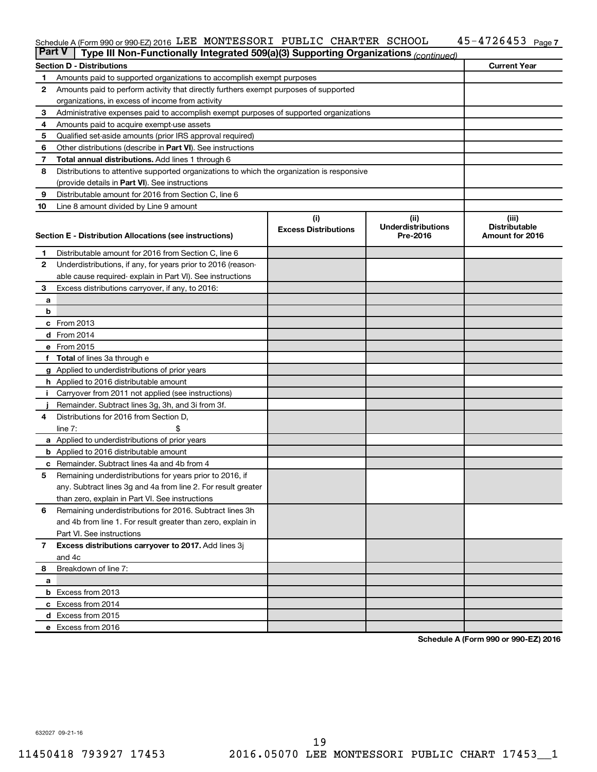Schedule A (Form 990 or 990-EZ) 2016 LEE MONTESSORI PUBLIC CHARTER SCHOOL 45-4726453 Page 7

## Part V Type III Non-Functionally Integrated 509(a)(3) Supporting Organizations *(continued)*

| Section D - Distributions | | Current Year |
|---|---|---|
| 1 | Amounts paid to supported organizations to accomplish exempt purposes | |
| 2 | Amounts paid to perform activity that directly furthers exempt purposes of supported organizations, in excess of income from activity | |
| 3 | Administrative expenses paid to accomplish exempt purposes of supported organizations | |
| 4 | Amounts paid to acquire exempt-use assets | |
| 5 | Qualified set-aside amounts (prior IRS approval required) | |
| 6 | Other distributions (describe in **Part VI**). See instructions | |
| 7 | **Total annual distributions.** Add lines 1 through 6 | |
| 8 | Distributions to attentive supported organizations to which the organization is responsive (provide details in **Part VI**). See instructions | |
| 9 | Distributable amount for 2016 from Section C, line 6 | |
| 10 | Line 8 amount divided by Line 9 amount | |

| Section E - Distribution Allocations (see instructions) | | (i) Excess Distributions | (ii) Underdistributions Pre-2016 | (iii) Distributable Amount for 2016 |
|---|---|---|---|---|
| 1 | Distributable amount for 2016 from Section C, line 6 | | | |
| 2 | Underdistributions, if any, for years prior to 2016 (reasonable cause required- explain in Part VI). See instructions | | | |
| 3 | Excess distributions carryover, if any, to 2016: | | | |
| a | | | | |
| b | | | | |
| c | From 2013 | | | |
| d | From 2014 | | | |
| e | From 2015 | | | |
| f | **Total** of lines 3a through e | | | |
| g | Applied to underdistributions of prior years | | | |
| h | Applied to 2016 distributable amount | | | |
| i | Carryover from 2011 not applied (see instructions) | | | |
| j | Remainder. Subtract lines 3g, 3h, and 3i from 3f. | | | |
| 4 | Distributions for 2016 from Section D, line 7: $ | | | |
| a | Applied to underdistributions of prior years | | | |
| b | Applied to 2016 distributable amount | | | |
| c | Remainder. Subtract lines 4a and 4b from 4 | | | |
| 5 | Remaining underdistributions for years prior to 2016, if any. Subtract lines 3g and 4a from line 2. For result greater than zero, explain in Part VI. See instructions | | | |
| 6 | Remaining underdistributions for 2016. Subtract lines 3h and 4b from line 1. For result greater than zero, explain in Part VI. See instructions | | | |
| 7 | **Excess distributions carryover to 2017.** Add lines 3j and 4c | | | |
| 8 | Breakdown of line 7: | | | |
| a | | | | |
| b | Excess from 2013 | | | |
| c | Excess from 2014 | | | |
| d | Excess from 2015 | | | |
| e | Excess from 2016 | | | |

**Schedule A (Form 990 or 990-EZ) 2016**

632027 09-21-16

11450418 793927 17453 2016.05070 LEE MONTESSORI PUBLIC CHART 17453__1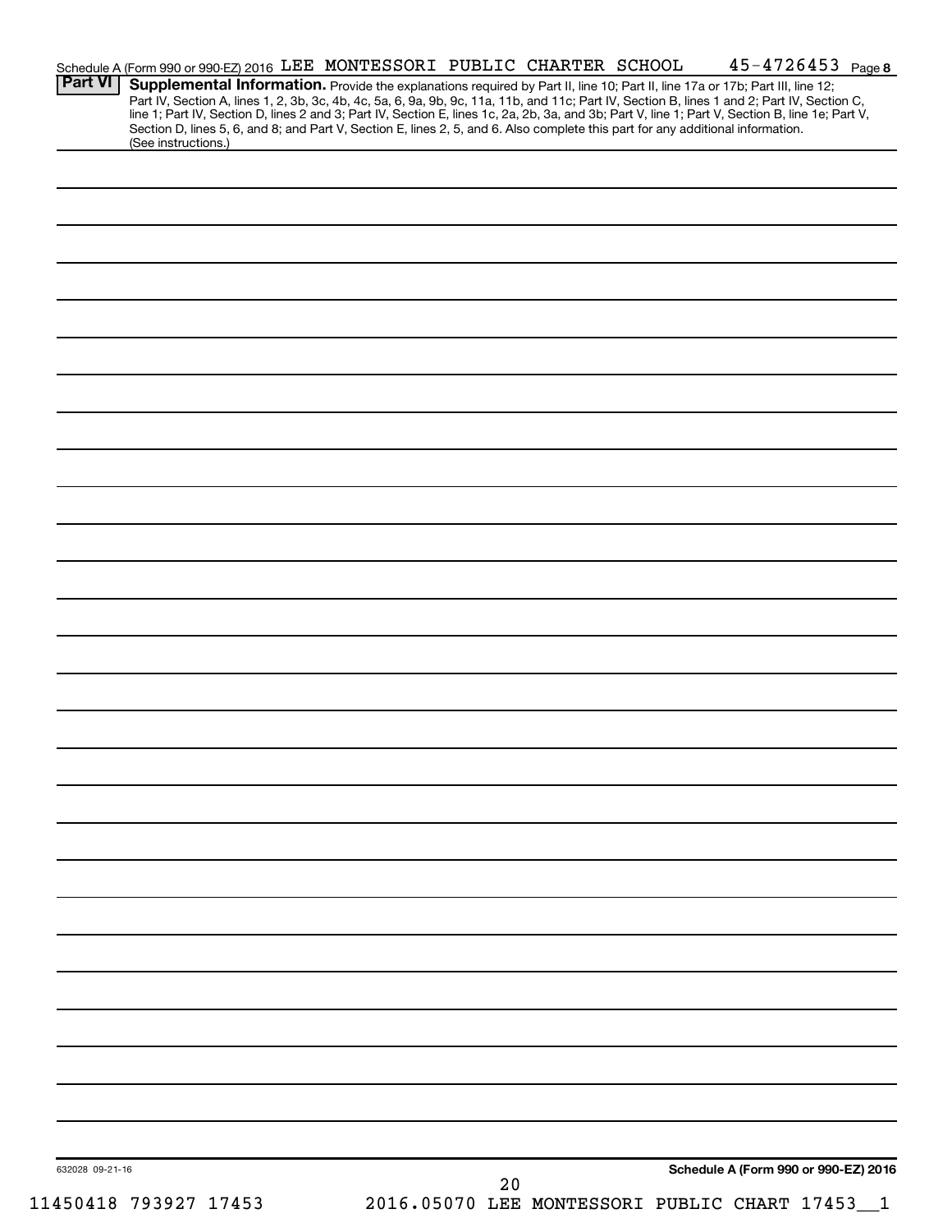Schedule A (Form 990 or 990-EZ) 2016 LEE MONTESSORI PUBLIC CHARTER SCHOOL 45-4726453 Page 8

**Part VI** **Supplemental Information.** Provide the explanations required by Part II, line 10; Part II, line 17a or 17b; Part III, line 12; Part IV, Section A, lines 1, 2, 3b, 3c, 4b, 4c, 5a, 6, 9a, 9b, 9c, 11a, 11b, and 11c; Part IV, Section B, lines 1 and 2; Part IV, Section C, line 1; Part IV, Section D, lines 2 and 3; Part IV, Section E, lines 1c, 2a, 2b, 3a, and 3b; Part V, line 1; Part V, Section B, line 1e; Part V, Section D, lines 5, 6, and 8; and Part V, Section E, lines 2, 5, and 6. Also complete this part for any additional information. (See instructions.)

632028 09-21-16

**Schedule A (Form 990 or 990-EZ) 2016**

11450418 793927 17453 2016.05070 LEE MONTESSORI PUBLIC CHART 17453__1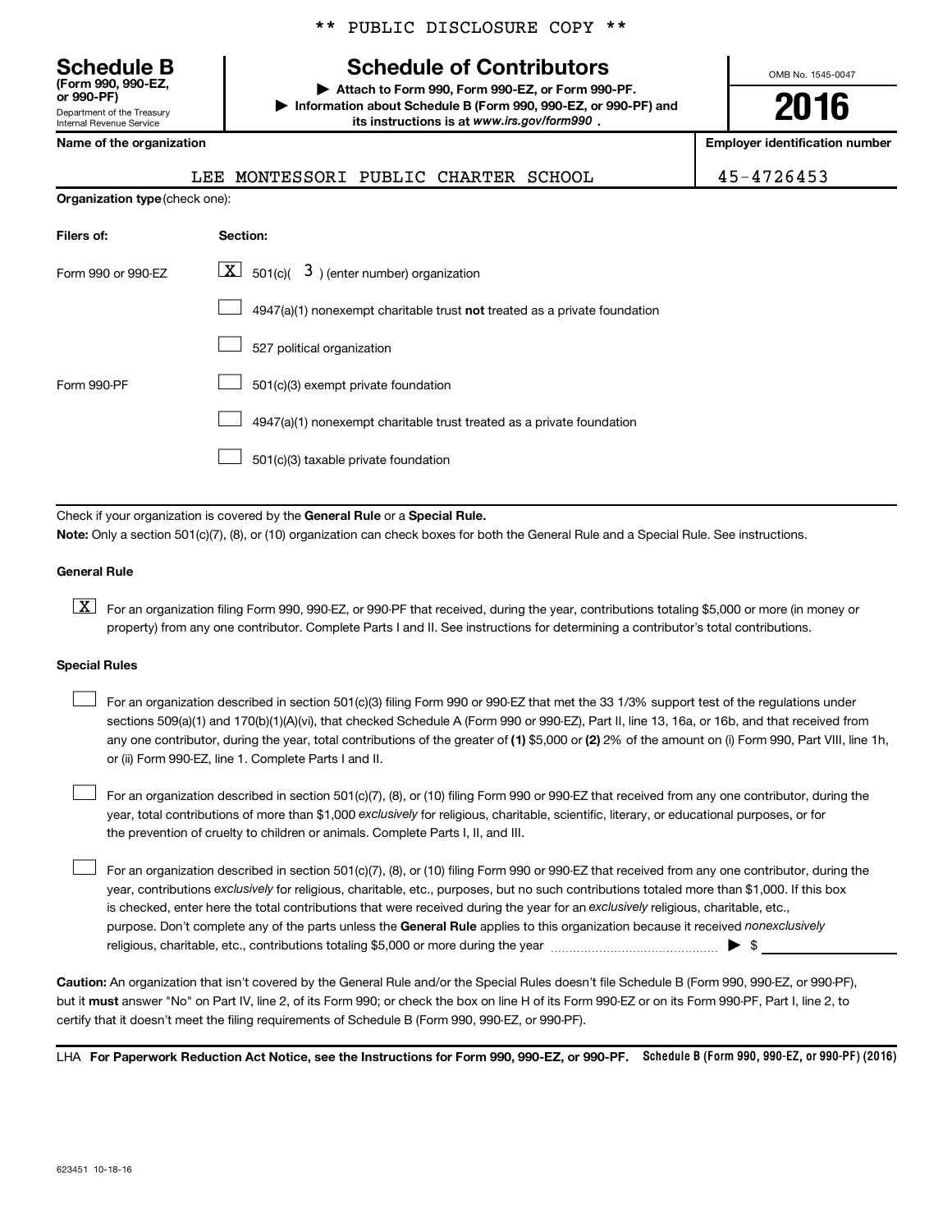** PUBLIC DISCLOSURE COPY **

**Schedule B**
**(Form 990, 990-EZ, or 990-PF)**
Department of the Treasury
Internal Revenue Service

# Schedule of Contributors

▶ **Attach to Form 990, Form 990-EZ, or Form 990-PF.**
▶ **Information about Schedule B (Form 990, 990-EZ, or 990-PF) and its instructions is at** ***www.irs.gov/form990*** **.**

OMB No. 1545-0047

**2016**

| Name of the organization | Employer identification number |
|---|---|
| LEE MONTESSORI PUBLIC CHARTER SCHOOL | 45-4726453 |

**Organization type** (check one):

| Filers of: | Section: |
|---|---|
| Form 990 or 990-EZ | [X] 501(c)( 3 ) (enter number) organization |
| | [ ] 4947(a)(1) nonexempt charitable trust **not** treated as a private foundation |
| | [ ] 527 political organization |
| Form 990-PF | [ ] 501(c)(3) exempt private foundation |
| | [ ] 4947(a)(1) nonexempt charitable trust treated as a private foundation |
| | [ ] 501(c)(3) taxable private foundation |

Check if your organization is covered by the **General Rule** or a **Special Rule.**

**Note:** Only a section 501(c)(7), (8), or (10) organization can check boxes for both the General Rule and a Special Rule. See instructions.

**General Rule**

[X] For an organization filing Form 990, 990-EZ, or 990-PF that received, during the year, contributions totaling $5,000 or more (in money or property) from any one contributor. Complete Parts I and II. See instructions for determining a contributor's total contributions.

**Special Rules**

[ ] For an organization described in section 501(c)(3) filing Form 990 or 990-EZ that met the 33 1/3% support test of the regulations under sections 509(a)(1) and 170(b)(1)(A)(vi), that checked Schedule A (Form 990 or 990-EZ), Part II, line 13, 16a, or 16b, and that received from any one contributor, during the year, total contributions of the greater of **(1)** $5,000 or **(2)** 2% of the amount on (i) Form 990, Part VIII, line 1h, or (ii) Form 990-EZ, line 1. Complete Parts I and II.

[ ] For an organization described in section 501(c)(7), (8), or (10) filing Form 990 or 990-EZ that received from any one contributor, during the year, total contributions of more than $1,000 *exclusively* for religious, charitable, scientific, literary, or educational purposes, or for the prevention of cruelty to children or animals. Complete Parts I, II, and III.

[ ] For an organization described in section 501(c)(7), (8), or (10) filing Form 990 or 990-EZ that received from any one contributor, during the year, contributions *exclusively* for religious, charitable, etc., purposes, but no such contributions totaled more than $1,000. If this box is checked, enter here the total contributions that were received during the year for an *exclusively* religious, charitable, etc., purpose. Don't complete any of the parts unless the **General Rule** applies to this organization because it received *nonexclusively* religious, charitable, etc., contributions totaling $5,000 or more during the year ▶ $

**Caution:** An organization that isn't covered by the General Rule and/or the Special Rules doesn't file Schedule B (Form 990, 990-EZ, or 990-PF), but it **must** answer "No" on Part IV, line 2, of its Form 990; or check the box on line H of its Form 990-EZ or on its Form 990-PF, Part I, line 2, to certify that it doesn't meet the filing requirements of Schedule B (Form 990, 990-EZ, or 990-PF).

LHA **For Paperwork Reduction Act Notice, see the Instructions for Form 990, 990-EZ, or 990-PF.** **Schedule B (Form 990, 990-EZ, or 990-PF) (2016)**

623451 10-18-16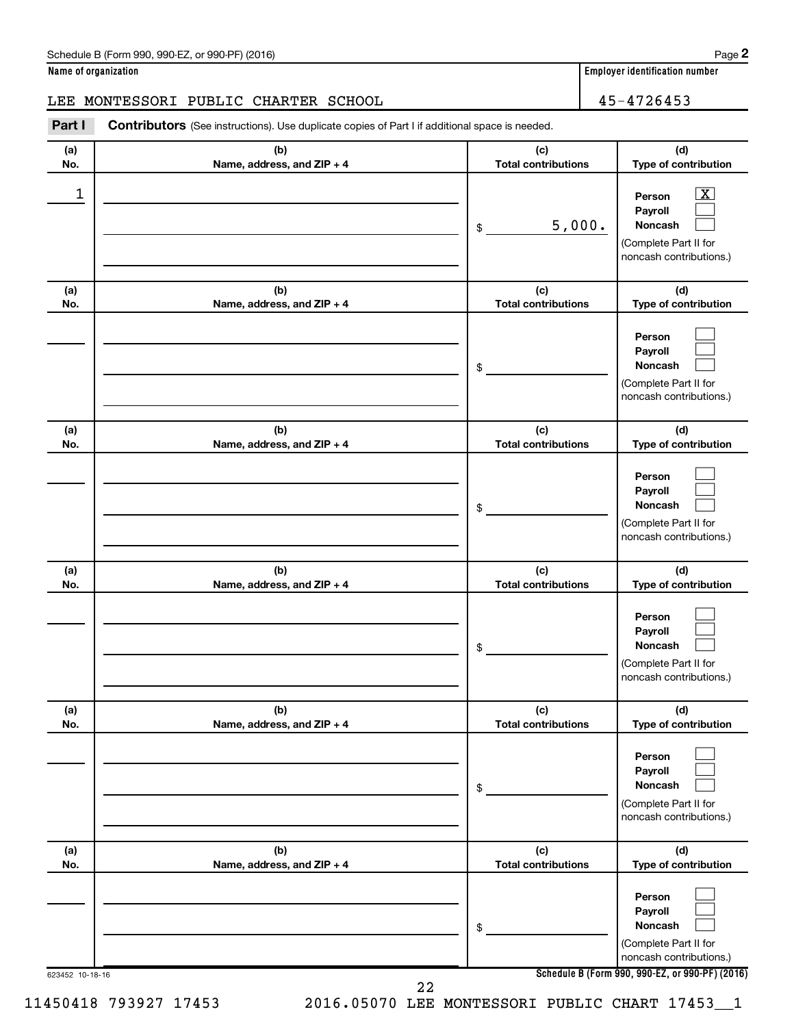Schedule B (Form 990, 990-EZ, or 990-PF) (2016)

**Name of organization**

LEE MONTESSORI PUBLIC CHARTER SCHOOL

**Employer identification number**

45-4726453

**Part I** **Contributors** (See instructions). Use duplicate copies of Part I if additional space is needed.

| (a) No. | (b) Name, address, and ZIP + 4 | (c) Total contributions | (d) Type of contribution |
|---|---|---|---|
| 1 | | $ 5,000. | Person [X] Payroll [ ] Noncash [ ] (Complete Part II for noncash contributions.) |
| | | $ | Person [ ] Payroll [ ] Noncash [ ] (Complete Part II for noncash contributions.) |
| | | $ | Person [ ] Payroll [ ] Noncash [ ] (Complete Part II for noncash contributions.) |
| | | $ | Person [ ] Payroll [ ] Noncash [ ] (Complete Part II for noncash contributions.) |
| | | $ | Person [ ] Payroll [ ] Noncash [ ] (Complete Part II for noncash contributions.) |
| | | $ | Person [ ] Payroll [ ] Noncash [ ] (Complete Part II for noncash contributions.) |

623452 10-18-16

**Schedule B (Form 990, 990-EZ, or 990-PF) (2016)**

11450418 793927 17453 2016.05070 LEE MONTESSORI PUBLIC CHART 17453__1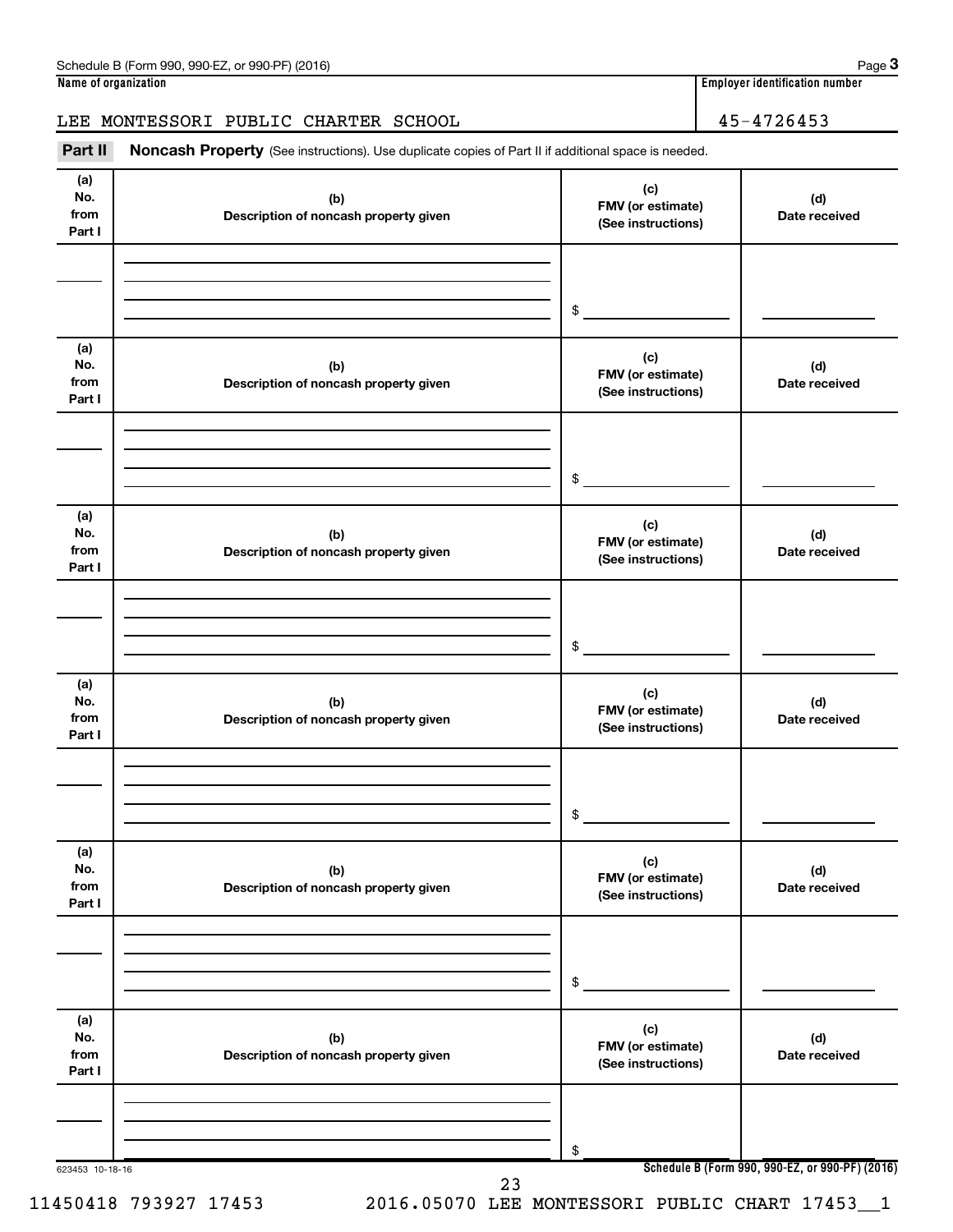Schedule B (Form 990, 990-EZ, or 990-PF) (2016) Page **3**

**Name of organization** | **Employer identification number**

LEE MONTESSORI PUBLIC CHARTER SCHOOL | 45-4726453

**Part II** **Noncash Property** (See instructions). Use duplicate copies of Part II if additional space is needed.

| (a) No. from Part I | (b) Description of noncash property given | (c) FMV (or estimate) (See instructions) | (d) Date received |
|---|---|---|---|
| | | $ | |

| (a) No. from Part I | (b) Description of noncash property given | (c) FMV (or estimate) (See instructions) | (d) Date received |
|---|---|---|---|
| | | $ | |

| (a) No. from Part I | (b) Description of noncash property given | (c) FMV (or estimate) (See instructions) | (d) Date received |
|---|---|---|---|
| | | $ | |

| (a) No. from Part I | (b) Description of noncash property given | (c) FMV (or estimate) (See instructions) | (d) Date received |
|---|---|---|---|
| | | $ | |

| (a) No. from Part I | (b) Description of noncash property given | (c) FMV (or estimate) (See instructions) | (d) Date received |
|---|---|---|---|
| | | $ | |

| (a) No. from Part I | (b) Description of noncash property given | (c) FMV (or estimate) (See instructions) | (d) Date received |
|---|---|---|---|
| | | $ | |

623453 10-18-16

**Schedule B (Form 990, 990-EZ, or 990-PF) (2016)**

11450418 793927 17453 2016.05070 LEE MONTESSORI PUBLIC CHART 17453__1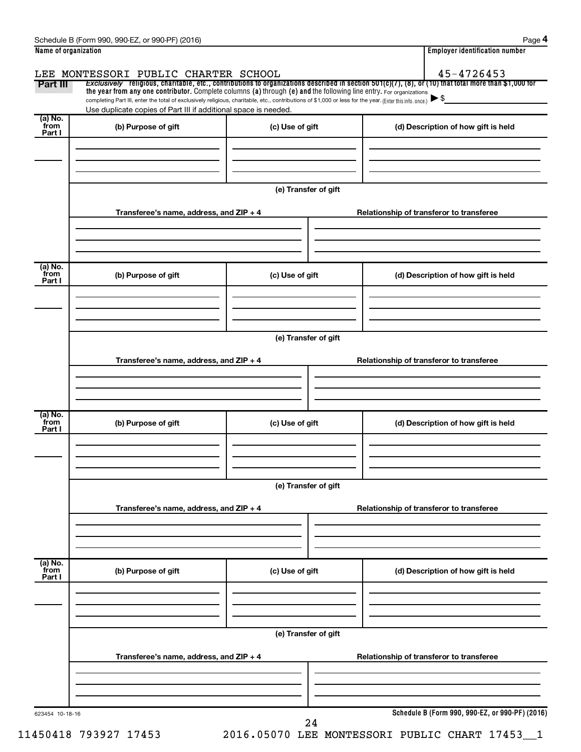**Name of organization**

LEE MONTESSORI PUBLIC CHARTER SCHOOL

**Employer identification number**

45-4726453

**Part III** *Exclusively* religious, charitable, etc., contributions to organizations described in section 501(c)(7), (8), or (10) that total more than $1,000 for the year from any one contributor. Complete columns (a) through (e) and the following line entry. For organizations completing Part III, enter the total of exclusively religious, charitable, etc., contributions of $1,000 or less for the year. (Enter this info. once.) ▶ $

Use duplicate copies of Part III if additional space is needed.

| (a) No. from Part I | (b) Purpose of gift | (c) Use of gift | (d) Description of how gift is held |
|---|---|---|---|
| | | | |

**(e) Transfer of gift**

| Transferee's name, address, and ZIP + 4 | Relationship of transferor to transferee |
|---|---|
| | |

| (a) No. from Part I | (b) Purpose of gift | (c) Use of gift | (d) Description of how gift is held |
|---|---|---|---|
| | | | |

**(e) Transfer of gift**

| Transferee's name, address, and ZIP + 4 | Relationship of transferor to transferee |
|---|---|
| | |

| (a) No. from Part I | (b) Purpose of gift | (c) Use of gift | (d) Description of how gift is held |
|---|---|---|---|
| | | | |

**(e) Transfer of gift**

| Transferee's name, address, and ZIP + 4 | Relationship of transferor to transferee |
|---|---|
| | |

| (a) No. from Part I | (b) Purpose of gift | (c) Use of gift | (d) Description of how gift is held |
|---|---|---|---|
| | | | |

**(e) Transfer of gift**

| Transferee's name, address, and ZIP + 4 | Relationship of transferor to transferee |
|---|---|
| | |

623454 10-18-16

**Schedule B (Form 990, 990-EZ, or 990-PF) (2016)**

11450418 793927 17453 2016.05070 LEE MONTESSORI PUBLIC CHART 17453__1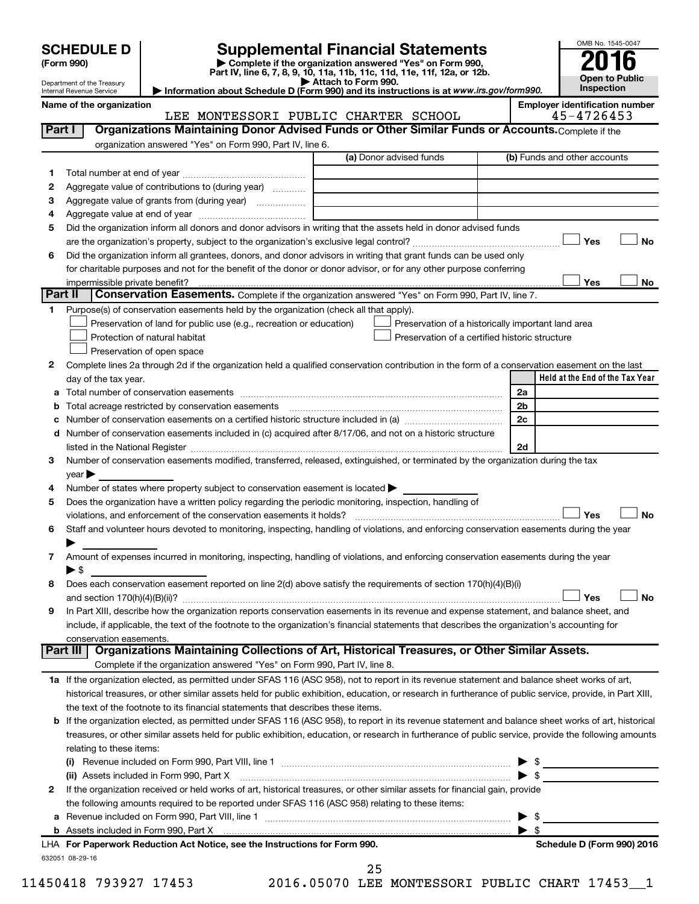**SCHEDULE D (Form 990)**

Department of the Treasury
Internal Revenue Service

# Supplemental Financial Statements

▶ Complete if the organization answered "Yes" on Form 990, Part IV, line 6, 7, 8, 9, 10, 11a, 11b, 11c, 11d, 11e, 11f, 12a, or 12b.
▶ Attach to Form 990.
▶ Information about Schedule D (Form 990) and its instructions is at *www.irs.gov/form990.*

OMB No. 1545-0047
**2016**
**Open to Public Inspection**

**Name of the organization:** LEE MONTESSORI PUBLIC CHARTER SCHOOL
**Employer identification number:** 45-4726453

## Part I — Organizations Maintaining Donor Advised Funds or Other Similar Funds or Accounts.
Complete if the organization answered "Yes" on Form 990, Part IV, line 6.

| | | (a) Donor advised funds | (b) Funds and other accounts |
|---|---|---|---|
| 1 | Total number at end of year | | |
| 2 | Aggregate value of contributions to (during year) | | |
| 3 | Aggregate value of grants from (during year) | | |
| 4 | Aggregate value at end of year | | |

5 Did the organization inform all donors and donor advisors in writing that the assets held in donor advised funds are the organization's property, subject to the organization's exclusive legal control? ☐ Yes ☐ No

6 Did the organization inform all grantees, donors, and donor advisors in writing that grant funds can be used only for charitable purposes and not for the benefit of the donor or donor advisor, or for any other purpose conferring impermissible private benefit? ☐ Yes ☐ No

## Part II — Conservation Easements.
Complete if the organization answered "Yes" on Form 990, Part IV, line 7.

1 Purpose(s) of conservation easements held by the organization (check all that apply).
- ☐ Preservation of land for public use (e.g., recreation or education)
- ☐ Preservation of a historically important land area
- ☐ Protection of natural habitat
- ☐ Preservation of a certified historic structure
- ☐ Preservation of open space

2 Complete lines 2a through 2d if the organization held a qualified conservation contribution in the form of a conservation easement on the last day of the tax year.

| | | | Held at the End of the Tax Year |
|---|---|---|---|
| a | Total number of conservation easements | 2a | |
| b | Total acreage restricted by conservation easements | 2b | |
| c | Number of conservation easements on a certified historic structure included in (a) | 2c | |
| d | Number of conservation easements included in (c) acquired after 8/17/06, and not on a historic structure listed in the National Register | 2d | |

3 Number of conservation easements modified, transferred, released, extinguished, or terminated by the organization during the tax year ▶

4 Number of states where property subject to conservation easement is located ▶

5 Does the organization have a written policy regarding the periodic monitoring, inspection, handling of violations, and enforcement of the conservation easements it holds? ☐ Yes ☐ No

6 Staff and volunteer hours devoted to monitoring, inspecting, handling of violations, and enforcing conservation easements during the year ▶

7 Amount of expenses incurred in monitoring, inspecting, handling of violations, and enforcing conservation easements during the year ▶ $

8 Does each conservation easement reported on line 2(d) above satisfy the requirements of section 170(h)(4)(B)(i) and section 170(h)(4)(B)(ii)? ☐ Yes ☐ No

9 In Part XIII, describe how the organization reports conservation easements in its revenue and expense statement, and balance sheet, and include, if applicable, the text of the footnote to the organization's financial statements that describes the organization's accounting for conservation easements.

## Part III — Organizations Maintaining Collections of Art, Historical Treasures, or Other Similar Assets.
Complete if the organization answered "Yes" on Form 990, Part IV, line 8.

1a If the organization elected, as permitted under SFAS 116 (ASC 958), not to report in its revenue statement and balance sheet works of art, historical treasures, or other similar assets held for public exhibition, education, or research in furtherance of public service, provide, in Part XIII, the text of the footnote to its financial statements that describes these items.

b If the organization elected, as permitted under SFAS 116 (ASC 958), to report in its revenue statement and balance sheet works of art, historical treasures, or other similar assets held for public exhibition, education, or research in furtherance of public service, provide the following amounts relating to these items:

(i) Revenue included on Form 990, Part VIII, line 1 ▶ $

(ii) Assets included in Form 990, Part X ▶ $

2 If the organization received or held works of art, historical treasures, or other similar assets for financial gain, provide the following amounts required to be reported under SFAS 116 (ASC 958) relating to these items:

a Revenue included on Form 990, Part VIII, line 1 ▶ $

b Assets included in Form 990, Part X ▶ $

**LHA For Paperwork Reduction Act Notice, see the Instructions for Form 990.** **Schedule D (Form 990) 2016**

632051 08-29-16

11450418 793927 17453 2016.05070 LEE MONTESSORI PUBLIC CHART 17453__1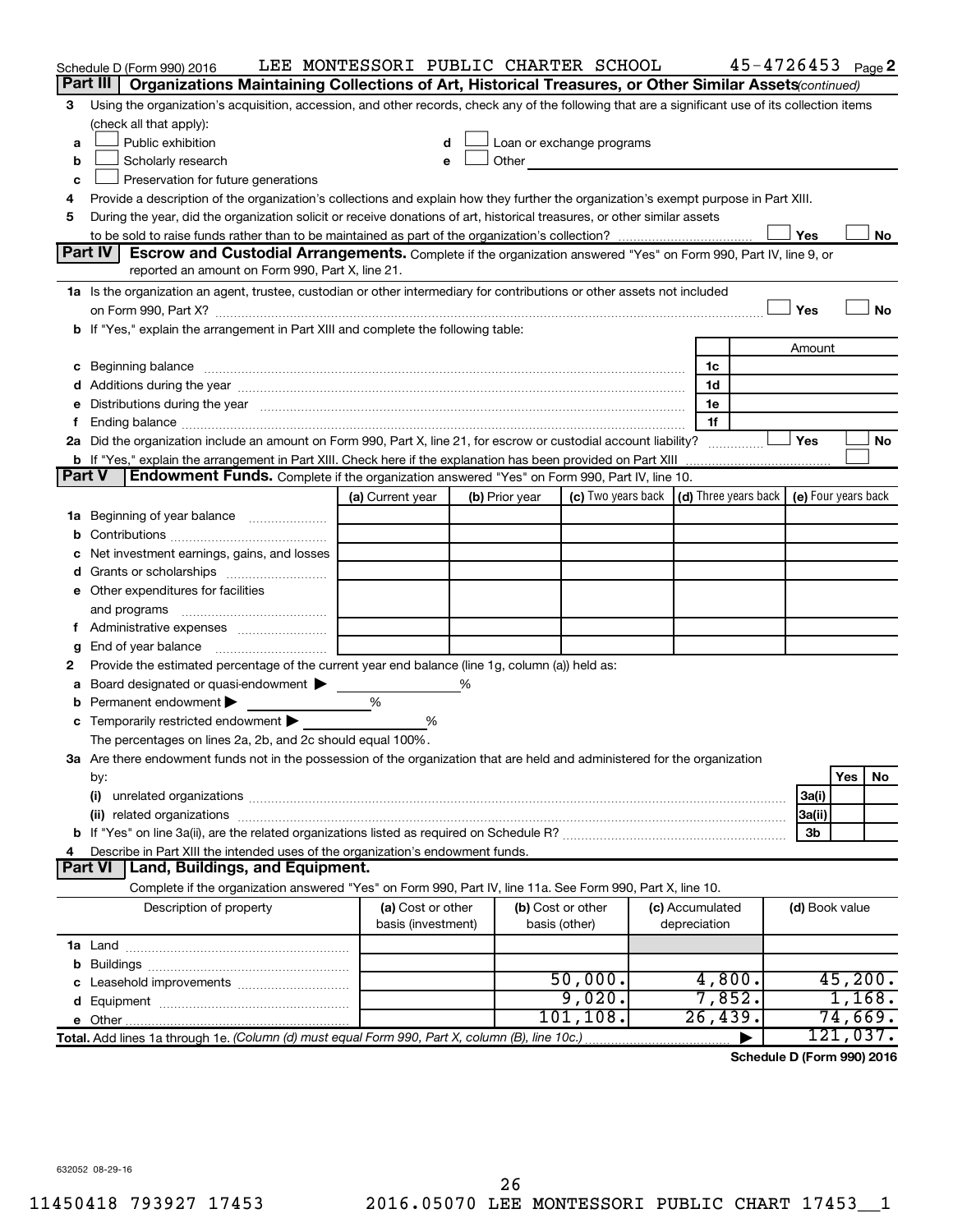Schedule D (Form 990) 2016 LEE MONTESSORI PUBLIC CHARTER SCHOOL 45-4726453 Page 2

## Part III Organizations Maintaining Collections of Art, Historical Treasures, or Other Similar Assets *(continued)*

3 Using the organization's acquisition, accession, and other records, check any of the following that are a significant use of its collection items (check all that apply):

- a ☐ Public exhibition
- b ☐ Scholarly research
- c ☐ Preservation for future generations
- d ☐ Loan or exchange programs
- e ☐ Other

4 Provide a description of the organization's collections and explain how they further the organization's exempt purpose in Part XIII.

5 During the year, did the organization solicit or receive donations of art, historical treasures, or other similar assets to be sold to raise funds rather than to be maintained as part of the organization's collection? ☐ Yes ☐ No

## Part IV Escrow and Custodial Arrangements.

Complete if the organization answered "Yes" on Form 990, Part IV, line 9, or reported an amount on Form 990, Part X, line 21.

1a Is the organization an agent, trustee, custodian or other intermediary for contributions or other assets not included on Form 990, Part X? ☐ Yes ☐ No

b If "Yes," explain the arrangement in Part XIII and complete the following table:

| | | Amount |
|---|---|---|
| c Beginning balance | 1c | |
| d Additions during the year | 1d | |
| e Distributions during the year | 1e | |
| f Ending balance | 1f | |

2a Did the organization include an amount on Form 990, Part X, line 21, for escrow or custodial account liability? ☐ Yes ☐ No

b If "Yes," explain the arrangement in Part XIII. Check here if the explanation has been provided on Part XIII ☐

## Part V Endowment Funds.

Complete if the organization answered "Yes" on Form 990, Part IV, line 10.

| | (a) Current year | (b) Prior year | (c) Two years back | (d) Three years back | (e) Four years back |
|---|---|---|---|---|---|
| 1a Beginning of year balance | | | | | |
| b Contributions | | | | | |
| c Net investment earnings, gains, and losses | | | | | |
| d Grants or scholarships | | | | | |
| e Other expenditures for facilities and programs | | | | | |
| f Administrative expenses | | | | | |
| g End of year balance | | | | | |

2 Provide the estimated percentage of the current year end balance (line 1g, column (a)) held as:

- a Board designated or quasi-endowment ▶ %
- b Permanent endowment ▶ %
- c Temporarily restricted endowment ▶ %

The percentages on lines 2a, 2b, and 2c should equal 100%.

3a Are there endowment funds not in the possession of the organization that are held and administered for the organization by:

| | | Yes | No |
|---|---|---|---|
| (i) unrelated organizations | 3a(i) | | |
| (ii) related organizations | 3a(ii) | | |
| b If "Yes" on line 3a(ii), are the related organizations listed as required on Schedule R? | 3b | | |

4 Describe in Part XIII the intended uses of the organization's endowment funds.

## Part VI Land, Buildings, and Equipment.

Complete if the organization answered "Yes" on Form 990, Part IV, line 11a. See Form 990, Part X, line 10.

| Description of property | (a) Cost or other basis (investment) | (b) Cost or other basis (other) | (c) Accumulated depreciation | (d) Book value |
|---|---|---|---|---|
| 1a Land | | | | |
| b Buildings | | | | |
| c Leasehold improvements | | 50,000. | 4,800. | 45,200. |
| d Equipment | | 9,020. | 7,852. | 1,168. |
| e Other | | 101,108. | 26,439. | 74,669. |
| **Total.** Add lines 1a through 1e. *(Column (d) must equal Form 990, Part X, column (B), line 10c.)* | | | ▶ | 121,037. |

**Schedule D (Form 990) 2016**

632052 08-29-16

11450418 793927 17453 2016.05070 LEE MONTESSORI PUBLIC CHART 17453__1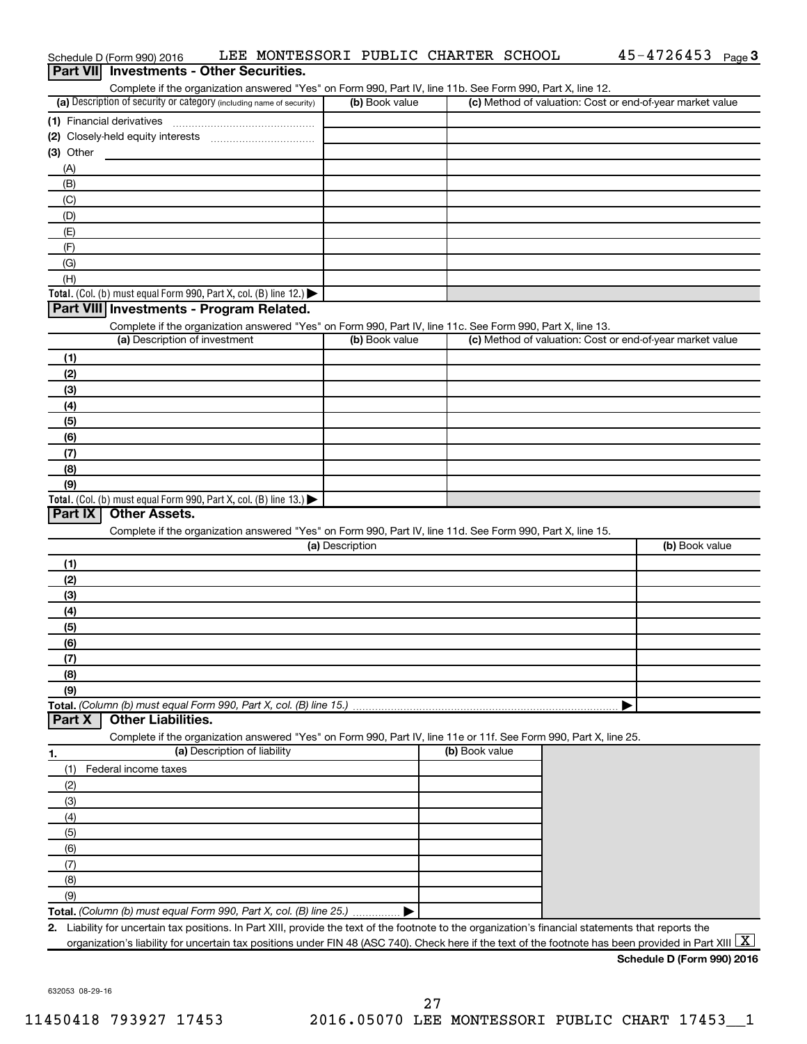Schedule D (Form 990) 2016 LEE MONTESSORI PUBLIC CHARTER SCHOOL 45-4726453

## Part VII Investments - Other Securities.

Complete if the organization answered "Yes" on Form 990, Part IV, line 11b. See Form 990, Part X, line 12.

| (a) Description of security or category (including name of security) | (b) Book value | (c) Method of valuation: Cost or end-of-year market value |
|---|---|---|
| (1) Financial derivatives | | |
| (2) Closely-held equity interests | | |
| (3) Other | | |
| (A) | | |
| (B) | | |
| (C) | | |
| (D) | | |
| (E) | | |
| (F) | | |
| (G) | | |
| (H) | | |
| **Total.** (Col. (b) must equal Form 990, Part X, col. (B) line 12.) ▶ | | |

## Part VIII Investments - Program Related.

Complete if the organization answered "Yes" on Form 990, Part IV, line 11c. See Form 990, Part X, line 13.

| (a) Description of investment | (b) Book value | (c) Method of valuation: Cost or end-of-year market value |
|---|---|---|
| (1) | | |
| (2) | | |
| (3) | | |
| (4) | | |
| (5) | | |
| (6) | | |
| (7) | | |
| (8) | | |
| (9) | | |
| **Total.** (Col. (b) must equal Form 990, Part X, col. (B) line 13.) ▶ | | |

## Part IX Other Assets.

Complete if the organization answered "Yes" on Form 990, Part IV, line 11d. See Form 990, Part X, line 15.

| (a) Description | (b) Book value |
|---|---|
| (1) | |
| (2) | |
| (3) | |
| (4) | |
| (5) | |
| (6) | |
| (7) | |
| (8) | |
| (9) | |
| **Total.** *(Column (b) must equal Form 990, Part X, col. (B) line 15.)* ▶ | |

## Part X Other Liabilities.

Complete if the organization answered "Yes" on Form 990, Part IV, line 11e or 11f. See Form 990, Part X, line 25.

| 1. (a) Description of liability | (b) Book value |
|---|---|
| (1) Federal income taxes | |
| (2) | |
| (3) | |
| (4) | |
| (5) | |
| (6) | |
| (7) | |
| (8) | |
| (9) | |
| **Total.** *(Column (b) must equal Form 990, Part X, col. (B) line 25.)* ▶ | |

**2.** Liability for uncertain tax positions. In Part XIII, provide the text of the footnote to the organization's financial statements that reports the organization's liability for uncertain tax positions under FIN 48 (ASC 740). Check here if the text of the footnote has been provided in Part XIII [X]

**Schedule D (Form 990) 2016**

632053 08-29-16

11450418 793927 17453 2016.05070 LEE MONTESSORI PUBLIC CHART 17453__1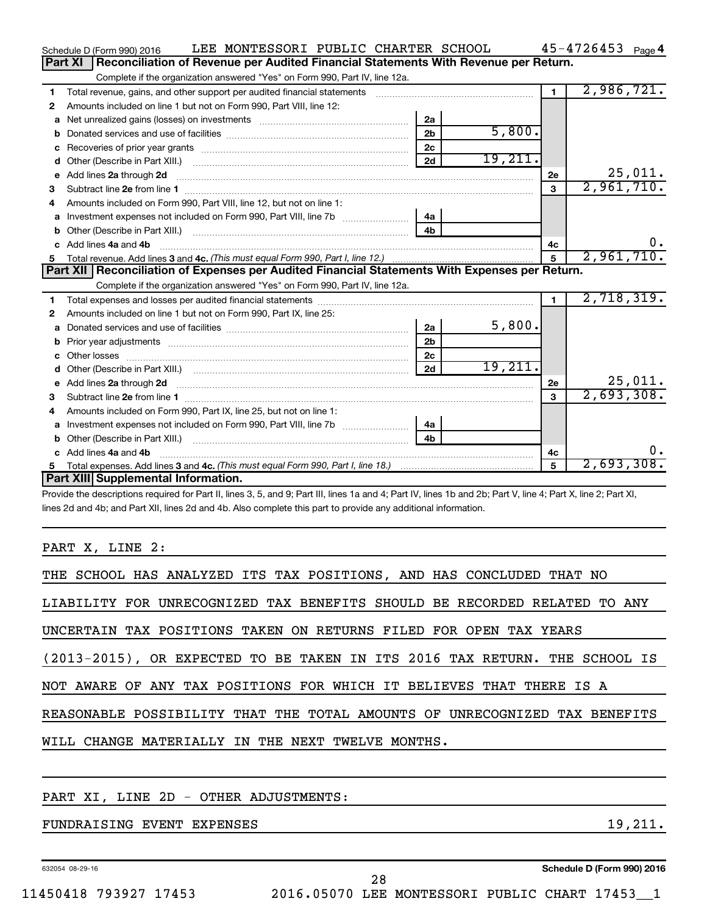Schedule D (Form 990) 2016 LEE MONTESSORI PUBLIC CHARTER SCHOOL 45-4726453 Page 4

## Part XI Reconciliation of Revenue per Audited Financial Statements With Revenue per Return.

Complete if the organization answered "Yes" on Form 990, Part IV, line 12a.

| | | | | | |
|---|---|---|---|---|---|
| 1 | Total revenue, gains, and other support per audited financial statements | | | 1 | 2,986,721. |
| 2 | Amounts included on line 1 but not on Form 990, Part VIII, line 12: | | | | |
| a | Net unrealized gains (losses) on investments | 2a | | | |
| b | Donated services and use of facilities | 2b | 5,800. | | |
| c | Recoveries of prior year grants | 2c | | | |
| d | Other (Describe in Part XIII.) | 2d | 19,211. | | |
| e | Add lines 2a through 2d | | | 2e | 25,011. |
| 3 | Subtract line 2e from line 1 | | | 3 | 2,961,710. |
| 4 | Amounts included on Form 990, Part VIII, line 12, but not on line 1: | | | | |
| a | Investment expenses not included on Form 990, Part VIII, line 7b | 4a | | | |
| b | Other (Describe in Part XIII.) | 4b | | | |
| c | Add lines 4a and 4b | | | 4c | 0. |
| 5 | Total revenue. Add lines 3 and 4c. *(This must equal Form 990, Part I, line 12.)* | | | 5 | 2,961,710. |

## Part XII Reconciliation of Expenses per Audited Financial Statements With Expenses per Return.

Complete if the organization answered "Yes" on Form 990, Part IV, line 12a.

| | | | | | |
|---|---|---|---|---|---|
| 1 | Total expenses and losses per audited financial statements | | | 1 | 2,718,319. |
| 2 | Amounts included on line 1 but not on Form 990, Part IX, line 25: | | | | |
| a | Donated services and use of facilities | 2a | 5,800. | | |
| b | Prior year adjustments | 2b | | | |
| c | Other losses | 2c | | | |
| d | Other (Describe in Part XIII.) | 2d | 19,211. | | |
| e | Add lines 2a through 2d | | | 2e | 25,011. |
| 3 | Subtract line 2e from line 1 | | | 3 | 2,693,308. |
| 4 | Amounts included on Form 990, Part IX, line 25, but not on line 1: | | | | |
| a | Investment expenses not included on Form 990, Part VIII, line 7b | 4a | | | |
| b | Other (Describe in Part XIII.) | 4b | | | |
| c | Add lines 4a and 4b | | | 4c | 0. |
| 5 | Total expenses. Add lines 3 and 4c. *(This must equal Form 990, Part I, line 18.)* | | | 5 | 2,693,308. |

## Part XIII Supplemental Information.

Provide the descriptions required for Part II, lines 3, 5, and 9; Part III, lines 1a and 4; Part IV, lines 1b and 2b; Part V, line 4; Part X, line 2; Part XI, lines 2d and 4b; and Part XII, lines 2d and 4b. Also complete this part to provide any additional information.

PART X, LINE 2:

THE SCHOOL HAS ANALYZED ITS TAX POSITIONS, AND HAS CONCLUDED THAT NO LIABILITY FOR UNRECOGNIZED TAX BENEFITS SHOULD BE RECORDED RELATED TO ANY UNCERTAIN TAX POSITIONS TAKEN ON RETURNS FILED FOR OPEN TAX YEARS (2013-2015), OR EXPECTED TO BE TAKEN IN ITS 2016 TAX RETURN. THE SCHOOL IS NOT AWARE OF ANY TAX POSITIONS FOR WHICH IT BELIEVES THAT THERE IS A REASONABLE POSSIBILITY THAT THE TOTAL AMOUNTS OF UNRECOGNIZED TAX BENEFITS WILL CHANGE MATERIALLY IN THE NEXT TWELVE MONTHS.

PART XI, LINE 2D - OTHER ADJUSTMENTS:

FUNDRAISING EVENT EXPENSES 19,211.

632054 08-29-16 Schedule D (Form 990) 2016

11450418 793927 17453 2016.05070 LEE MONTESSORI PUBLIC CHART 17453__1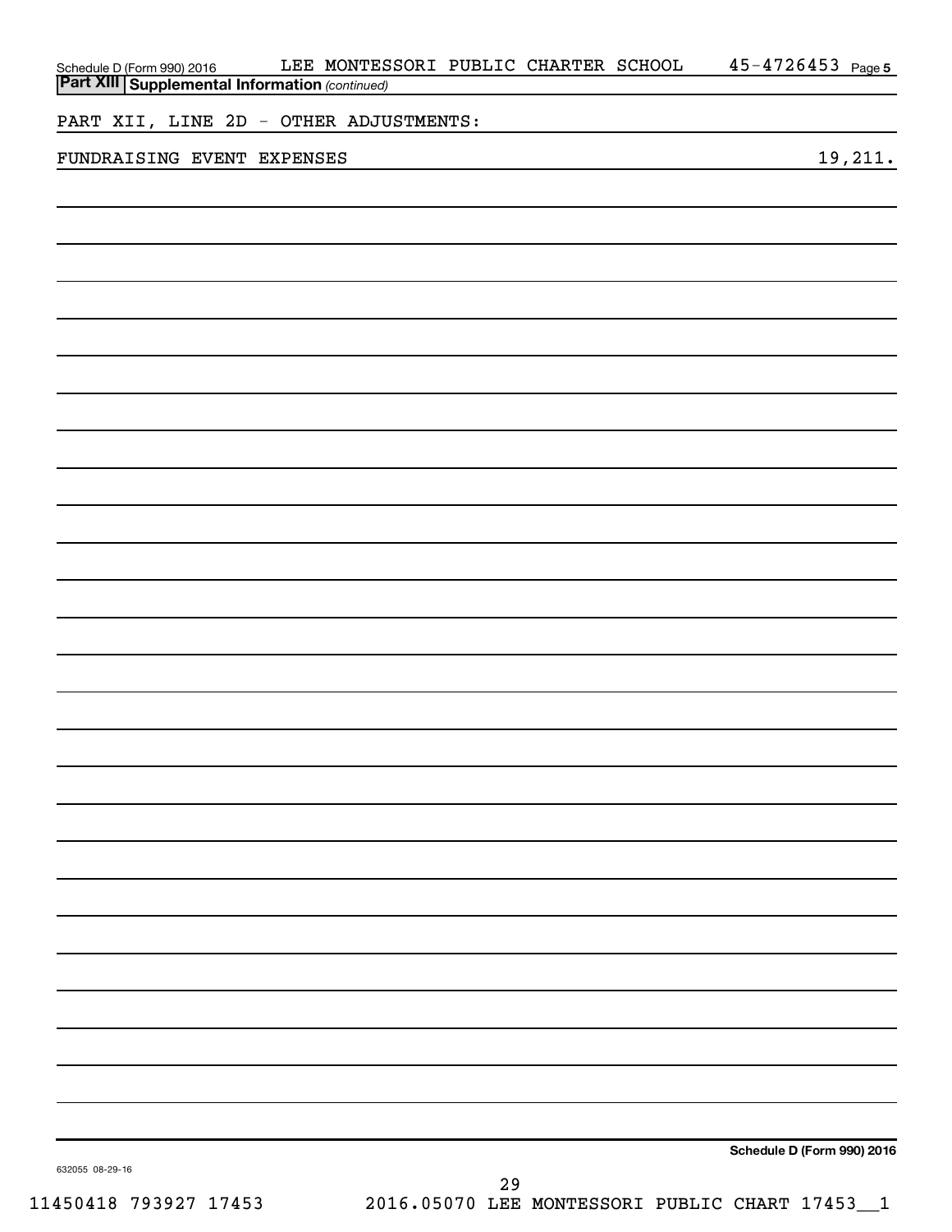Schedule D (Form 990) 2016 LEE MONTESSORI PUBLIC CHARTER SCHOOL 45-4726453 Page 5

**Part XIII Supplemental Information** *(continued)*

PART XII, LINE 2D - OTHER ADJUSTMENTS:

| | |
|---|---|
| FUNDRAISING EVENT EXPENSES | 19,211. |

**Schedule D (Form 990) 2016**

632055 08-29-16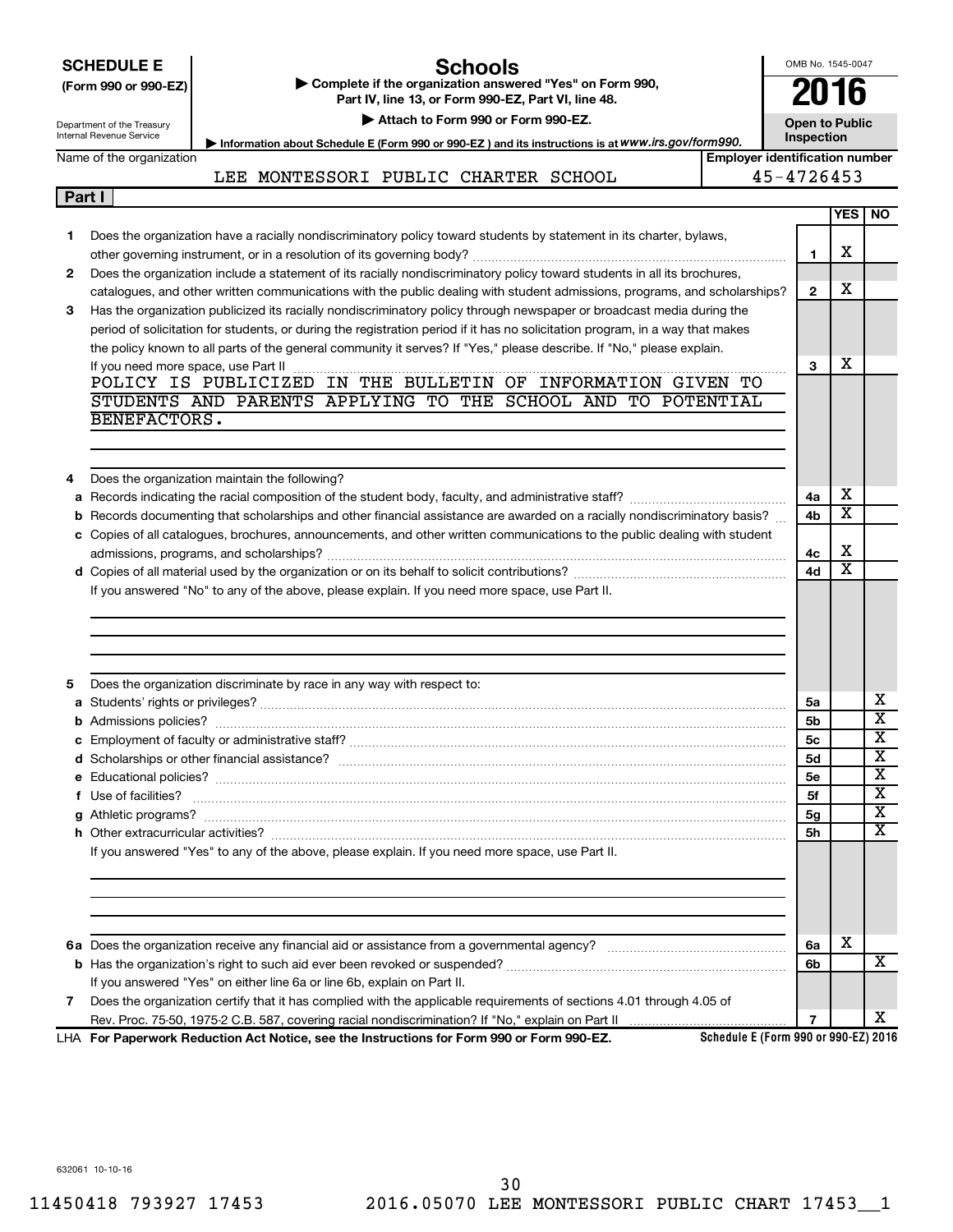**SCHEDULE E**
**(Form 990 or 990-EZ)**

Department of the Treasury
Internal Revenue Service

# Schools

▶ **Complete if the organization answered "Yes" on Form 990, Part IV, line 13, or Form 990-EZ, Part VI, line 48.**
▶ **Attach to Form 990 or Form 990-EZ.**
▶ **Information about Schedule E (Form 990 or 990-EZ) and its instructions is at** *www.irs.gov/form990.*

OMB No. 1545-0047
**2016**
**Open to Public Inspection**

Name of the organization: LEE MONTESSORI PUBLIC CHARTER SCHOOL
**Employer identification number:** 45-4726453

**Part I**

| | | Line | YES | NO |
|---|---|---|---|---|
| **1** | Does the organization have a racially nondiscriminatory policy toward students by statement in its charter, bylaws, other governing instrument, or in a resolution of its governing body? | **1** | X | |
| **2** | Does the organization include a statement of its racially nondiscriminatory policy toward students in all its brochures, catalogues, and other written communications with the public dealing with student admissions, programs, and scholarships? | **2** | X | |
| **3** | Has the organization publicized its racially nondiscriminatory policy through newspaper or broadcast media during the period of solicitation for students, or during the registration period if it has no solicitation program, in a way that makes the policy known to all parts of the general community it serves? If "Yes," please describe. If "No," please explain. If you need more space, use Part II | **3** | X | |
| | POLICY IS PUBLICIZED IN THE BULLETIN OF INFORMATION GIVEN TO STUDENTS AND PARENTS APPLYING TO THE SCHOOL AND TO POTENTIAL BENEFACTORS. | | | |
| **4** | Does the organization maintain the following? | | | |
| **a** | Records indicating the racial composition of the student body, faculty, and administrative staff? | **4a** | X | |
| **b** | Records documenting that scholarships and other financial assistance are awarded on a racially nondiscriminatory basis? | **4b** | X | |
| **c** | Copies of all catalogues, brochures, announcements, and other written communications to the public dealing with student admissions, programs, and scholarships? | **4c** | X | |
| **d** | Copies of all material used by the organization or on its behalf to solicit contributions? | **4d** | X | |
| | If you answered "No" to any of the above, please explain. If you need more space, use Part II. | | | |
| **5** | Does the organization discriminate by race in any way with respect to: | | | |
| **a** | Students' rights or privileges? | **5a** | | X |
| **b** | Admissions policies? | **5b** | | X |
| **c** | Employment of faculty or administrative staff? | **5c** | | X |
| **d** | Scholarships or other financial assistance? | **5d** | | X |
| **e** | Educational policies? | **5e** | | X |
| **f** | Use of facilities? | **5f** | | X |
| **g** | Athletic programs? | **5g** | | X |
| **h** | Other extracurricular activities? | **5h** | | X |
| | If you answered "Yes" to any of the above, please explain. If you need more space, use Part II. | | | |
| **6a** | Does the organization receive any financial aid or assistance from a governmental agency? | **6a** | X | |
| **b** | Has the organization's right to such aid ever been revoked or suspended? | **6b** | | X |
| | If you answered "Yes" on either line 6a or line 6b, explain on Part II. | | | |
| **7** | Does the organization certify that it has complied with the applicable requirements of sections 4.01 through 4.05 of Rev. Proc. 75-50, 1975-2 C.B. 587, covering racial nondiscrimination? If "No," explain on Part II | **7** | | X |

LHA **For Paperwork Reduction Act Notice, see the Instructions for Form 990 or Form 990-EZ.** **Schedule E (Form 990 or 990-EZ) 2016**

632061 10-10-16

11450418 793927 17453 2016.05070 LEE MONTESSORI PUBLIC CHART 17453__1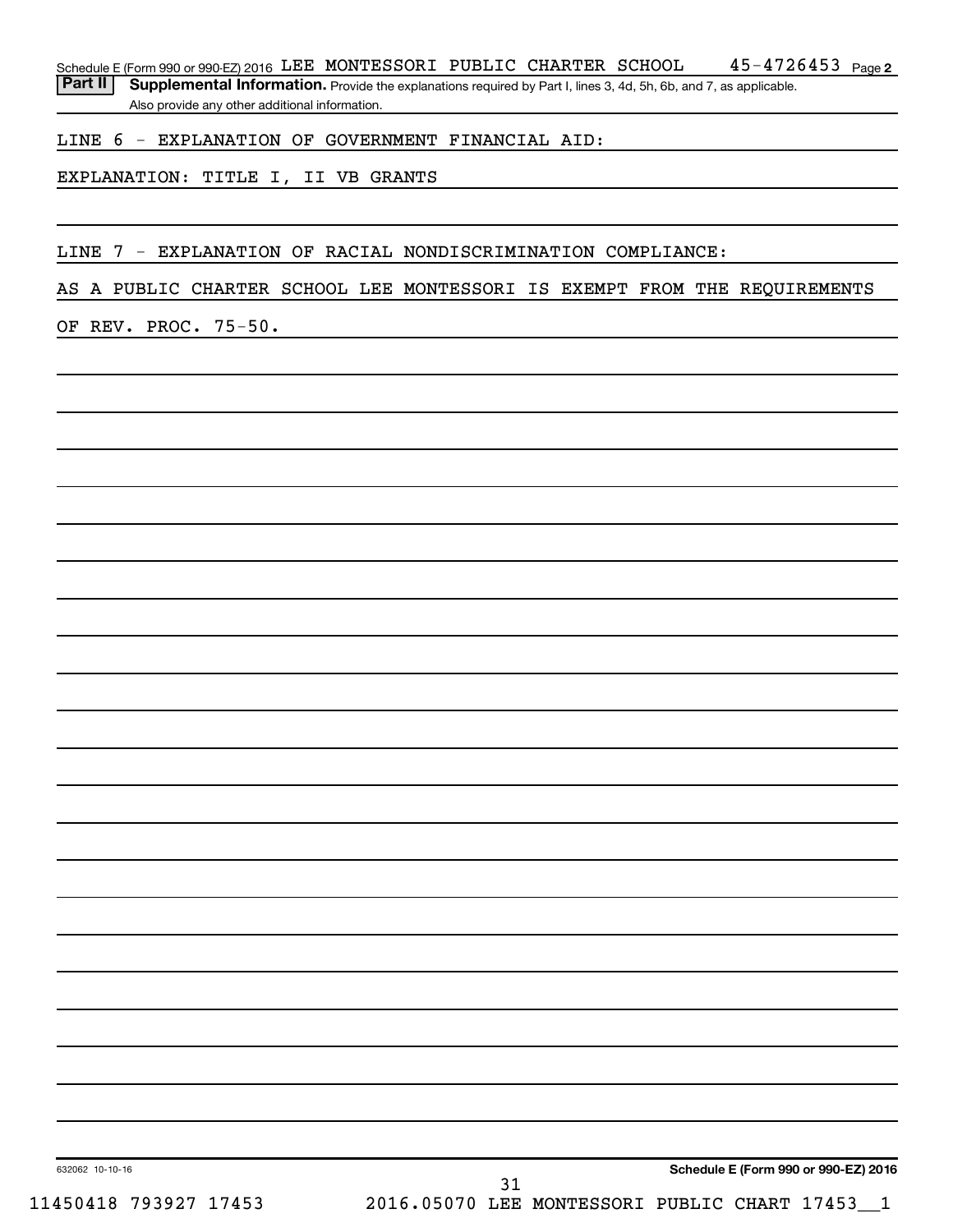Schedule E (Form 990 or 990-EZ) 2016 LEE MONTESSORI PUBLIC CHARTER SCHOOL 45-4726453 Page 2

**Part II** **Supplemental Information.** Provide the explanations required by Part I, lines 3, 4d, 5h, 6b, and 7, as applicable. Also provide any other additional information.

LINE 6 - EXPLANATION OF GOVERNMENT FINANCIAL AID:

EXPLANATION: TITLE I, II VB GRANTS

LINE 7 - EXPLANATION OF RACIAL NONDISCRIMINATION COMPLIANCE:

AS A PUBLIC CHARTER SCHOOL LEE MONTESSORI IS EXEMPT FROM THE REQUIREMENTS OF REV. PROC. 75-50.

632062 10-10-16 **Schedule E (Form 990 or 990-EZ) 2016**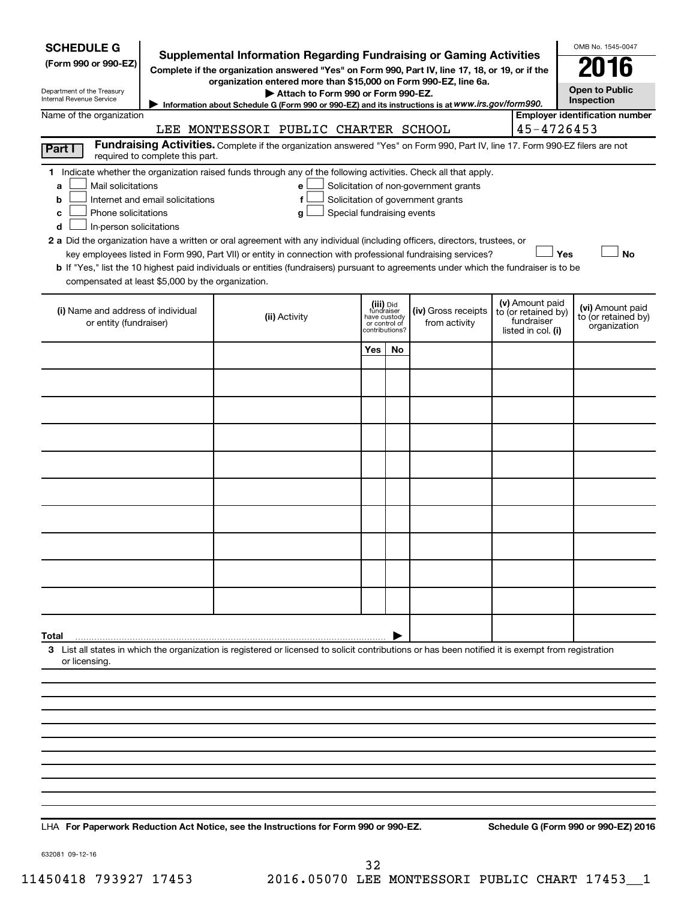**SCHEDULE G**
**(Form 990 or 990-EZ)**

Department of the Treasury
Internal Revenue Service

# Supplemental Information Regarding Fundraising or Gaming Activities

**Complete if the organization answered "Yes" on Form 990, Part IV, line 17, 18, or 19, or if the organization entered more than $15,000 on Form 990-EZ, line 6a.**

▶ **Attach to Form 990 or Form 990-EZ.**

▶ Information about Schedule G (Form 990 or 990-EZ) and its instructions is at *www.irs.gov/form990.*

OMB No. 1545-0047

**2016**

**Open to Public Inspection**

Name of the organization: LEE MONTESSORI PUBLIC CHARTER SCHOOL

**Employer identification number:** 45-4726453

**Part I** **Fundraising Activities.** Complete if the organization answered "Yes" on Form 990, Part IV, line 17. Form 990-EZ filers are not required to complete this part.

**1** Indicate whether the organization raised funds through any of the following activities. Check all that apply.

- **a** ☐ Mail solicitations
- **b** ☐ Internet and email solicitations
- **c** ☐ Phone solicitations
- **d** ☐ In-person solicitations
- **e** ☐ Solicitation of non-government grants
- **f** ☐ Solicitation of government grants
- **g** ☐ Special fundraising events

**2 a** Did the organization have a written or oral agreement with any individual (including officers, directors, trustees, or key employees listed in Form 990, Part VII) or entity in connection with professional fundraising services? ☐ **Yes** ☐ **No**

**b** If "Yes," list the 10 highest paid individuals or entities (fundraisers) pursuant to agreements under which the fundraiser is to be compensated at least $5,000 by the organization.

| (i) Name and address of individual or entity (fundraiser) | (ii) Activity | (iii) Did fundraiser have custody or control of contributions? | | (iv) Gross receipts from activity | (v) Amount paid to (or retained by) fundraiser listed in col. (i) | (vi) Amount paid to (or retained by) organization |
|---|---|---|---|---|---|---|
| | | Yes | No | | | |
| | | | | | | |
| | | | | | | |
| | | | | | | |
| | | | | | | |
| | | | | | | |
| | | | | | | |
| | | | | | | |
| | | | | | | |
| | | | | | | |
| | | | | | | |
| **Total** ▶ | | | | | | |

**3** List all states in which the organization is registered or licensed to solicit contributions or has been notified it is exempt from registration or licensing.

LHA **For Paperwork Reduction Act Notice, see the Instructions for Form 990 or 990-EZ.** **Schedule G (Form 990 or 990-EZ) 2016**

632081 09-12-16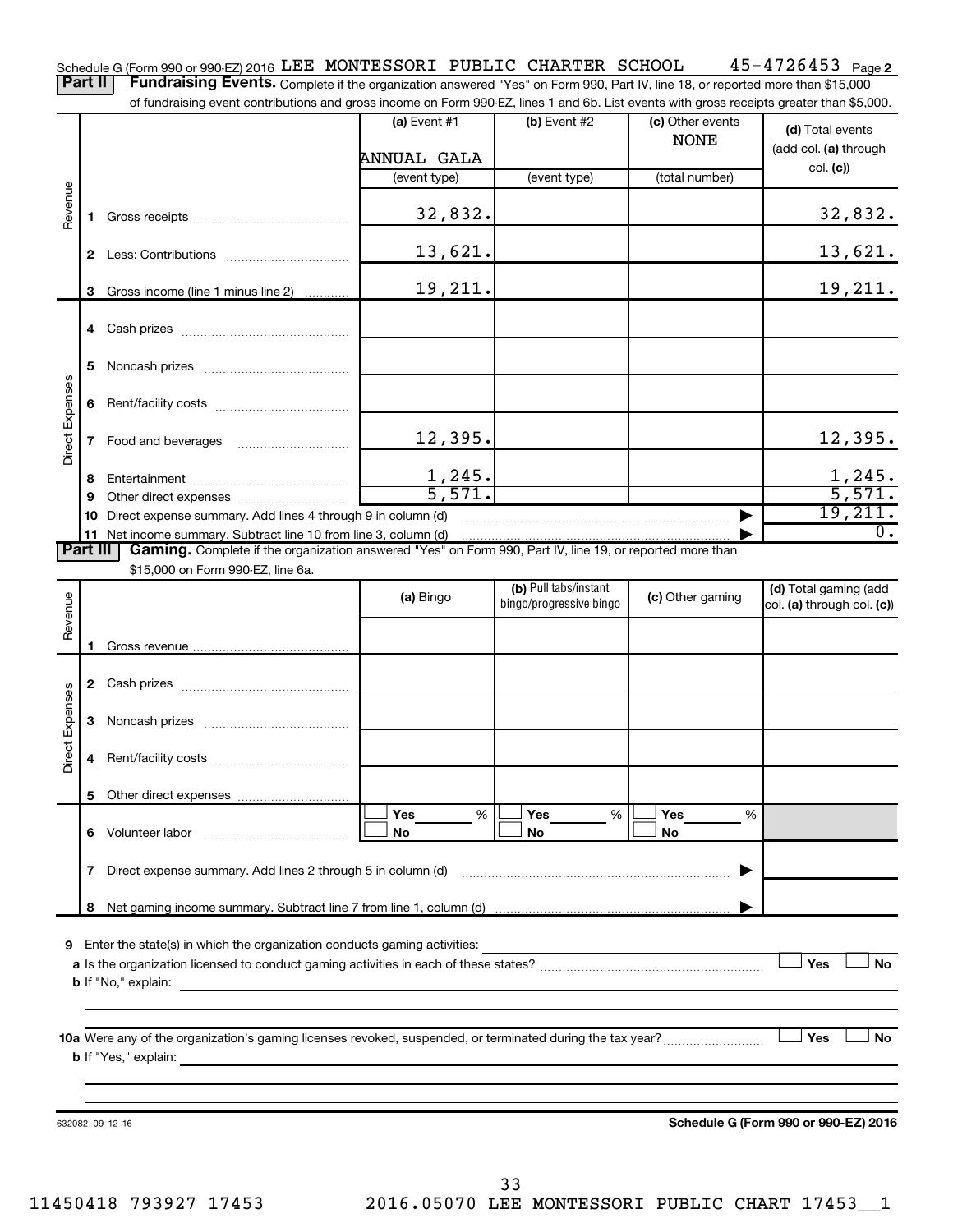Schedule G (Form 990 or 990-EZ) 2016 LEE MONTESSORI PUBLIC CHARTER SCHOOL 45-4726453 Page 2

**Part II** **Fundraising Events.** Complete if the organization answered "Yes" on Form 990, Part IV, line 18, or reported more than $15,000 of fundraising event contributions and gross income on Form 990-EZ, lines 1 and 6b. List events with gross receipts greater than $5,000.

| | | (a) Event #1 | (b) Event #2 | (c) Other events | (d) Total events (add col. (a) through col. (c)) |
|---|---|---|---|---|---|
| | | ANNUAL GALA | | NONE | |
| | | (event type) | (event type) | (total number) | |
| Revenue | 1 Gross receipts | 32,832. | | | 32,832. |
| | 2 Less: Contributions | 13,621. | | | 13,621. |
| | 3 Gross income (line 1 minus line 2) | 19,211. | | | 19,211. |
| Direct Expenses | 4 Cash prizes | | | | |
| | 5 Noncash prizes | | | | |
| | 6 Rent/facility costs | | | | |
| | 7 Food and beverages | 12,395. | | | 12,395. |
| | 8 Entertainment | 1,245. | | | 1,245. |
| | 9 Other direct expenses | 5,571. | | | 5,571. |
| | 10 Direct expense summary. Add lines 4 through 9 in column (d) | | | | 19,211. |
| | 11 Net income summary. Subtract line 10 from line 3, column (d) | | | | 0. |

**Part III** **Gaming.** Complete if the organization answered "Yes" on Form 990, Part IV, line 19, or reported more than $15,000 on Form 990-EZ, line 6a.

| | | (a) Bingo | (b) Pull tabs/instant bingo/progressive bingo | (c) Other gaming | (d) Total gaming (add col. (a) through col. (c)) |
|---|---|---|---|---|---|
| Revenue | 1 Gross revenue | | | | |
| Direct Expenses | 2 Cash prizes | | | | |
| | 3 Noncash prizes | | | | |
| | 4 Rent/facility costs | | | | |
| | 5 Other direct expenses | | | | |
| | 6 Volunteer labor | ☐ Yes ____ % ☐ No | ☐ Yes ____ % ☐ No | ☐ Yes ____ % ☐ No | |
| | 7 Direct expense summary. Add lines 2 through 5 in column (d) | | | | |
| | 8 Net gaming income summary. Subtract line 7 from line 1, column (d) | | | | |

9 Enter the state(s) in which the organization conducts gaming activities: ______

a Is the organization licensed to conduct gaming activities in each of these states? ☐ Yes ☐ No

b If "No," explain: ______

10a Were any of the organization's gaming licenses revoked, suspended, or terminated during the tax year? ☐ Yes ☐ No

b If "Yes," explain: ______

632082 09-12-16 **Schedule G (Form 990 or 990-EZ) 2016**

11450418 793927 17453 2016.05070 LEE MONTESSORI PUBLIC CHART 17453__1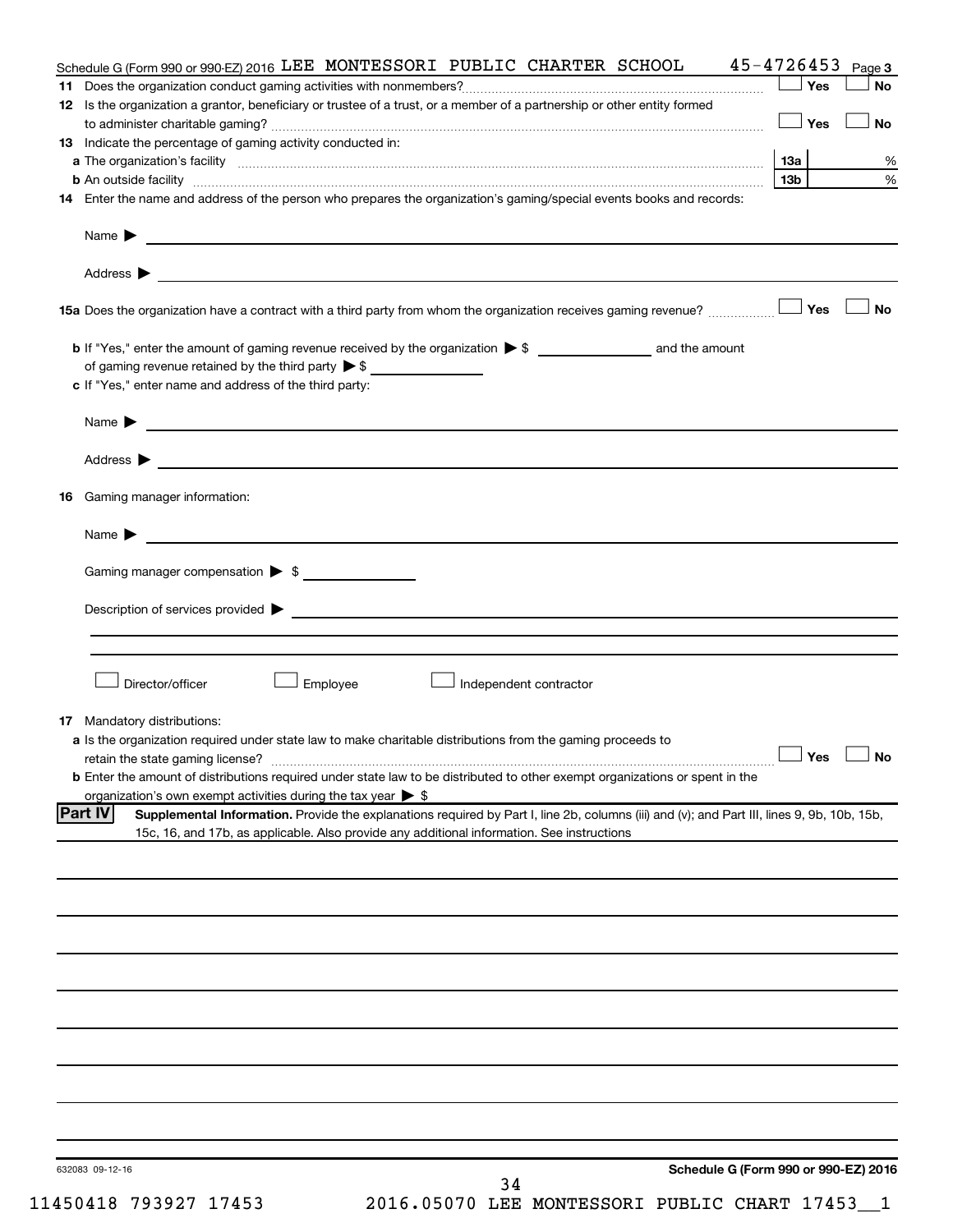Schedule G (Form 990 or 990-EZ) 2016 LEE MONTESSORI PUBLIC CHARTER SCHOOL 45-4726453 Page 3

**11** Does the organization conduct gaming activities with nonmembers? ☐ Yes ☐ No

**12** Is the organization a grantor, beneficiary or trustee of a trust, or a member of a partnership or other entity formed to administer charitable gaming? ☐ Yes ☐ No

**13** Indicate the percentage of gaming activity conducted in:

**a** The organization's facility **13a** %

**b** An outside facility **13b** %

**14** Enter the name and address of the person who prepares the organization's gaming/special events books and records:

Name ▶

Address ▶

**15a** Does the organization have a contract with a third party from whom the organization receives gaming revenue? ☐ Yes ☐ No

**b** If "Yes," enter the amount of gaming revenue received by the organization ▶ $ ______ and the amount of gaming revenue retained by the third party ▶ $ ______

**c** If "Yes," enter name and address of the third party:

Name ▶

Address ▶

**16** Gaming manager information:

Name ▶

Gaming manager compensation ▶ $

Description of services provided ▶

☐ Director/officer ☐ Employee ☐ Independent contractor

**17** Mandatory distributions:

**a** Is the organization required under state law to make charitable distributions from the gaming proceeds to retain the state gaming license? ☐ Yes ☐ No

**b** Enter the amount of distributions required under state law to be distributed to other exempt organizations or spent in the organization's own exempt activities during the tax year ▶ $

**Part IV** **Supplemental Information.** Provide the explanations required by Part I, line 2b, columns (iii) and (v); and Part III, lines 9, 9b, 10b, 15b, 15c, 16, and 17b, as applicable. Also provide any additional information. See instructions

632083 09-12-16 **Schedule G (Form 990 or 990-EZ) 2016**

11450418 793927 17453 2016.05070 LEE MONTESSORI PUBLIC CHART 17453__1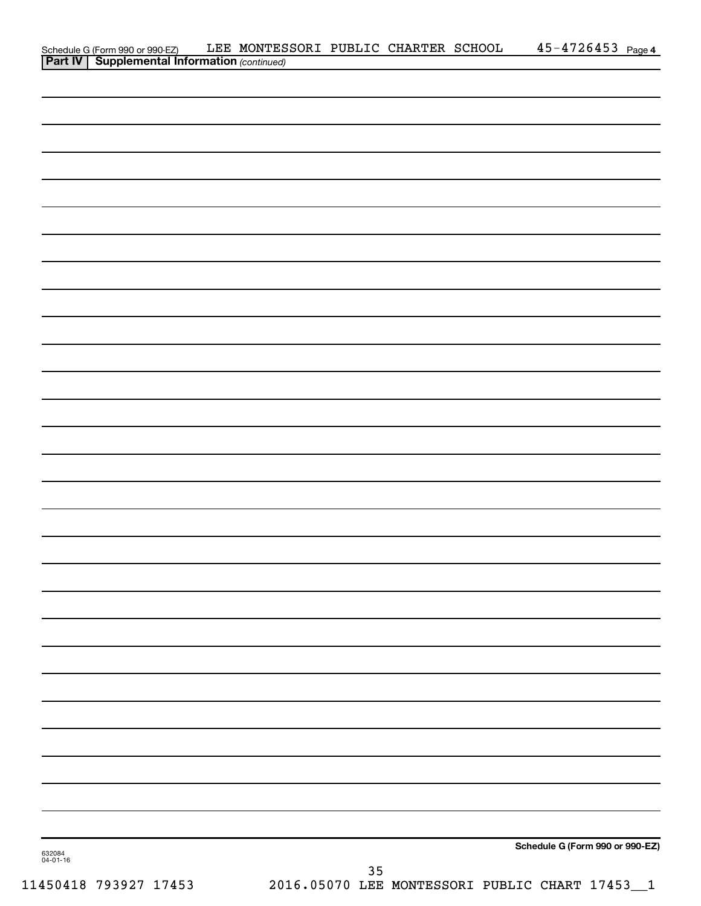Schedule G (Form 990 or 990-EZ)    LEE MONTESSORI PUBLIC CHARTER SCHOOL    45-4726453

**Part IV | Supplemental Information** *(continued)*

**Schedule G (Form 990 or 990-EZ)**

632084
04-01-16

11450418 793927 17453    2016.05070 LEE MONTESSORI PUBLIC CHART 17453__1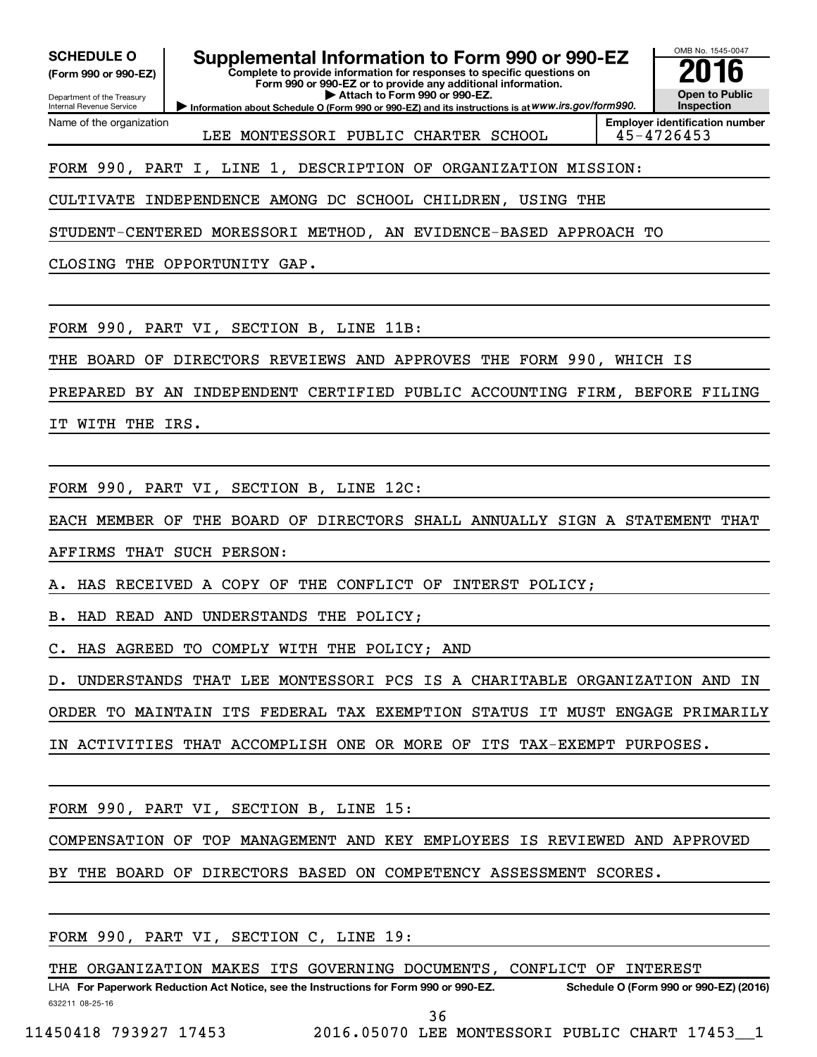**SCHEDULE O (Form 990 or 990-EZ)**

Department of the Treasury
Internal Revenue Service

# Supplemental Information to Form 990 or 990-EZ

**Complete to provide information for responses to specific questions on Form 990 or 990-EZ or to provide any additional information.**

**▶ Attach to Form 990 or 990-EZ.**

**▶ Information about Schedule O (Form 990 or 990-EZ) and its instructions is at** *www.irs.gov/form990.*

OMB No. 1545-0047

**2016**

**Open to Public Inspection**

| Name of the organization | Employer identification number |
|---|---|
| LEE MONTESSORI PUBLIC CHARTER SCHOOL | 45-4726453 |

FORM 990, PART I, LINE 1, DESCRIPTION OF ORGANIZATION MISSION:

CULTIVATE INDEPENDENCE AMONG DC SCHOOL CHILDREN, USING THE STUDENT-CENTERED MORESSORI METHOD, AN EVIDENCE-BASED APPROACH TO CLOSING THE OPPORTUNITY GAP.

FORM 990, PART VI, SECTION B, LINE 11B:

THE BOARD OF DIRECTORS REVEIEWS AND APPROVES THE FORM 990, WHICH IS PREPARED BY AN INDEPENDENT CERTIFIED PUBLIC ACCOUNTING FIRM, BEFORE FILING IT WITH THE IRS.

FORM 990, PART VI, SECTION B, LINE 12C:

EACH MEMBER OF THE BOARD OF DIRECTORS SHALL ANNUALLY SIGN A STATEMENT THAT AFFIRMS THAT SUCH PERSON:

A. HAS RECEIVED A COPY OF THE CONFLICT OF INTERST POLICY;

B. HAD READ AND UNDERSTANDS THE POLICY;

C. HAS AGREED TO COMPLY WITH THE POLICY; AND

D. UNDERSTANDS THAT LEE MONTESSORI PCS IS A CHARITABLE ORGANIZATION AND IN ORDER TO MAINTAIN ITS FEDERAL TAX EXEMPTION STATUS IT MUST ENGAGE PRIMARILY IN ACTIVITIES THAT ACCOMPLISH ONE OR MORE OF ITS TAX-EXEMPT PURPOSES.

FORM 990, PART VI, SECTION B, LINE 15:

COMPENSATION OF TOP MANAGEMENT AND KEY EMPLOYEES IS REVIEWED AND APPROVED BY THE BOARD OF DIRECTORS BASED ON COMPETENCY ASSESSMENT SCORES.

FORM 990, PART VI, SECTION C, LINE 19:

THE ORGANIZATION MAKES ITS GOVERNING DOCUMENTS, CONFLICT OF INTEREST

LHA **For Paperwork Reduction Act Notice, see the Instructions for Form 990 or 990-EZ.** **Schedule O (Form 990 or 990-EZ) (2016)**

632211 08-25-16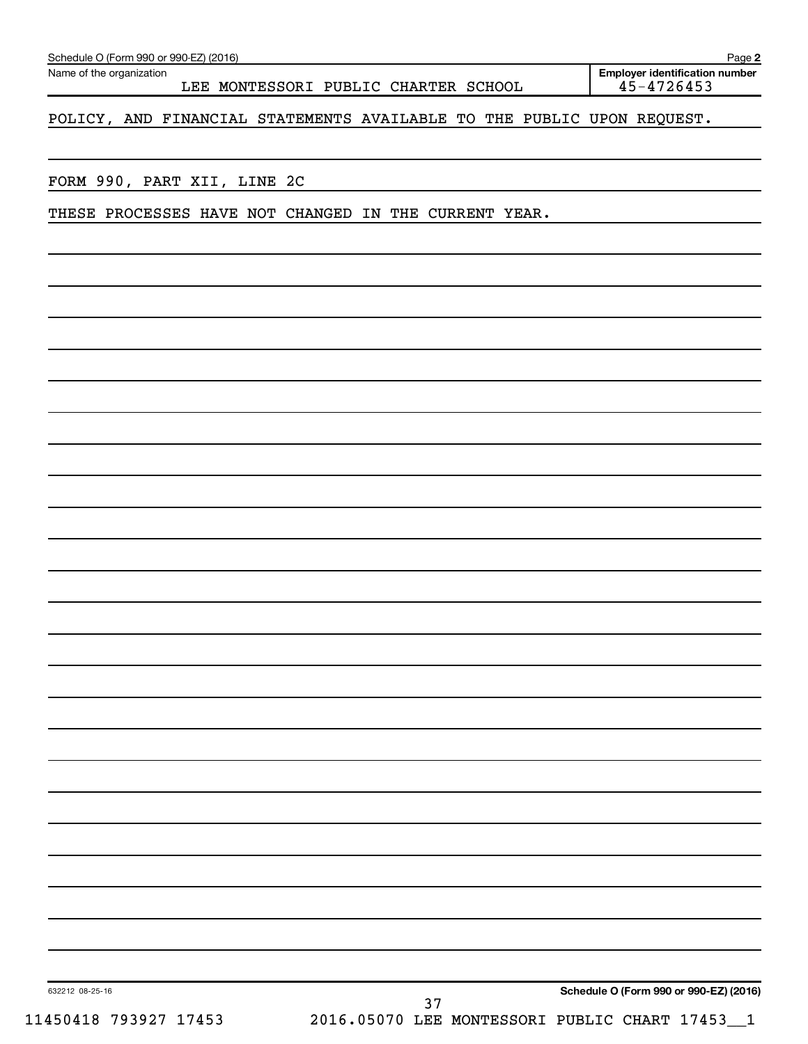Name of the organization LEE MONTESSORI PUBLIC CHARTER SCHOOL

Employer identification number 45-4726453

POLICY, AND FINANCIAL STATEMENTS AVAILABLE TO THE PUBLIC UPON REQUEST.

FORM 990, PART XII, LINE 2C

THESE PROCESSES HAVE NOT CHANGED IN THE CURRENT YEAR.